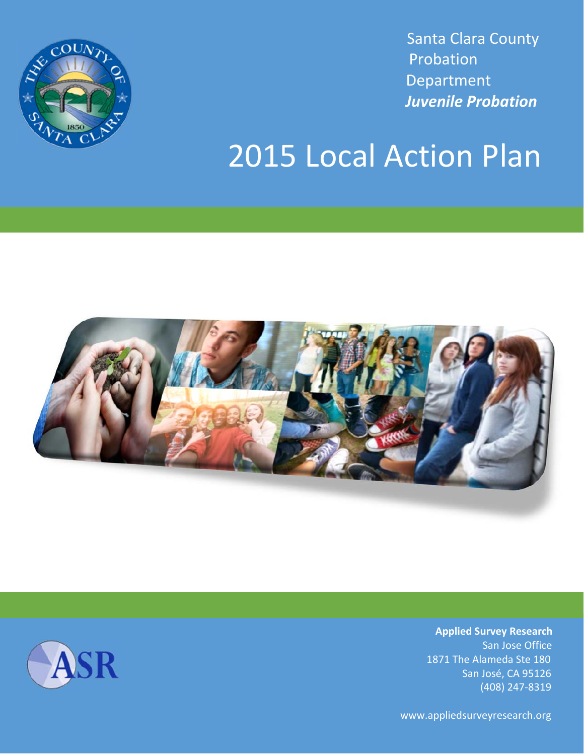Santa Clara County Probation Department

***Juvenile Probation***

# 2015 Local Action Plan

**Applied Survey Research**
San Jose Office
1871 The Alameda Ste 180
San José, CA 95126
(408) 247-8319

www.appliedsurveyresearch.org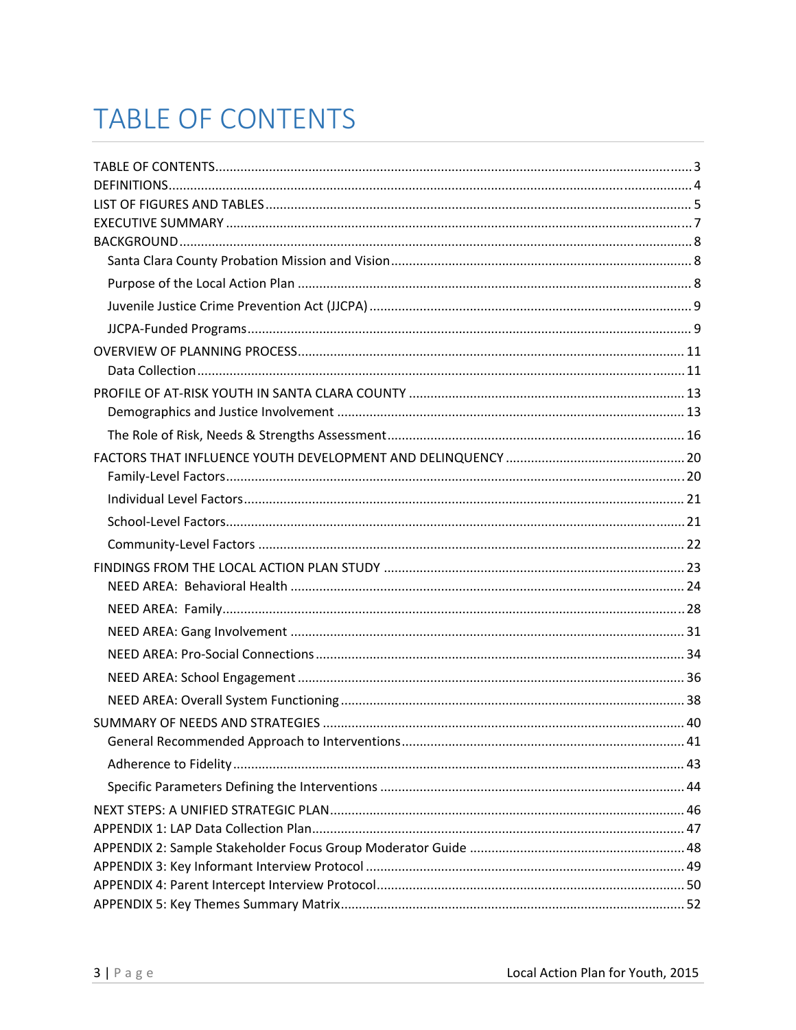# TABLE OF CONTENTS

TABLE OF CONTENTS....3
DEFINITIONS....4
LIST OF FIGURES AND TABLES....5
EXECUTIVE SUMMARY....7
BACKGROUND....8
- Santa Clara County Probation Mission and Vision....8
- Purpose of the Local Action Plan....8
- Juvenile Justice Crime Prevention Act (JJCPA)....9
- JJCPA-Funded Programs....9

OVERVIEW OF PLANNING PROCESS....11
- Data Collection....11

PROFILE OF AT-RISK YOUTH IN SANTA CLARA COUNTY....13
- Demographics and Justice Involvement....13
- The Role of Risk, Needs & Strengths Assessment....16

FACTORS THAT INFLUENCE YOUTH DEVELOPMENT AND DELINQUENCY....20
- Family-Level Factors....20
- Individual Level Factors....21
- School-Level Factors....21
- Community-Level Factors....22

FINDINGS FROM THE LOCAL ACTION PLAN STUDY....23
- NEED AREA: Behavioral Health....24
- NEED AREA: Family....28
- NEED AREA: Gang Involvement....31
- NEED AREA: Pro-Social Connections....34
- NEED AREA: School Engagement....36
- NEED AREA: Overall System Functioning....38

SUMMARY OF NEEDS AND STRATEGIES....40
- General Recommended Approach to Interventions....41
- Adherence to Fidelity....43
- Specific Parameters Defining the Interventions....44

NEXT STEPS: A UNIFIED STRATEGIC PLAN....46
APPENDIX 1: LAP Data Collection Plan....47
APPENDIX 2: Sample Stakeholder Focus Group Moderator Guide....48
APPENDIX 3: Key Informant Interview Protocol....49
APPENDIX 4: Parent Intercept Interview Protocol....50
APPENDIX 5: Key Themes Summary Matrix....52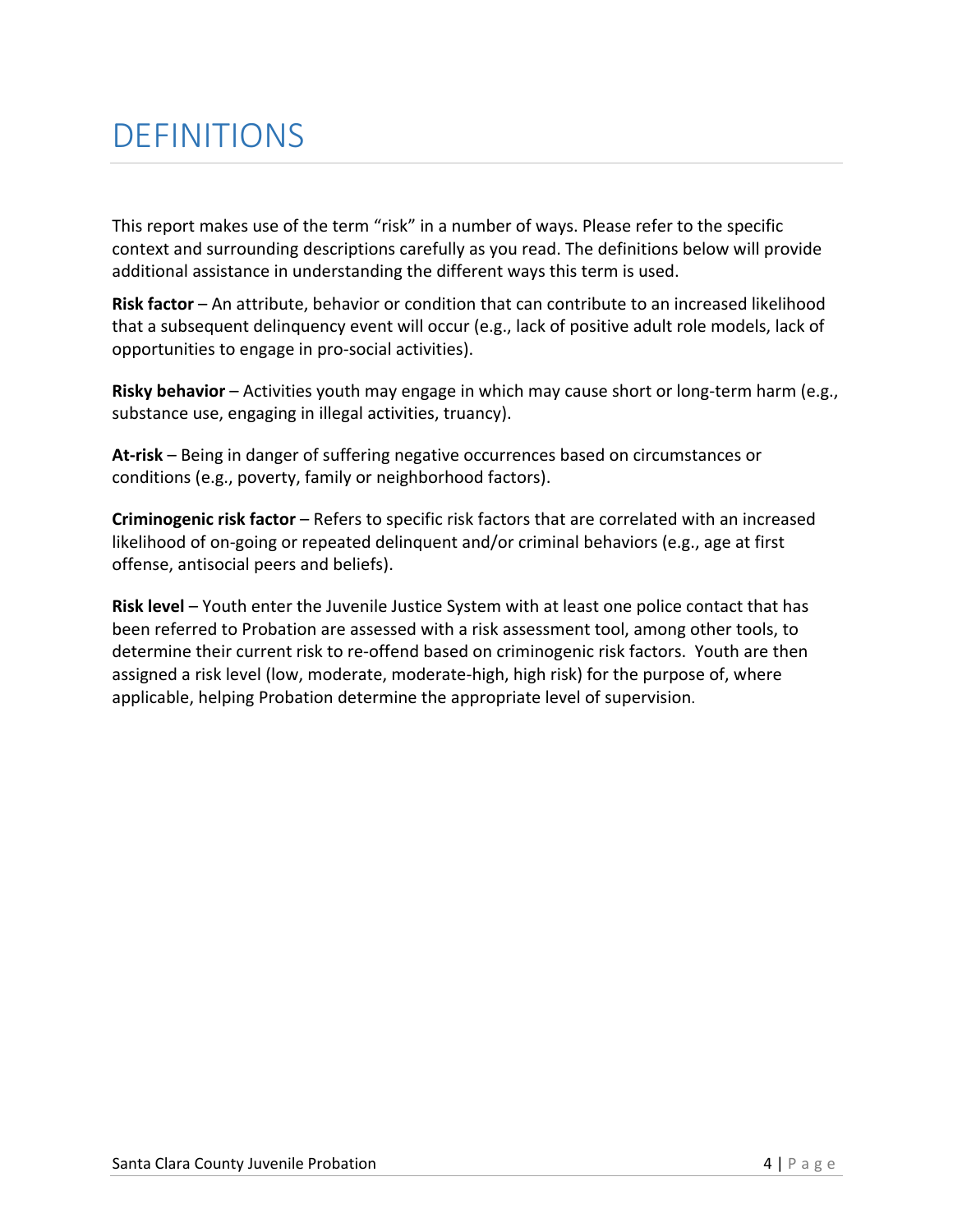# DEFINITIONS

This report makes use of the term "risk" in a number of ways. Please refer to the specific context and surrounding descriptions carefully as you read. The definitions below will provide additional assistance in understanding the different ways this term is used.

**Risk factor** – An attribute, behavior or condition that can contribute to an increased likelihood that a subsequent delinquency event will occur (e.g., lack of positive adult role models, lack of opportunities to engage in pro-social activities).

**Risky behavior** – Activities youth may engage in which may cause short or long-term harm (e.g., substance use, engaging in illegal activities, truancy).

**At-risk** – Being in danger of suffering negative occurrences based on circumstances or conditions (e.g., poverty, family or neighborhood factors).

**Criminogenic risk factor** – Refers to specific risk factors that are correlated with an increased likelihood of on-going or repeated delinquent and/or criminal behaviors (e.g., age at first offense, antisocial peers and beliefs).

**Risk level** – Youth enter the Juvenile Justice System with at least one police contact that has been referred to Probation are assessed with a risk assessment tool, among other tools, to determine their current risk to re-offend based on criminogenic risk factors. Youth are then assigned a risk level (low, moderate, moderate-high, high risk) for the purpose of, where applicable, helping Probation determine the appropriate level of supervision.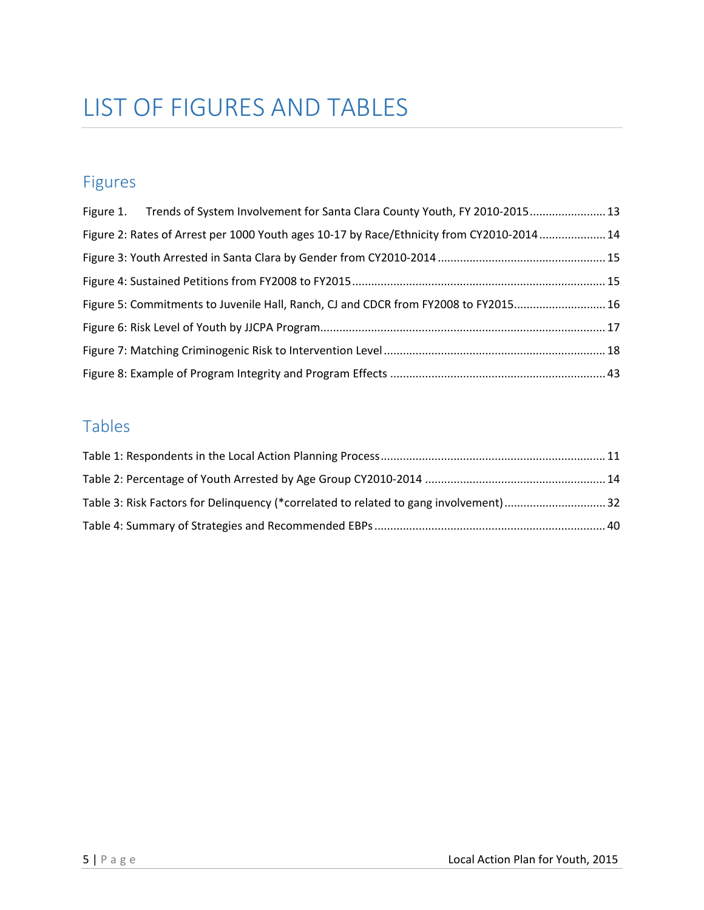# LIST OF FIGURES AND TABLES

## Figures

Figure 1. Trends of System Involvement for Santa Clara County Youth, FY 2010-2015 ........................ 13

Figure 2: Rates of Arrest per 1000 Youth ages 10-17 by Race/Ethnicity from CY2010-2014 ..................... 14

Figure 3: Youth Arrested in Santa Clara by Gender from CY2010-2014 .................................................... 15

Figure 4: Sustained Petitions from FY2008 to FY2015 .............................................................................. 15

Figure 5: Commitments to Juvenile Hall, Ranch, CJ and CDCR from FY2008 to FY2015 ............................ 16

Figure 6: Risk Level of Youth by JJCPA Program ........................................................................................ 17

Figure 7: Matching Criminogenic Risk to Intervention Level ..................................................................... 18

Figure 8: Example of Program Integrity and Program Effects ................................................................... 43

## Tables

Table 1: Respondents in the Local Action Planning Process ...................................................................... 11

Table 2: Percentage of Youth Arrested by Age Group CY2010-2014 ........................................................ 14

Table 3: Risk Factors for Delinquency (*correlated to related to gang involvement) ................................ 32

Table 4: Summary of Strategies and Recommended EBPs ........................................................................ 40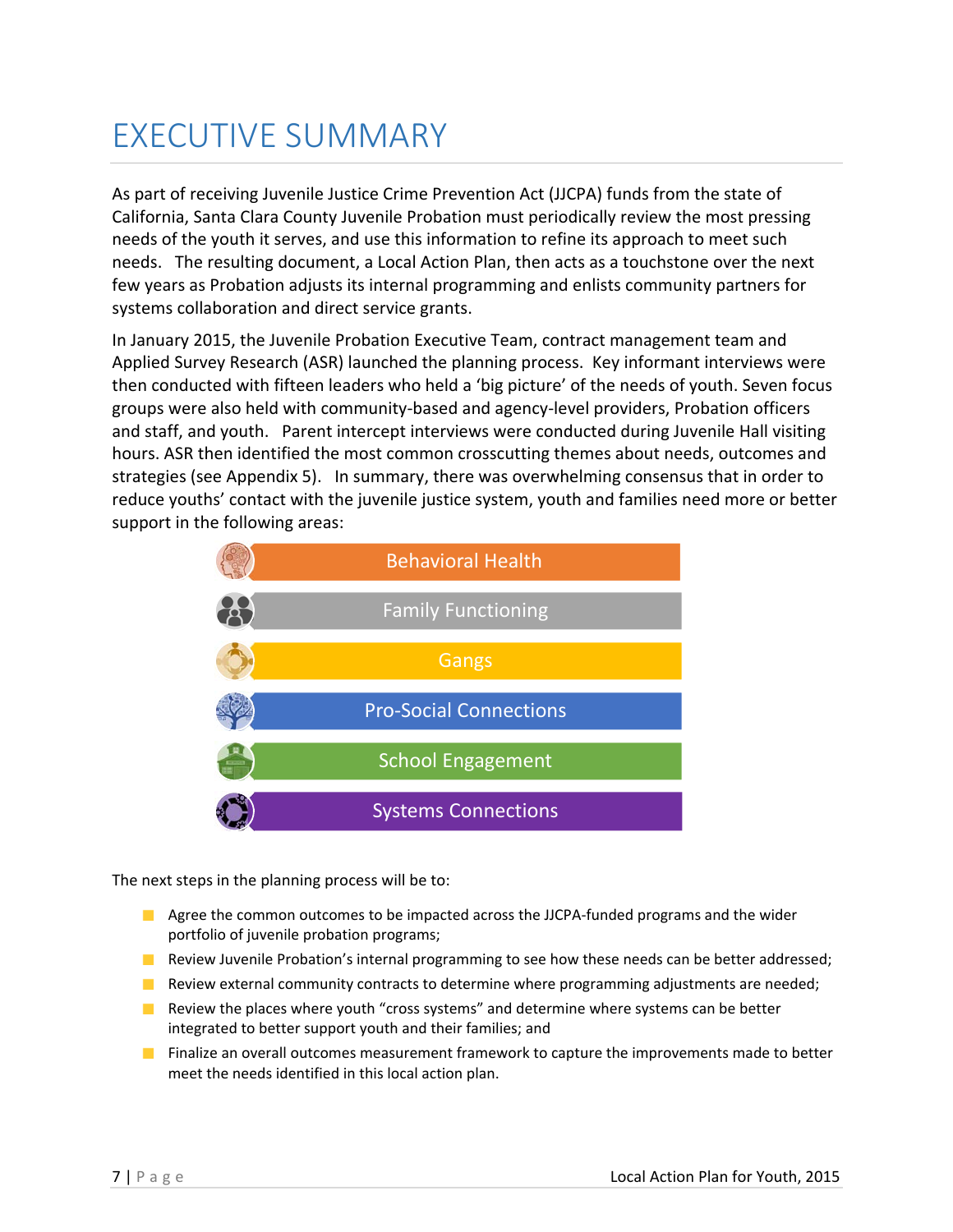# EXECUTIVE SUMMARY

As part of receiving Juvenile Justice Crime Prevention Act (JJCPA) funds from the state of California, Santa Clara County Juvenile Probation must periodically review the most pressing needs of the youth it serves, and use this information to refine its approach to meet such needs. The resulting document, a Local Action Plan, then acts as a touchstone over the next few years as Probation adjusts its internal programming and enlists community partners for systems collaboration and direct service grants.

In January 2015, the Juvenile Probation Executive Team, contract management team and Applied Survey Research (ASR) launched the planning process. Key informant interviews were then conducted with fifteen leaders who held a 'big picture' of the needs of youth. Seven focus groups were also held with community-based and agency-level providers, Probation officers and staff, and youth. Parent intercept interviews were conducted during Juvenile Hall visiting hours. ASR then identified the most common crosscutting themes about needs, outcomes and strategies (see Appendix 5). In summary, there was overwhelming consensus that in order to reduce youths' contact with the juvenile justice system, youth and families need more or better support in the following areas:

- Behavioral Health
- Family Functioning
- Gangs
- Pro-Social Connections
- School Engagement
- Systems Connections

The next steps in the planning process will be to:

- Agree the common outcomes to be impacted across the JJCPA-funded programs and the wider portfolio of juvenile probation programs;
- Review Juvenile Probation's internal programming to see how these needs can be better addressed;
- Review external community contracts to determine where programming adjustments are needed;
- Review the places where youth "cross systems" and determine where systems can be better integrated to better support youth and their families; and
- Finalize an overall outcomes measurement framework to capture the improvements made to better meet the needs identified in this local action plan.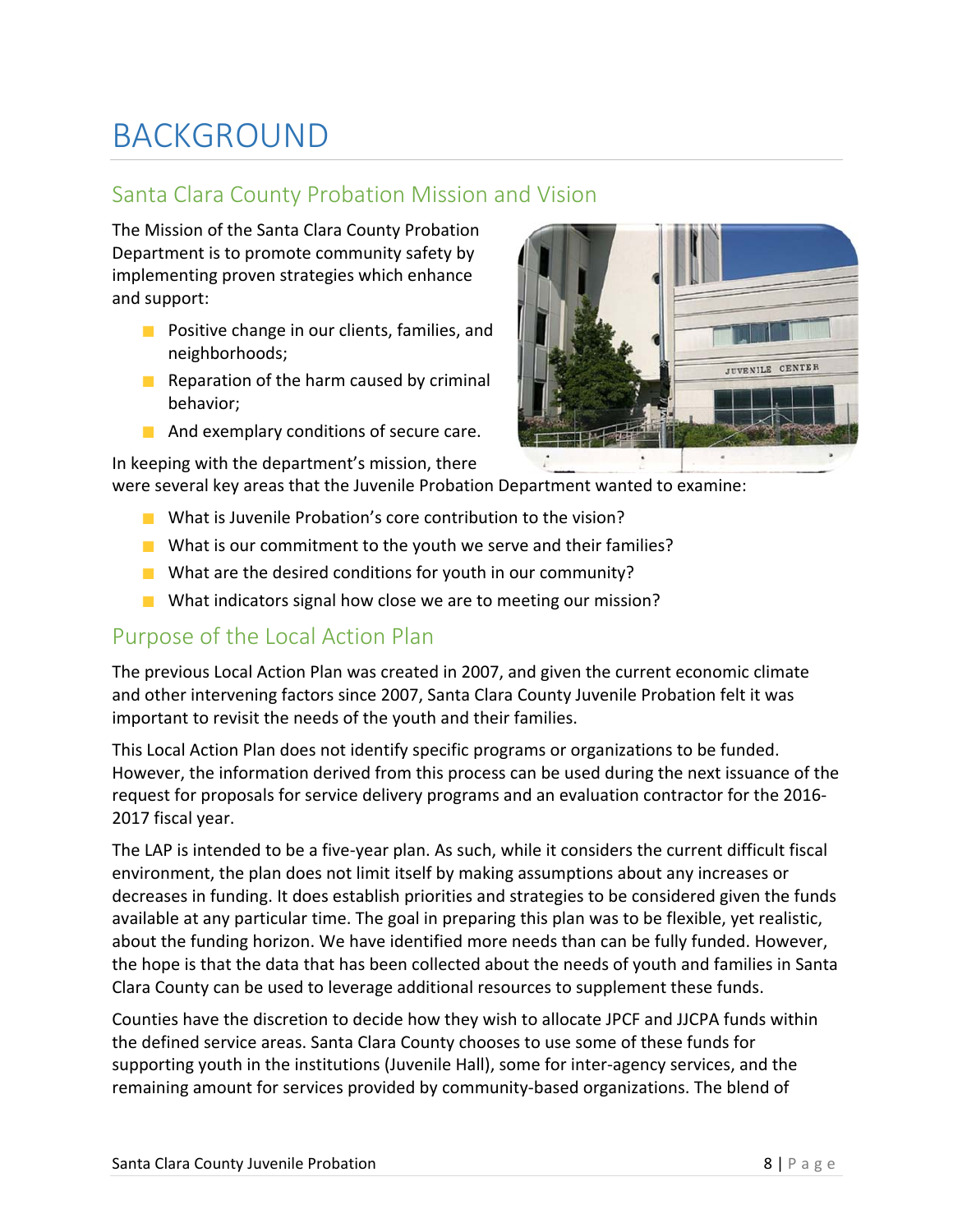# BACKGROUND

## Santa Clara County Probation Mission and Vision

The Mission of the Santa Clara County Probation Department is to promote community safety by implementing proven strategies which enhance and support:

- Positive change in our clients, families, and neighborhoods;
- Reparation of the harm caused by criminal behavior;
- And exemplary conditions of secure care.

In keeping with the department's mission, there were several key areas that the Juvenile Probation Department wanted to examine:

- What is Juvenile Probation's core contribution to the vision?
- What is our commitment to the youth we serve and their families?
- What are the desired conditions for youth in our community?
- What indicators signal how close we are to meeting our mission?

## Purpose of the Local Action Plan

The previous Local Action Plan was created in 2007, and given the current economic climate and other intervening factors since 2007, Santa Clara County Juvenile Probation felt it was important to revisit the needs of the youth and their families.

This Local Action Plan does not identify specific programs or organizations to be funded. However, the information derived from this process can be used during the next issuance of the request for proposals for service delivery programs and an evaluation contractor for the 2016-2017 fiscal year.

The LAP is intended to be a five-year plan. As such, while it considers the current difficult fiscal environment, the plan does not limit itself by making assumptions about any increases or decreases in funding. It does establish priorities and strategies to be considered given the funds available at any particular time. The goal in preparing this plan was to be flexible, yet realistic, about the funding horizon. We have identified more needs than can be fully funded. However, the hope is that the data that has been collected about the needs of youth and families in Santa Clara County can be used to leverage additional resources to supplement these funds.

Counties have the discretion to decide how they wish to allocate JPCF and JJCPA funds within the defined service areas. Santa Clara County chooses to use some of these funds for supporting youth in the institutions (Juvenile Hall), some for inter-agency services, and the remaining amount for services provided by community-based organizations. The blend of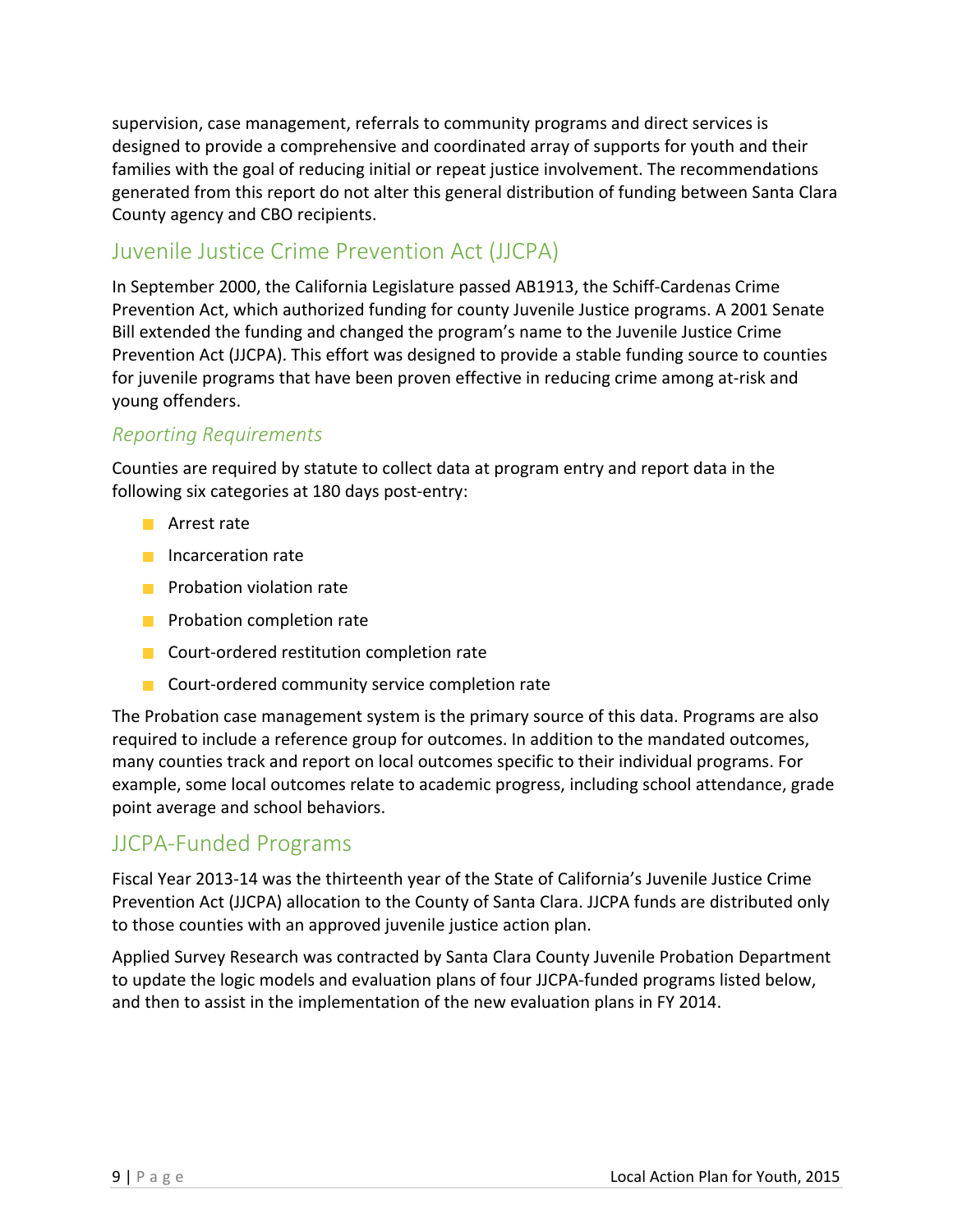supervision, case management, referrals to community programs and direct services is designed to provide a comprehensive and coordinated array of supports for youth and their families with the goal of reducing initial or repeat justice involvement. The recommendations generated from this report do not alter this general distribution of funding between Santa Clara County agency and CBO recipients.

## Juvenile Justice Crime Prevention Act (JJCPA)

In September 2000, the California Legislature passed AB1913, the Schiff-Cardenas Crime Prevention Act, which authorized funding for county Juvenile Justice programs. A 2001 Senate Bill extended the funding and changed the program's name to the Juvenile Justice Crime Prevention Act (JJCPA). This effort was designed to provide a stable funding source to counties for juvenile programs that have been proven effective in reducing crime among at-risk and young offenders.

### *Reporting Requirements*

Counties are required by statute to collect data at program entry and report data in the following six categories at 180 days post-entry:

- Arrest rate
- Incarceration rate
- Probation violation rate
- Probation completion rate
- Court-ordered restitution completion rate
- Court-ordered community service completion rate

The Probation case management system is the primary source of this data. Programs are also required to include a reference group for outcomes. In addition to the mandated outcomes, many counties track and report on local outcomes specific to their individual programs. For example, some local outcomes relate to academic progress, including school attendance, grade point average and school behaviors.

## JJCPA-Funded Programs

Fiscal Year 2013-14 was the thirteenth year of the State of California's Juvenile Justice Crime Prevention Act (JJCPA) allocation to the County of Santa Clara. JJCPA funds are distributed only to those counties with an approved juvenile justice action plan.

Applied Survey Research was contracted by Santa Clara County Juvenile Probation Department to update the logic models and evaluation plans of four JJCPA-funded programs listed below, and then to assist in the implementation of the new evaluation plans in FY 2014.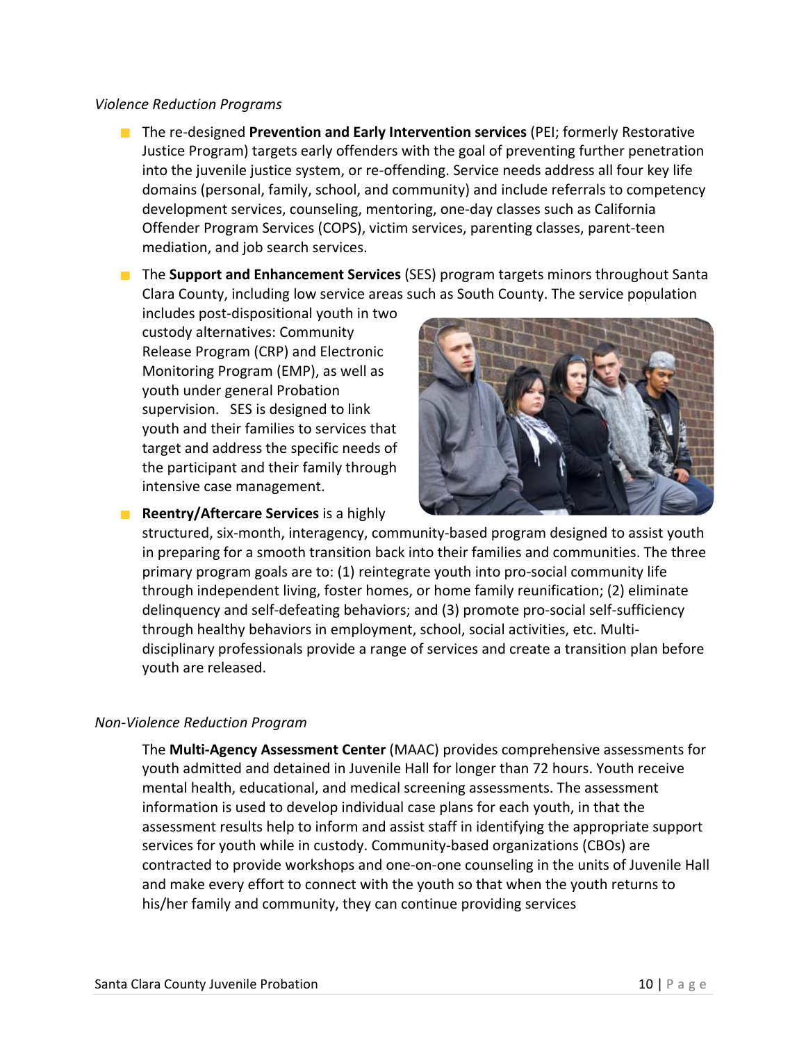*Violence Reduction Programs*

- The re-designed **Prevention and Early Intervention services** (PEI; formerly Restorative Justice Program) targets early offenders with the goal of preventing further penetration into the juvenile justice system, or re-offending. Service needs address all four key life domains (personal, family, school, and community) and include referrals to competency development services, counseling, mentoring, one-day classes such as California Offender Program Services (COPS), victim services, parenting classes, parent-teen mediation, and job search services.
- The **Support and Enhancement Services** (SES) program targets minors throughout Santa Clara County, including low service areas such as South County. The service population includes post-dispositional youth in two custody alternatives: Community Release Program (CRP) and Electronic Monitoring Program (EMP), as well as youth under general Probation supervision. SES is designed to link youth and their families to services that target and address the specific needs of the participant and their family through intensive case management.
- **Reentry/Aftercare Services** is a highly structured, six-month, interagency, community-based program designed to assist youth in preparing for a smooth transition back into their families and communities. The three primary program goals are to: (1) reintegrate youth into pro-social community life through independent living, foster homes, or home family reunification; (2) eliminate delinquency and self-defeating behaviors; and (3) promote pro-social self-sufficiency through healthy behaviors in employment, school, social activities, etc. Multi-disciplinary professionals provide a range of services and create a transition plan before youth are released.

*Non-Violence Reduction Program*

The **Multi-Agency Assessment Center** (MAAC) provides comprehensive assessments for youth admitted and detained in Juvenile Hall for longer than 72 hours. Youth receive mental health, educational, and medical screening assessments. The assessment information is used to develop individual case plans for each youth, in that the assessment results help to inform and assist staff in identifying the appropriate support services for youth while in custody. Community-based organizations (CBOs) are contracted to provide workshops and one-on-one counseling in the units of Juvenile Hall and make every effort to connect with the youth so that when the youth returns to his/her family and community, they can continue providing services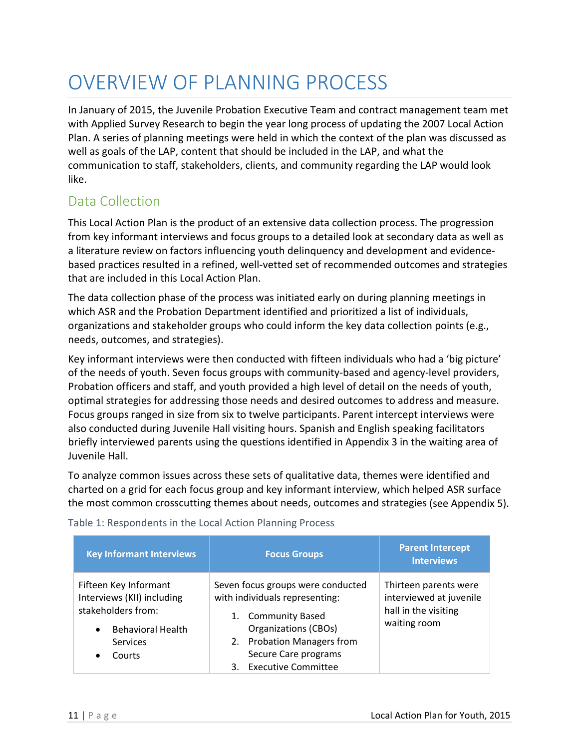# OVERVIEW OF PLANNING PROCESS

In January of 2015, the Juvenile Probation Executive Team and contract management team met with Applied Survey Research to begin the year long process of updating the 2007 Local Action Plan. A series of planning meetings were held in which the context of the plan was discussed as well as goals of the LAP, content that should be included in the LAP, and what the communication to staff, stakeholders, clients, and community regarding the LAP would look like.

## Data Collection

This Local Action Plan is the product of an extensive data collection process. The progression from key informant interviews and focus groups to a detailed look at secondary data as well as a literature review on factors influencing youth delinquency and development and evidence-based practices resulted in a refined, well-vetted set of recommended outcomes and strategies that are included in this Local Action Plan.

The data collection phase of the process was initiated early on during planning meetings in which ASR and the Probation Department identified and prioritized a list of individuals, organizations and stakeholder groups who could inform the key data collection points (e.g., needs, outcomes, and strategies).

Key informant interviews were then conducted with fifteen individuals who had a 'big picture' of the needs of youth. Seven focus groups with community-based and agency-level providers, Probation officers and staff, and youth provided a high level of detail on the needs of youth, optimal strategies for addressing those needs and desired outcomes to address and measure. Focus groups ranged in size from six to twelve participants. Parent intercept interviews were also conducted during Juvenile Hall visiting hours. Spanish and English speaking facilitators briefly interviewed parents using the questions identified in Appendix 3 in the waiting area of Juvenile Hall.

To analyze common issues across these sets of qualitative data, themes were identified and charted on a grid for each focus group and key informant interview, which helped ASR surface the most common crosscutting themes about needs, outcomes and strategies (see Appendix 5).

Table 1: Respondents in the Local Action Planning Process

| Key Informant Interviews | Focus Groups | Parent Intercept Interviews |
|---|---|---|
| Fifteen Key Informant Interviews (KII) including stakeholders from:<br>• Behavioral Health Services<br>• Courts | Seven focus groups were conducted with individuals representing:<br>1. Community Based Organizations (CBOs)<br>2. Probation Managers from Secure Care programs<br>3. Executive Committee | Thirteen parents were interviewed at juvenile hall in the visiting waiting room |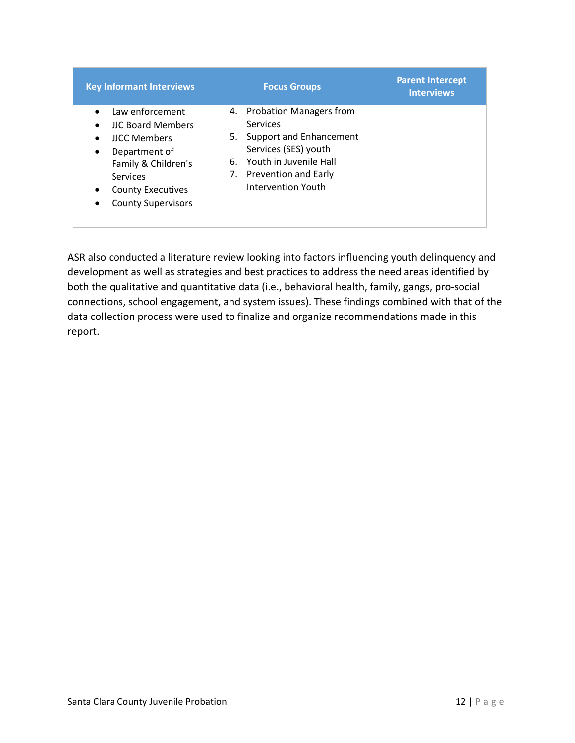| Key Informant Interviews | Focus Groups | Parent Intercept Interviews |
|---|---|---|
| • Law enforcement<br>• JJC Board Members<br>• JJCC Members<br>• Department of Family & Children's Services<br>• County Executives<br>• County Supervisors | 4. Probation Managers from Services<br>5. Support and Enhancement Services (SES) youth<br>6. Youth in Juvenile Hall<br>7. Prevention and Early Intervention Youth | |

ASR also conducted a literature review looking into factors influencing youth delinquency and development as well as strategies and best practices to address the need areas identified by both the qualitative and quantitative data (i.e., behavioral health, family, gangs, pro-social connections, school engagement, and system issues). These findings combined with that of the data collection process were used to finalize and organize recommendations made in this report.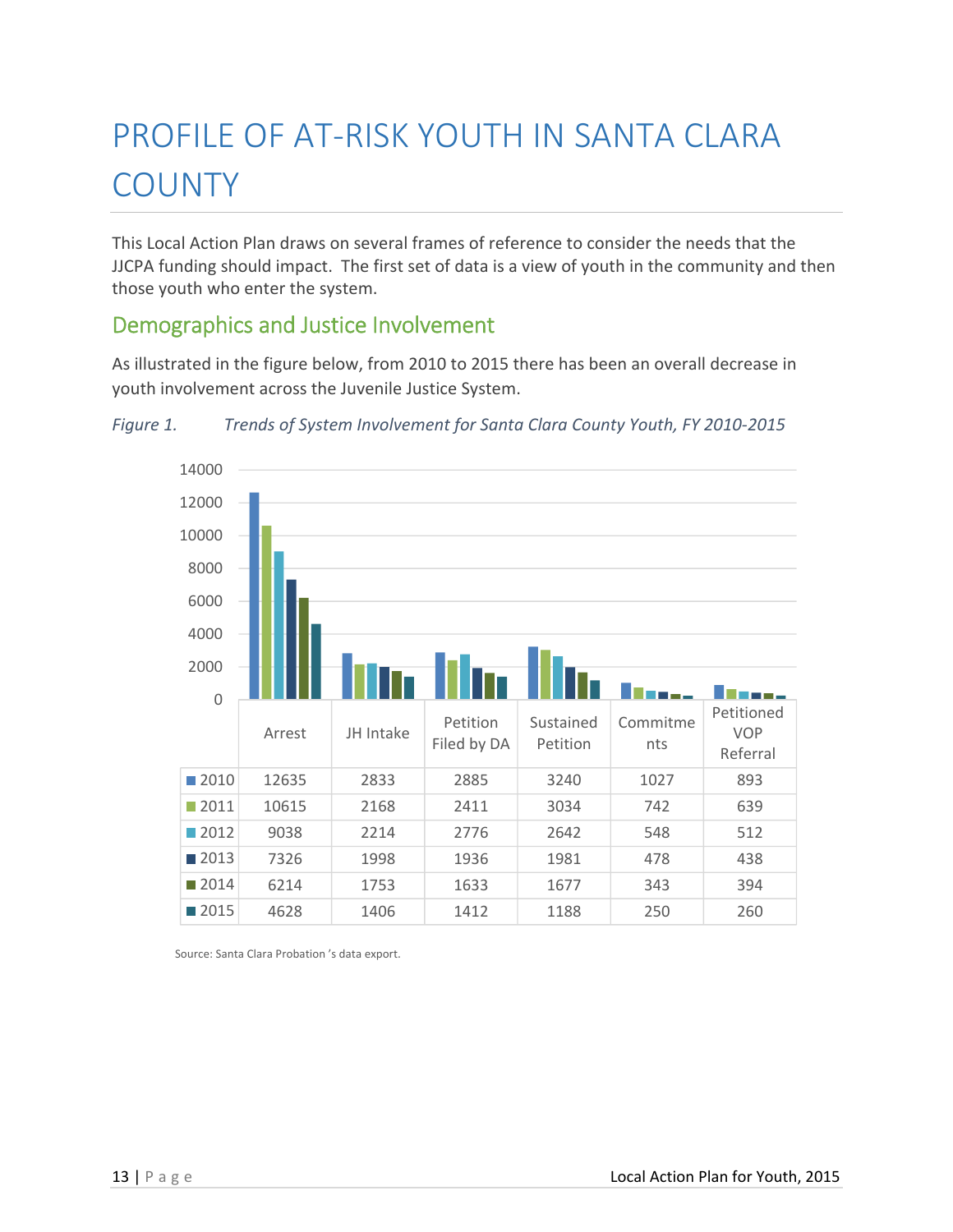# PROFILE OF AT-RISK YOUTH IN SANTA CLARA COUNTY

This Local Action Plan draws on several frames of reference to consider the needs that the JJCPA funding should impact. The first set of data is a view of youth in the community and then those youth who enter the system.

## Demographics and Justice Involvement

As illustrated in the figure below, from 2010 to 2015 there has been an overall decrease in youth involvement across the Juvenile Justice System.

*Figure 1. Trends of System Involvement for Santa Clara County Youth, FY 2010-2015*

| | Arrest | JH Intake | Petition Filed by DA | Sustained Petition | Commitments | Petitioned VOP Referral |
|---|---|---|---|---|---|---|
| 2010 | 12635 | 2833 | 2885 | 3240 | 1027 | 893 |
| 2011 | 10615 | 2168 | 2411 | 3034 | 742 | 639 |
| 2012 | 9038 | 2214 | 2776 | 2642 | 548 | 512 |
| 2013 | 7326 | 1998 | 1936 | 1981 | 478 | 438 |
| 2014 | 6214 | 1753 | 1633 | 1677 | 343 | 394 |
| 2015 | 4628 | 1406 | 1412 | 1188 | 250 | 260 |

Source: Santa Clara Probation 's data export.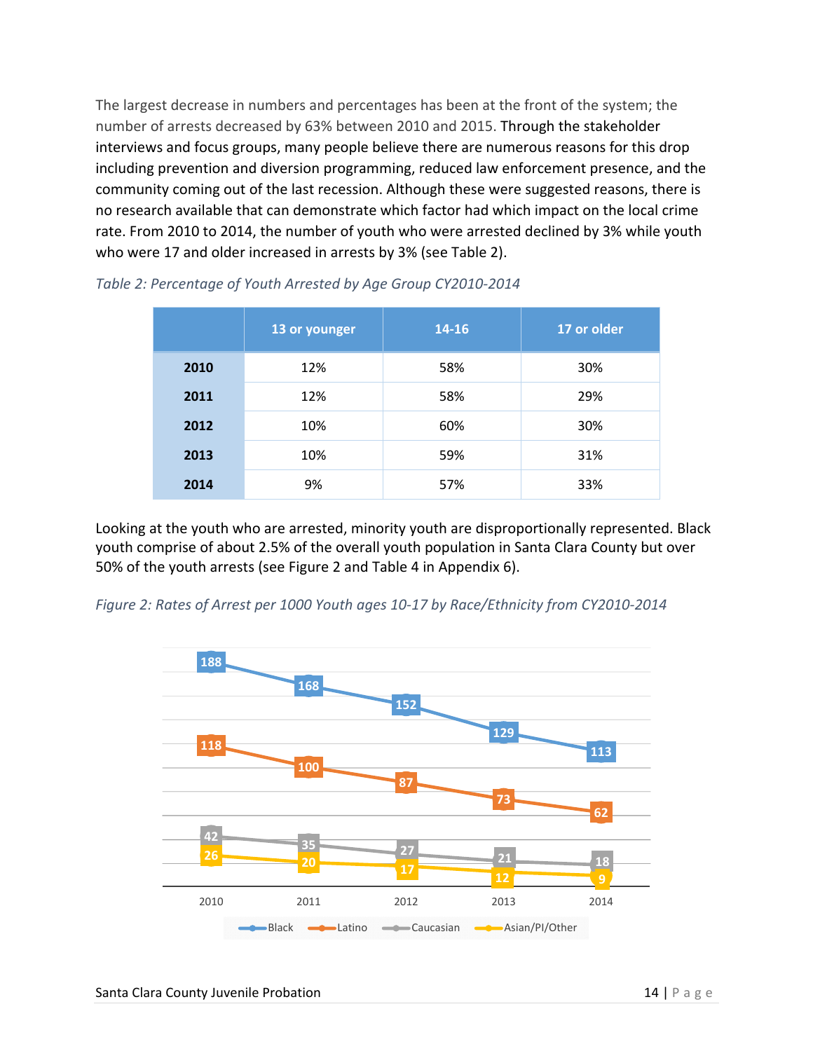The largest decrease in numbers and percentages has been at the front of the system; the number of arrests decreased by 63% between 2010 and 2015. Through the stakeholder interviews and focus groups, many people believe there are numerous reasons for this drop including prevention and diversion programming, reduced law enforcement presence, and the community coming out of the last recession. Although these were suggested reasons, there is no research available that can demonstrate which factor had which impact on the local crime rate. From 2010 to 2014, the number of youth who were arrested declined by 3% while youth who were 17 and older increased in arrests by 3% (see Table 2).

*Table 2: Percentage of Youth Arrested by Age Group CY2010-2014*

| | 13 or younger | 14-16 | 17 or older |
|---|---|---|---|
| **2010** | 12% | 58% | 30% |
| **2011** | 12% | 58% | 29% |
| **2012** | 10% | 60% | 30% |
| **2013** | 10% | 59% | 31% |
| **2014** | 9% | 57% | 33% |

Looking at the youth who are arrested, minority youth are disproportionally represented. Black youth comprise of about 2.5% of the overall youth population in Santa Clara County but over 50% of the youth arrests (see Figure 2 and Table 4 in Appendix 6).

*Figure 2: Rates of Arrest per 1000 Youth ages 10-17 by Race/Ethnicity from CY2010-2014*

| | 2010 | 2011 | 2012 | 2013 | 2014 |
|---|---|---|---|---|---|
| Black | 188 | 168 | 152 | 129 | 113 |
| Latino | 118 | 100 | 87 | 73 | 62 |
| Caucasian | 42 | 35 | 27 | 21 | 18 |
| Asian/PI/Other | 26 | 20 | 17 | 12 | 9 |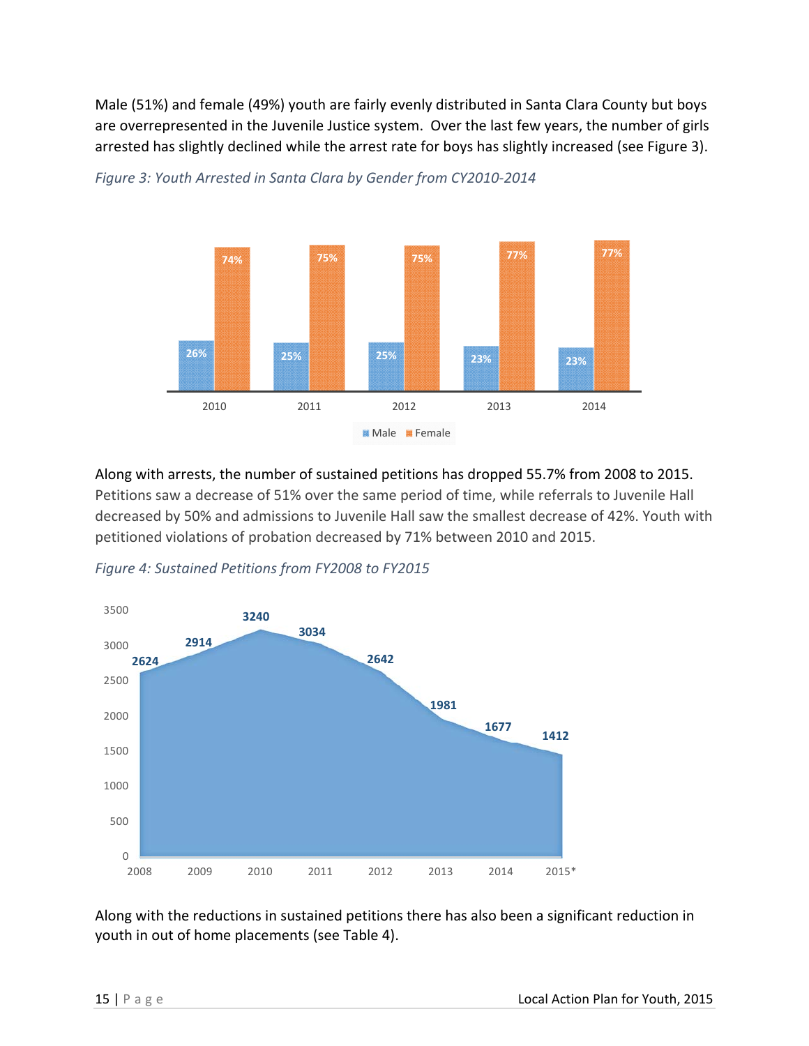Male (51%) and female (49%) youth are fairly evenly distributed in Santa Clara County but boys are overrepresented in the Juvenile Justice system. Over the last few years, the number of girls arrested has slightly declined while the arrest rate for boys has slightly increased (see Figure 3).

*Figure 3: Youth Arrested in Santa Clara by Gender from CY2010-2014*

| Year | Male | Female |
|---|---|---|
| 2010 | 26% | 74% |
| 2011 | 25% | 75% |
| 2012 | 25% | 75% |
| 2013 | 23% | 77% |
| 2014 | 23% | 77% |

Along with arrests, the number of sustained petitions has dropped 55.7% from 2008 to 2015. Petitions saw a decrease of 51% over the same period of time, while referrals to Juvenile Hall decreased by 50% and admissions to Juvenile Hall saw the smallest decrease of 42%. Youth with petitioned violations of probation decreased by 71% between 2010 and 2015.

*Figure 4: Sustained Petitions from FY2008 to FY2015*

| Year | Sustained Petitions |
|---|---|
| 2008 | 2624 |
| 2009 | 2914 |
| 2010 | 3240 |
| 2011 | 3034 |
| 2012 | 2642 |
| 2013 | 1981 |
| 2014 | 1677 |
| 2015* | 1412 |

Along with the reductions in sustained petitions there has also been a significant reduction in youth in out of home placements (see Table 4).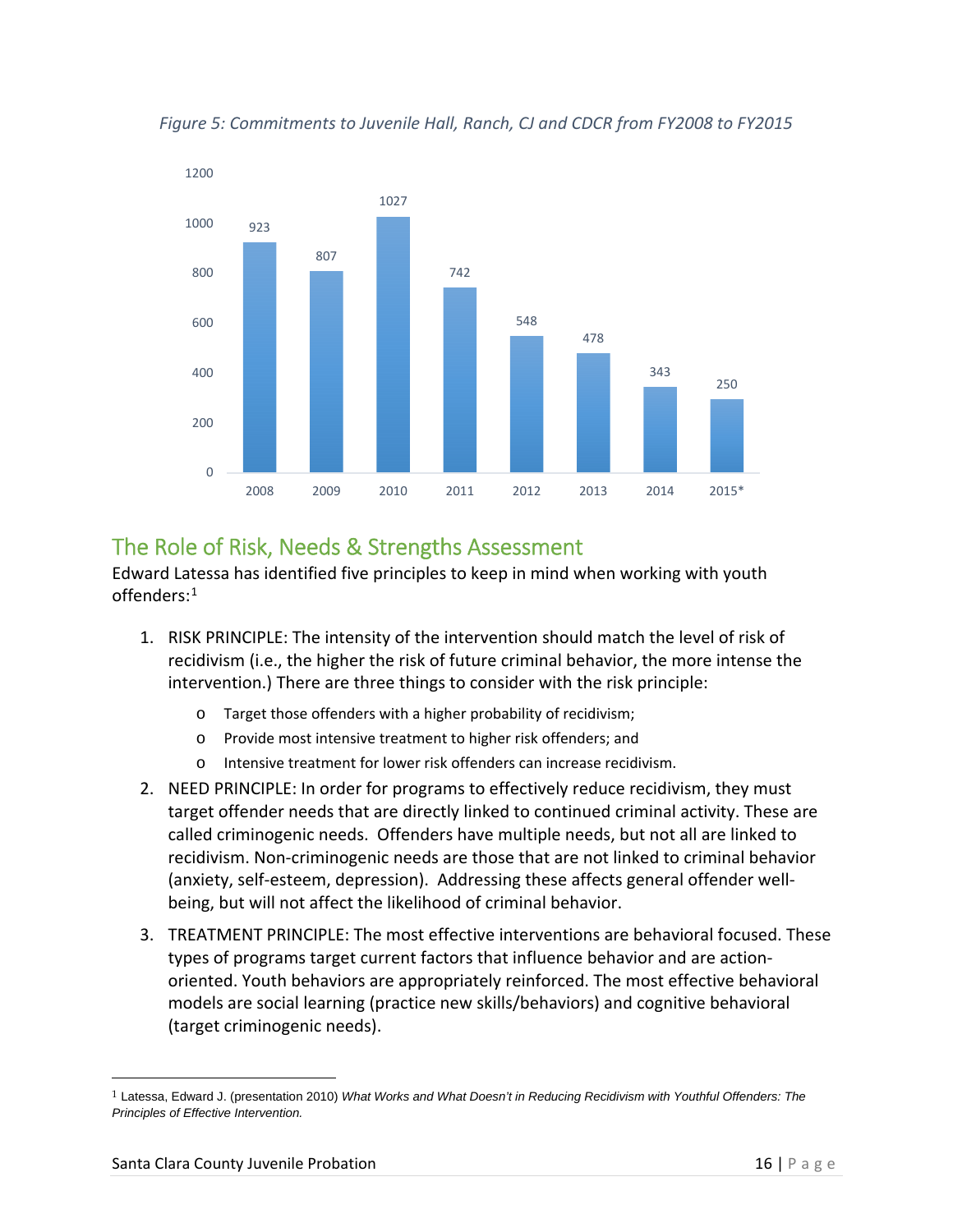*Figure 5: Commitments to Juvenile Hall, Ranch, CJ and CDCR from FY2008 to FY2015*

| Year | Commitments |
|---|---|
| 2008 | 923 |
| 2009 | 807 |
| 2010 | 1027 |
| 2011 | 742 |
| 2012 | 548 |
| 2013 | 478 |
| 2014 | 343 |
| 2015* | 250 |

## The Role of Risk, Needs & Strengths Assessment

Edward Latessa has identified five principles to keep in mind when working with youth offenders:[1]

1. RISK PRINCIPLE: The intensity of the intervention should match the level of risk of recidivism (i.e., the higher the risk of future criminal behavior, the more intense the intervention.) There are three things to consider with the risk principle:
   - Target those offenders with a higher probability of recidivism;
   - Provide most intensive treatment to higher risk offenders; and
   - Intensive treatment for lower risk offenders can increase recidivism.
2. NEED PRINCIPLE: In order for programs to effectively reduce recidivism, they must target offender needs that are directly linked to continued criminal activity. These are called criminogenic needs. Offenders have multiple needs, but not all are linked to recidivism. Non-criminogenic needs are those that are not linked to criminal behavior (anxiety, self-esteem, depression). Addressing these affects general offender well-being, but will not affect the likelihood of criminal behavior.
3. TREATMENT PRINCIPLE: The most effective interventions are behavioral focused. These types of programs target current factors that influence behavior and are action-oriented. Youth behaviors are appropriately reinforced. The most effective behavioral models are social learning (practice new skills/behaviors) and cognitive behavioral (target criminogenic needs).

---

[1] Latessa, Edward J. (presentation 2010) *What Works and What Doesn't in Reducing Recidivism with Youthful Offenders: The Principles of Effective Intervention.*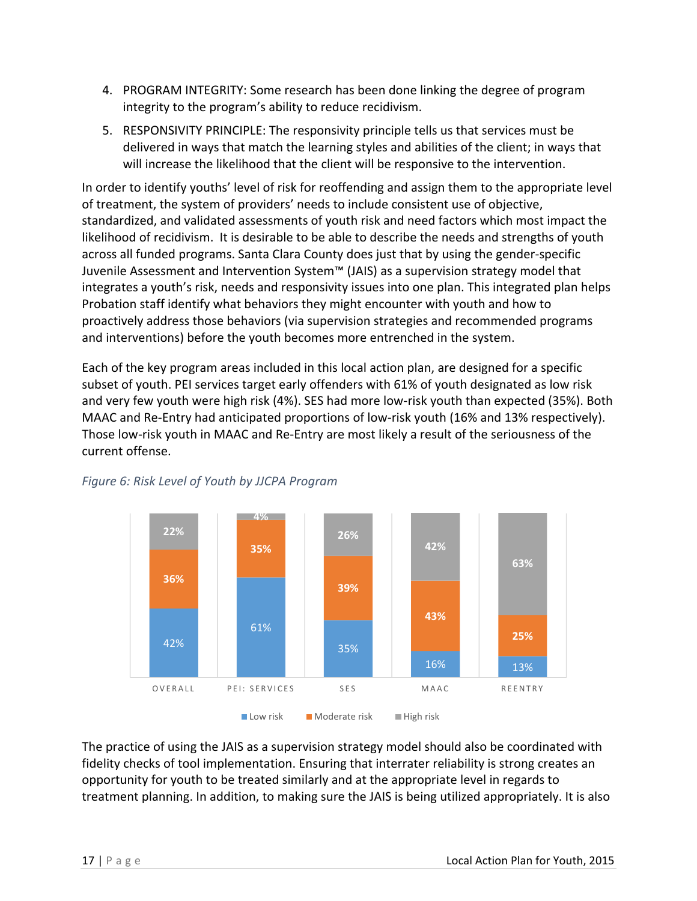4. PROGRAM INTEGRITY: Some research has been done linking the degree of program integrity to the program's ability to reduce recidivism.
5. RESPONSIVITY PRINCIPLE: The responsivity principle tells us that services must be delivered in ways that match the learning styles and abilities of the client; in ways that will increase the likelihood that the client will be responsive to the intervention.

In order to identify youths' level of risk for reoffending and assign them to the appropriate level of treatment, the system of providers' needs to include consistent use of objective, standardized, and validated assessments of youth risk and need factors which most impact the likelihood of recidivism. It is desirable to be able to describe the needs and strengths of youth across all funded programs. Santa Clara County does just that by using the gender-specific Juvenile Assessment and Intervention System™ (JAIS) as a supervision strategy model that integrates a youth's risk, needs and responsivity issues into one plan. This integrated plan helps Probation staff identify what behaviors they might encounter with youth and how to proactively address those behaviors (via supervision strategies and recommended programs and interventions) before the youth becomes more entrenched in the system.

Each of the key program areas included in this local action plan, are designed for a specific subset of youth. PEI services target early offenders with 61% of youth designated as low risk and very few youth were high risk (4%). SES had more low-risk youth than expected (35%). Both MAAC and Re-Entry had anticipated proportions of low-risk youth (16% and 13% respectively). Those low-risk youth in MAAC and Re-Entry are most likely a result of the seriousness of the current offense.

*Figure 6: Risk Level of Youth by JJCPA Program*

| | Overall | PEI: Services | SES | MAAC | Reentry |
|---|---|---|---|---|---|
| Low risk | 42% | 61% | 35% | 16% | 13% |
| Moderate risk | 36% | 35% | 39% | 43% | 25% |
| High risk | 22% | 4% | 26% | 42% | 63% |

The practice of using the JAIS as a supervision strategy model should also be coordinated with fidelity checks of tool implementation. Ensuring that interrater reliability is strong creates an opportunity for youth to be treated similarly and at the appropriate level in regards to treatment planning. In addition, to making sure the JAIS is being utilized appropriately. It is also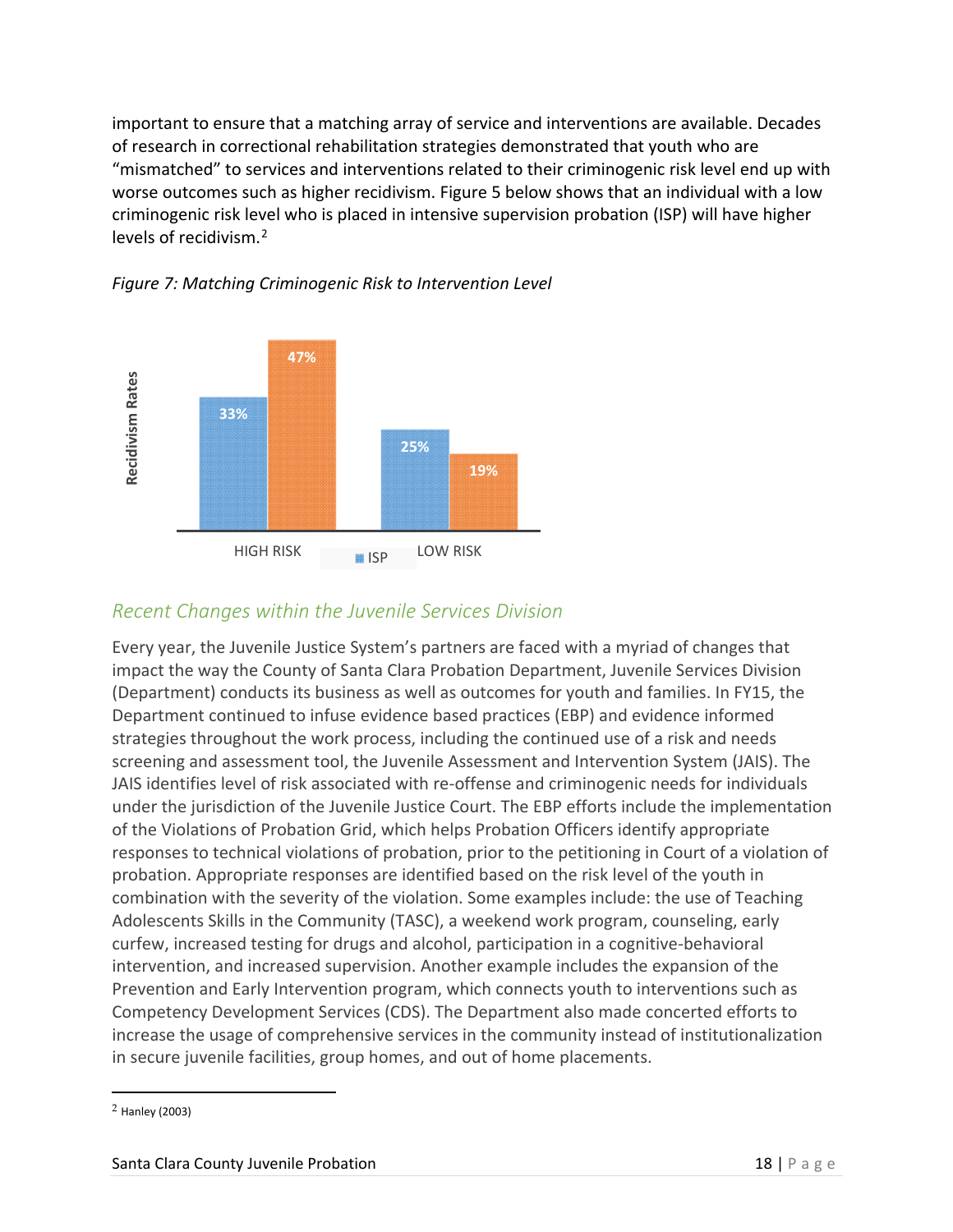important to ensure that a matching array of service and interventions are available. Decades of research in correctional rehabilitation strategies demonstrated that youth who are "mismatched" to services and interventions related to their criminogenic risk level end up with worse outcomes such as higher recidivism. Figure 5 below shows that an individual with a low criminogenic risk level who is placed in intensive supervision probation (ISP) will have higher levels of recidivism.[2]

*Figure 7: Matching Criminogenic Risk to Intervention Level*

| Recidivism Rates | HIGH RISK | LOW RISK |
|---|---|---|
| ISP | 33% | 25% |
| (orange series) | 47% | 19% |

## *Recent Changes within the Juvenile Services Division*

Every year, the Juvenile Justice System's partners are faced with a myriad of changes that impact the way the County of Santa Clara Probation Department, Juvenile Services Division (Department) conducts its business as well as outcomes for youth and families. In FY15, the Department continued to infuse evidence based practices (EBP) and evidence informed strategies throughout the work process, including the continued use of a risk and needs screening and assessment tool, the Juvenile Assessment and Intervention System (JAIS). The JAIS identifies level of risk associated with re-offense and criminogenic needs for individuals under the jurisdiction of the Juvenile Justice Court. The EBP efforts include the implementation of the Violations of Probation Grid, which helps Probation Officers identify appropriate responses to technical violations of probation, prior to the petitioning in Court of a violation of probation. Appropriate responses are identified based on the risk level of the youth in combination with the severity of the violation. Some examples include: the use of Teaching Adolescents Skills in the Community (TASC), a weekend work program, counseling, early curfew, increased testing for drugs and alcohol, participation in a cognitive-behavioral intervention, and increased supervision. Another example includes the expansion of the Prevention and Early Intervention program, which connects youth to interventions such as Competency Development Services (CDS). The Department also made concerted efforts to increase the usage of comprehensive services in the community instead of institutionalization in secure juvenile facilities, group homes, and out of home placements.

---

[2] Hanley (2003)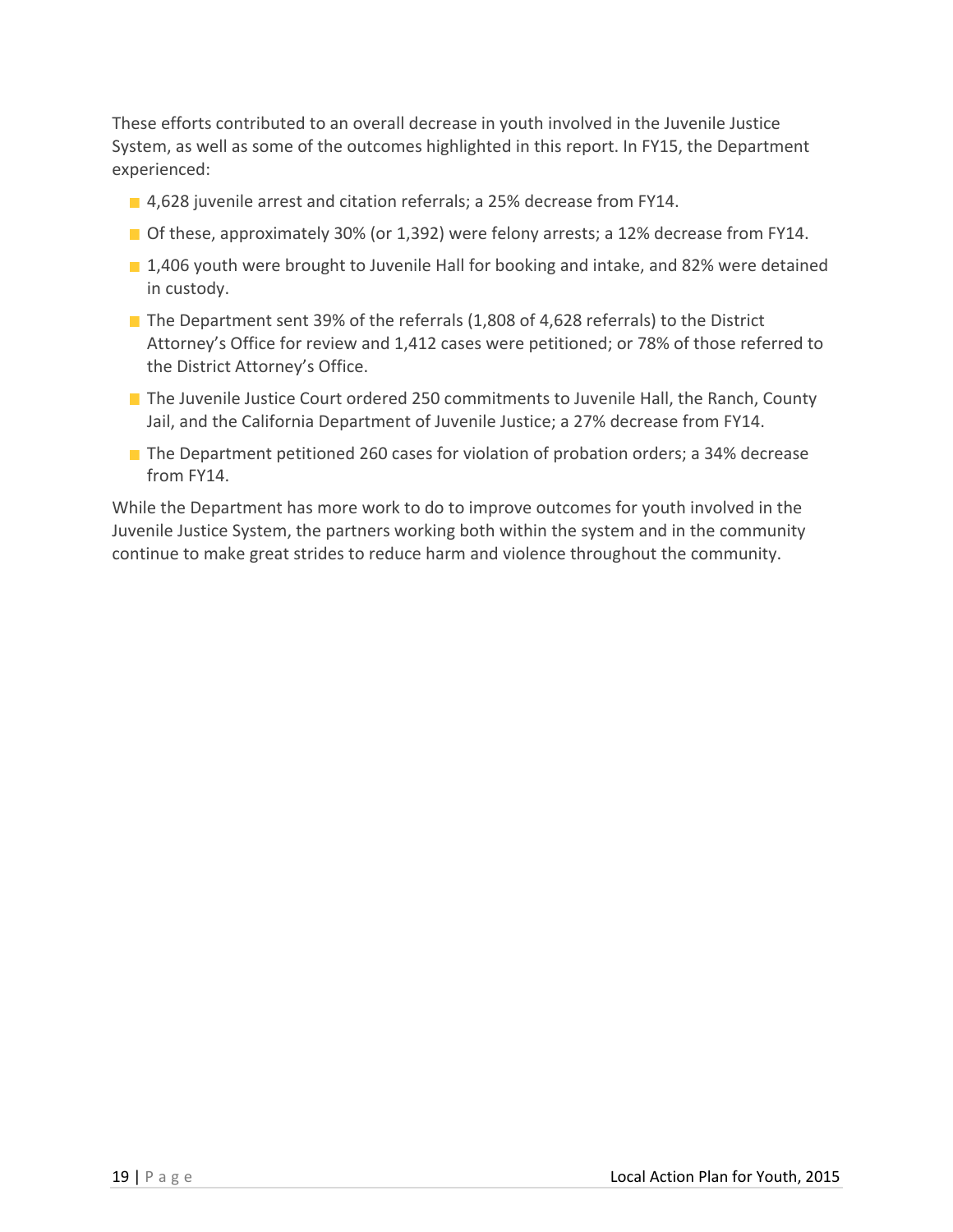These efforts contributed to an overall decrease in youth involved in the Juvenile Justice System, as well as some of the outcomes highlighted in this report. In FY15, the Department experienced:

- 4,628 juvenile arrest and citation referrals; a 25% decrease from FY14.
- Of these, approximately 30% (or 1,392) were felony arrests; a 12% decrease from FY14.
- 1,406 youth were brought to Juvenile Hall for booking and intake, and 82% were detained in custody.
- The Department sent 39% of the referrals (1,808 of 4,628 referrals) to the District Attorney's Office for review and 1,412 cases were petitioned; or 78% of those referred to the District Attorney's Office.
- The Juvenile Justice Court ordered 250 commitments to Juvenile Hall, the Ranch, County Jail, and the California Department of Juvenile Justice; a 27% decrease from FY14.
- The Department petitioned 260 cases for violation of probation orders; a 34% decrease from FY14.

While the Department has more work to do to improve outcomes for youth involved in the Juvenile Justice System, the partners working both within the system and in the community continue to make great strides to reduce harm and violence throughout the community.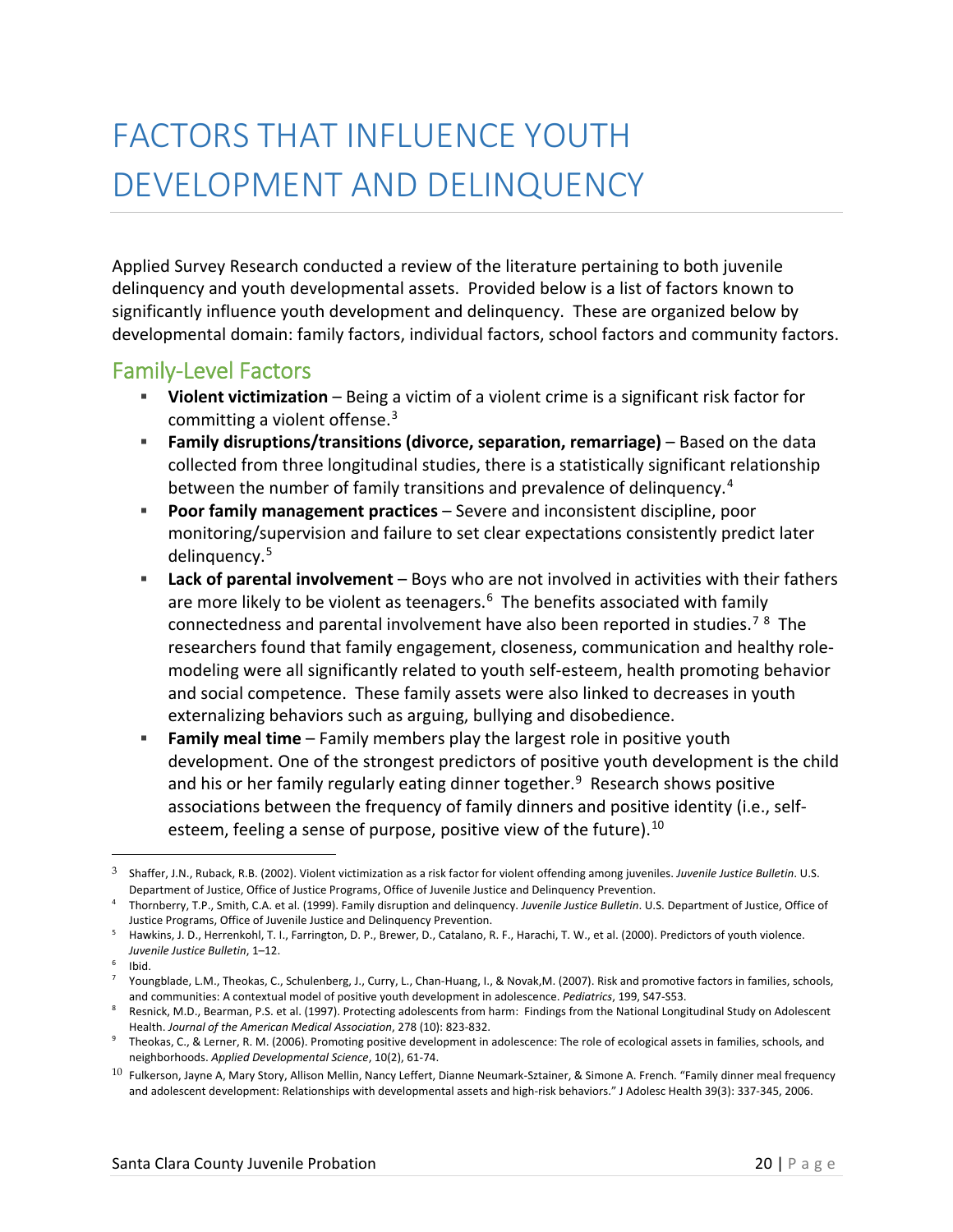# FACTORS THAT INFLUENCE YOUTH DEVELOPMENT AND DELINQUENCY

Applied Survey Research conducted a review of the literature pertaining to both juvenile delinquency and youth developmental assets. Provided below is a list of factors known to significantly influence youth development and delinquency. These are organized below by developmental domain: family factors, individual factors, school factors and community factors.

## Family-Level Factors

- **Violent victimization** – Being a victim of a violent crime is a significant risk factor for committing a violent offense.[3]
- **Family disruptions/transitions (divorce, separation, remarriage)** – Based on the data collected from three longitudinal studies, there is a statistically significant relationship between the number of family transitions and prevalence of delinquency.[4]
- **Poor family management practices** – Severe and inconsistent discipline, poor monitoring/supervision and failure to set clear expectations consistently predict later delinquency.[5]
- **Lack of parental involvement** – Boys who are not involved in activities with their fathers are more likely to be violent as teenagers.[6] The benefits associated with family connectedness and parental involvement have also been reported in studies.[7] [8] The researchers found that family engagement, closeness, communication and healthy role-modeling were all significantly related to youth self-esteem, health promoting behavior and social competence. These family assets were also linked to decreases in youth externalizing behaviors such as arguing, bullying and disobedience.
- **Family meal time** – Family members play the largest role in positive youth development. One of the strongest predictors of positive youth development is the child and his or her family regularly eating dinner together.[9] Research shows positive associations between the frequency of family dinners and positive identity (i.e., self-esteem, feeling a sense of purpose, positive view of the future).[10]

---

[3] Shaffer, J.N., Ruback, R.B. (2002). Violent victimization as a risk factor for violent offending among juveniles. *Juvenile Justice Bulletin*. U.S. Department of Justice, Office of Justice Programs, Office of Juvenile Justice and Delinquency Prevention.

[4] Thornberry, T.P., Smith, C.A. et al. (1999). Family disruption and delinquency. *Juvenile Justice Bulletin*. U.S. Department of Justice, Office of Justice Programs, Office of Juvenile Justice and Delinquency Prevention.

[5] Hawkins, J. D., Herrenkohl, T. I., Farrington, D. P., Brewer, D., Catalano, R. F., Harachi, T. W., et al. (2000). Predictors of youth violence. *Juvenile Justice Bulletin*, 1–12.

[6] Ibid.

[7] Youngblade, L.M., Theokas, C., Schulenberg, J., Curry, L., Chan-Huang, I., & Novak,M. (2007). Risk and promotive factors in families, schools, and communities: A contextual model of positive youth development in adolescence. *Pediatrics*, 199, S47-S53.

[8] Resnick, M.D., Bearman, P.S. et al. (1997). Protecting adolescents from harm: Findings from the National Longitudinal Study on Adolescent Health. *Journal of the American Medical Association*, 278 (10): 823-832.

[9] Theokas, C., & Lerner, R. M. (2006). Promoting positive development in adolescence: The role of ecological assets in families, schools, and neighborhoods. *Applied Developmental Science*, 10(2), 61-74.

[10] Fulkerson, Jayne A, Mary Story, Allison Mellin, Nancy Leffert, Dianne Neumark-Sztainer, & Simone A. French. "Family dinner meal frequency and adolescent development: Relationships with developmental assets and high-risk behaviors." J Adolesc Health 39(3): 337-345, 2006.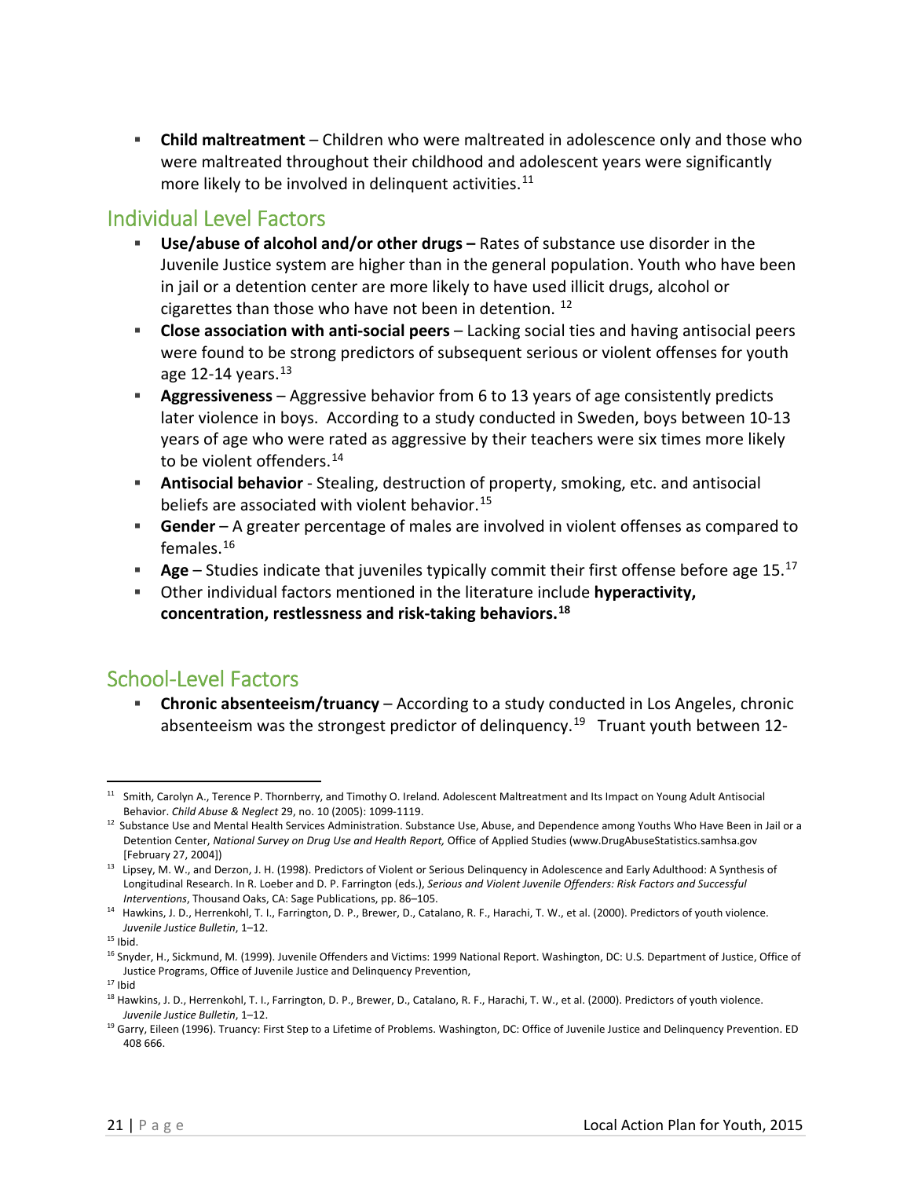- **Child maltreatment** – Children who were maltreated in adolescence only and those who were maltreated throughout their childhood and adolescent years were significantly more likely to be involved in delinquent activities.[11]

## Individual Level Factors

- **Use/abuse of alcohol and/or other drugs –** Rates of substance use disorder in the Juvenile Justice system are higher than in the general population. Youth who have been in jail or a detention center are more likely to have used illicit drugs, alcohol or cigarettes than those who have not been in detention. [12]
- **Close association with anti-social peers** – Lacking social ties and having antisocial peers were found to be strong predictors of subsequent serious or violent offenses for youth age 12-14 years.[13]
- **Aggressiveness** – Aggressive behavior from 6 to 13 years of age consistently predicts later violence in boys. According to a study conducted in Sweden, boys between 10-13 years of age who were rated as aggressive by their teachers were six times more likely to be violent offenders.[14]
- **Antisocial behavior** - Stealing, destruction of property, smoking, etc. and antisocial beliefs are associated with violent behavior.[15]
- **Gender** – A greater percentage of males are involved in violent offenses as compared to females.[16]
- **Age** – Studies indicate that juveniles typically commit their first offense before age 15.[17]
- Other individual factors mentioned in the literature include **hyperactivity, concentration, restlessness and risk-taking behaviors.[18]**

## School-Level Factors

- **Chronic absenteeism/truancy** – According to a study conducted in Los Angeles, chronic absenteeism was the strongest predictor of delinquency.[19] Truant youth between 12-

---

[11] Smith, Carolyn A., Terence P. Thornberry, and Timothy O. Ireland. Adolescent Maltreatment and Its Impact on Young Adult Antisocial Behavior. *Child Abuse & Neglect* 29, no. 10 (2005): 1099-1119.

[12] Substance Use and Mental Health Services Administration. Substance Use, Abuse, and Dependence among Youths Who Have Been in Jail or a Detention Center, *National Survey on Drug Use and Health Report,* Office of Applied Studies (www.DrugAbuseStatistics.samhsa.gov [February 27, 2004])

[13] Lipsey, M. W., and Derzon, J. H. (1998). Predictors of Violent or Serious Delinquency in Adolescence and Early Adulthood: A Synthesis of Longitudinal Research. In R. Loeber and D. P. Farrington (eds.), *Serious and Violent Juvenile Offenders: Risk Factors and Successful Interventions*, Thousand Oaks, CA: Sage Publications, pp. 86–105.

[14] Hawkins, J. D., Herrenkohl, T. I., Farrington, D. P., Brewer, D., Catalano, R. F., Harachi, T. W., et al. (2000). Predictors of youth violence. *Juvenile Justice Bulletin*, 1–12.

[15] Ibid.

[16] Snyder, H., Sickmund, M. (1999). Juvenile Offenders and Victims: 1999 National Report. Washington, DC: U.S. Department of Justice, Office of Justice Programs, Office of Juvenile Justice and Delinquency Prevention,

[17] Ibid

[18] Hawkins, J. D., Herrenkohl, T. I., Farrington, D. P., Brewer, D., Catalano, R. F., Harachi, T. W., et al. (2000). Predictors of youth violence. *Juvenile Justice Bulletin*, 1–12.

[19] Garry, Eileen (1996). Truancy: First Step to a Lifetime of Problems. Washington, DC: Office of Juvenile Justice and Delinquency Prevention. ED 408 666.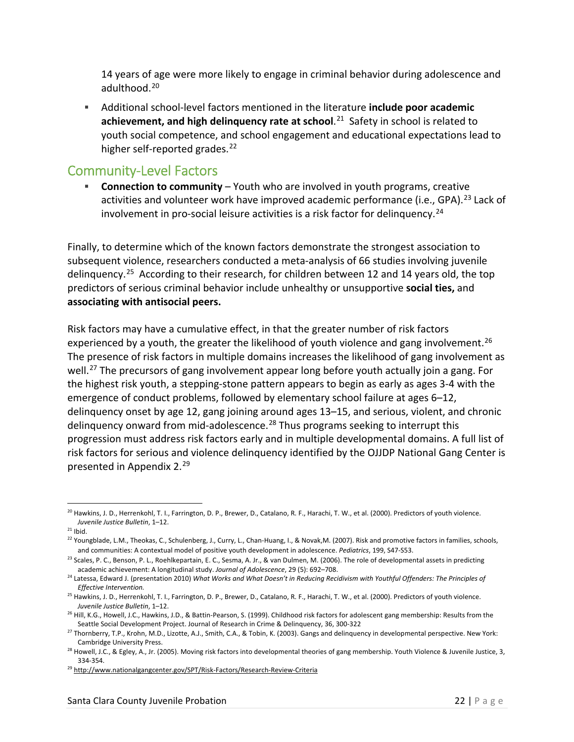14 years of age were more likely to engage in criminal behavior during adolescence and adulthood.[20]

- Additional school-level factors mentioned in the literature **include poor academic achievement, and high delinquency rate at school**.[21] Safety in school is related to youth social competence, and school engagement and educational expectations lead to higher self-reported grades.[22]

## Community-Level Factors

- **Connection to community** – Youth who are involved in youth programs, creative activities and volunteer work have improved academic performance (i.e., GPA).[23] Lack of involvement in pro-social leisure activities is a risk factor for delinquency.[24]

Finally, to determine which of the known factors demonstrate the strongest association to subsequent violence, researchers conducted a meta-analysis of 66 studies involving juvenile delinquency.[25] According to their research, for children between 12 and 14 years old, the top predictors of serious criminal behavior include unhealthy or unsupportive **social ties,** and **associating with antisocial peers.**

Risk factors may have a cumulative effect, in that the greater number of risk factors experienced by a youth, the greater the likelihood of youth violence and gang involvement.[26] The presence of risk factors in multiple domains increases the likelihood of gang involvement as well.[27] The precursors of gang involvement appear long before youth actually join a gang. For the highest risk youth, a stepping-stone pattern appears to begin as early as ages 3-4 with the emergence of conduct problems, followed by elementary school failure at ages 6–12, delinquency onset by age 12, gang joining around ages 13–15, and serious, violent, and chronic delinquency onward from mid-adolescence.[28] Thus programs seeking to interrupt this progression must address risk factors early and in multiple developmental domains. A full list of risk factors for serious and violence delinquency identified by the OJJDP National Gang Center is presented in Appendix 2.[29]

---

[20] Hawkins, J. D., Herrenkohl, T. I., Farrington, D. P., Brewer, D., Catalano, R. F., Harachi, T. W., et al. (2000). Predictors of youth violence. *Juvenile Justice Bulletin*, 1–12.

[21] Ibid.

[22] Youngblade, L.M., Theokas, C., Schulenberg, J., Curry, L., Chan-Huang, I., & Novak,M. (2007). Risk and promotive factors in families, schools, and communities: A contextual model of positive youth development in adolescence. *Pediatrics*, 199, S47-S53.

[23] Scales, P. C., Benson, P. L., Roehlkepartain, E. C., Sesma, A. Jr., & van Dulmen, M. (2006). The role of developmental assets in predicting academic achievement: A longitudinal study. *Journal of Adolescence*, 29 (5): 692–708.

[24] Latessa, Edward J. (presentation 2010) *What Works and What Doesn't in Reducing Recidivism with Youthful Offenders: The Principles of Effective Intervention.*

[25] Hawkins, J. D., Herrenkohl, T. I., Farrington, D. P., Brewer, D., Catalano, R. F., Harachi, T. W., et al. (2000). Predictors of youth violence. *Juvenile Justice Bulletin*, 1–12.

[26] Hill, K.G., Howell, J.C., Hawkins, J.D., & Battin-Pearson, S. (1999). Childhood risk factors for adolescent gang membership: Results from the Seattle Social Development Project. Journal of Research in Crime & Delinquency, 36, 300-322

[27] Thornberry, T.P., Krohn, M.D., Lizotte, A.J., Smith, C.A., & Tobin, K. (2003). Gangs and delinquency in developmental perspective. New York: Cambridge University Press.

[28] Howell, J.C., & Egley, A., Jr. (2005). Moving risk factors into developmental theories of gang membership. Youth Violence & Juvenile Justice, 3, 334-354.

[29] http://www.nationalgangcenter.gov/SPT/Risk-Factors/Research-Review-Criteria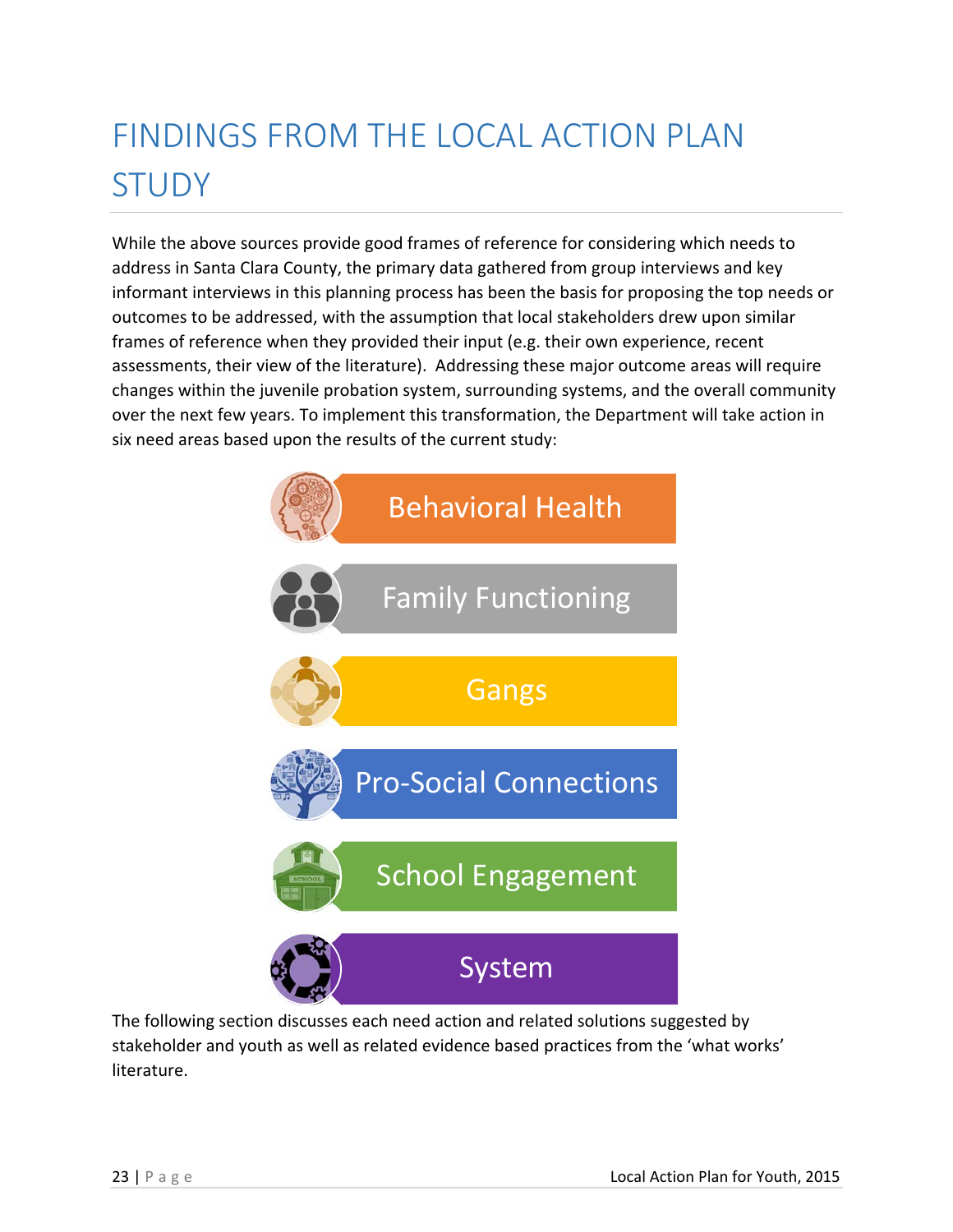# FINDINGS FROM THE LOCAL ACTION PLAN STUDY

While the above sources provide good frames of reference for considering which needs to address in Santa Clara County, the primary data gathered from group interviews and key informant interviews in this planning process has been the basis for proposing the top needs or outcomes to be addressed, with the assumption that local stakeholders drew upon similar frames of reference when they provided their input (e.g. their own experience, recent assessments, their view of the literature). Addressing these major outcome areas will require changes within the juvenile probation system, surrounding systems, and the overall community over the next few years. To implement this transformation, the Department will take action in six need areas based upon the results of the current study:

- Behavioral Health
- Family Functioning
- Gangs
- Pro-Social Connections
- School Engagement
- System

The following section discusses each need action and related solutions suggested by stakeholder and youth as well as related evidence based practices from the 'what works' literature.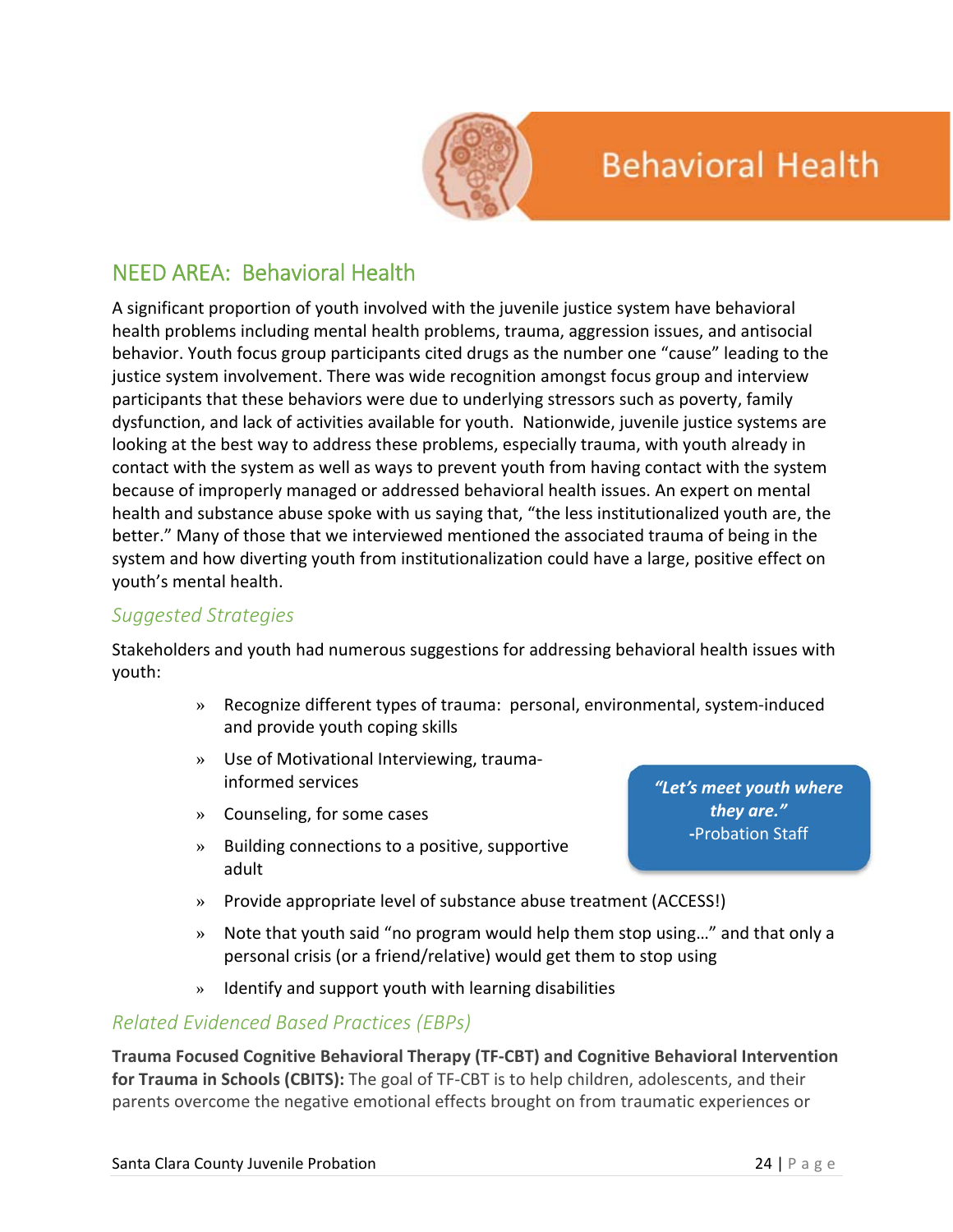# Behavioral Health

## NEED AREA: Behavioral Health

A significant proportion of youth involved with the juvenile justice system have behavioral health problems including mental health problems, trauma, aggression issues, and antisocial behavior. Youth focus group participants cited drugs as the number one "cause" leading to the justice system involvement. There was wide recognition amongst focus group and interview participants that these behaviors were due to underlying stressors such as poverty, family dysfunction, and lack of activities available for youth. Nationwide, juvenile justice systems are looking at the best way to address these problems, especially trauma, with youth already in contact with the system as well as ways to prevent youth from having contact with the system because of improperly managed or addressed behavioral health issues. An expert on mental health and substance abuse spoke with us saying that, "the less institutionalized youth are, the better." Many of those that we interviewed mentioned the associated trauma of being in the system and how diverting youth from institutionalization could have a large, positive effect on youth's mental health.

### *Suggested Strategies*

Stakeholders and youth had numerous suggestions for addressing behavioral health issues with youth:

- Recognize different types of trauma: personal, environmental, system-induced and provide youth coping skills
- Use of Motivational Interviewing, trauma-informed services
- Counseling, for some cases
- Building connections to a positive, supportive adult
- Provide appropriate level of substance abuse treatment (ACCESS!)
- Note that youth said "no program would help them stop using…" and that only a personal crisis (or a friend/relative) would get them to stop using
- Identify and support youth with learning disabilities

> ***"Let's meet youth where they are."***
> -Probation Staff

### *Related Evidenced Based Practices (EBPs)*

**Trauma Focused Cognitive Behavioral Therapy (TF-CBT) and Cognitive Behavioral Intervention for Trauma in Schools (CBITS):** The goal of TF-CBT is to help children, adolescents, and their parents overcome the negative emotional effects brought on from traumatic experiences or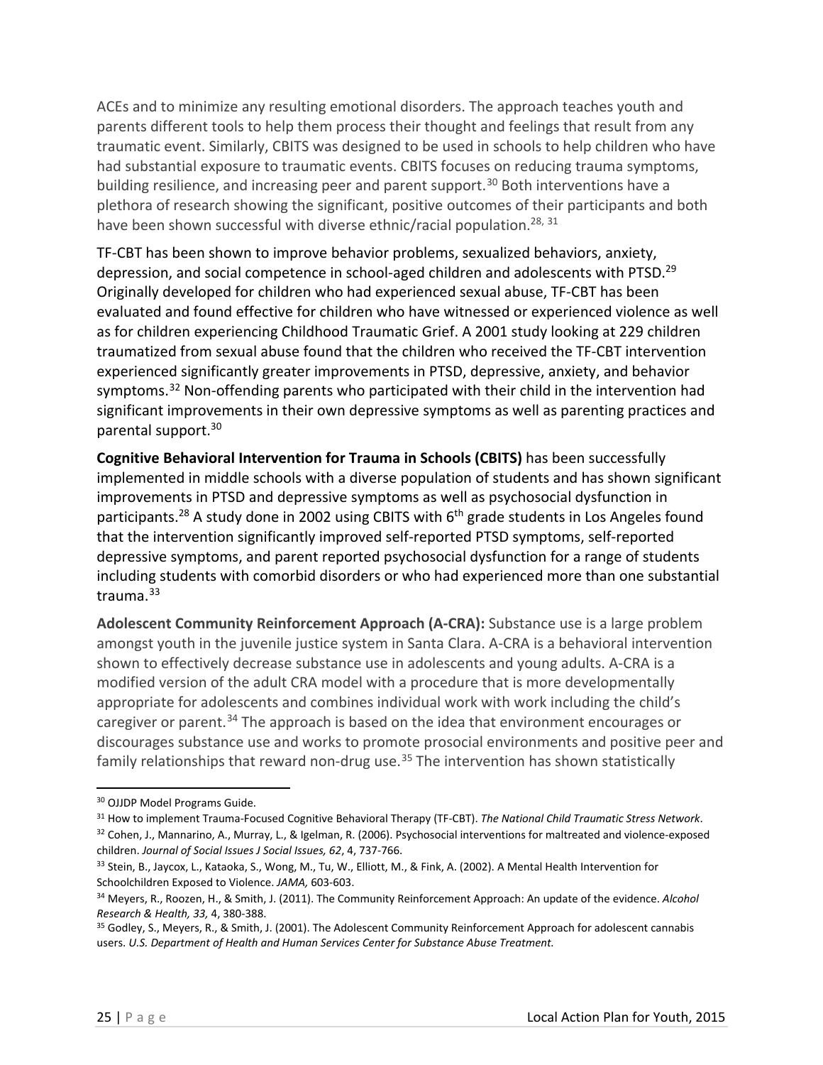ACEs and to minimize any resulting emotional disorders. The approach teaches youth and parents different tools to help them process their thought and feelings that result from any traumatic event. Similarly, CBITS was designed to be used in schools to help children who have had substantial exposure to traumatic events. CBITS focuses on reducing trauma symptoms, building resilience, and increasing peer and parent support.[30] Both interventions have a plethora of research showing the significant, positive outcomes of their participants and both have been shown successful with diverse ethnic/racial population.[28, 31]

TF-CBT has been shown to improve behavior problems, sexualized behaviors, anxiety, depression, and social competence in school-aged children and adolescents with PTSD.[29] Originally developed for children who had experienced sexual abuse, TF-CBT has been evaluated and found effective for children who have witnessed or experienced violence as well as for children experiencing Childhood Traumatic Grief. A 2001 study looking at 229 children traumatized from sexual abuse found that the children who received the TF-CBT intervention experienced significantly greater improvements in PTSD, depressive, anxiety, and behavior symptoms.[32] Non-offending parents who participated with their child in the intervention had significant improvements in their own depressive symptoms as well as parenting practices and parental support.[30]

**Cognitive Behavioral Intervention for Trauma in Schools (CBITS)** has been successfully implemented in middle schools with a diverse population of students and has shown significant improvements in PTSD and depressive symptoms as well as psychosocial dysfunction in participants.[28] A study done in 2002 using CBITS with 6th grade students in Los Angeles found that the intervention significantly improved self-reported PTSD symptoms, self-reported depressive symptoms, and parent reported psychosocial dysfunction for a range of students including students with comorbid disorders or who had experienced more than one substantial trauma.[33]

**Adolescent Community Reinforcement Approach (A-CRA):** Substance use is a large problem amongst youth in the juvenile justice system in Santa Clara. A-CRA is a behavioral intervention shown to effectively decrease substance use in adolescents and young adults. A-CRA is a modified version of the adult CRA model with a procedure that is more developmentally appropriate for adolescents and combines individual work with work including the child's caregiver or parent.[34] The approach is based on the idea that environment encourages or discourages substance use and works to promote prosocial environments and positive peer and family relationships that reward non-drug use.[35] The intervention has shown statistically

---

[30] OJJDP Model Programs Guide.

[31] How to implement Trauma-Focused Cognitive Behavioral Therapy (TF-CBT). *The National Child Traumatic Stress Network*.

[32] Cohen, J., Mannarino, A., Murray, L., & Igelman, R. (2006). Psychosocial interventions for maltreated and violence-exposed children. *Journal of Social Issues J Social Issues, 62*, 4, 737-766.

[33] Stein, B., Jaycox, L., Kataoka, S., Wong, M., Tu, W., Elliott, M., & Fink, A. (2002). A Mental Health Intervention for Schoolchildren Exposed to Violence. *JAMA,* 603-603.

[34] Meyers, R., Roozen, H., & Smith, J. (2011). The Community Reinforcement Approach: An update of the evidence. *Alcohol Research & Health, 33,* 4, 380-388.

[35] Godley, S., Meyers, R., & Smith, J. (2001). The Adolescent Community Reinforcement Approach for adolescent cannabis users. *U.S. Department of Health and Human Services Center for Substance Abuse Treatment.*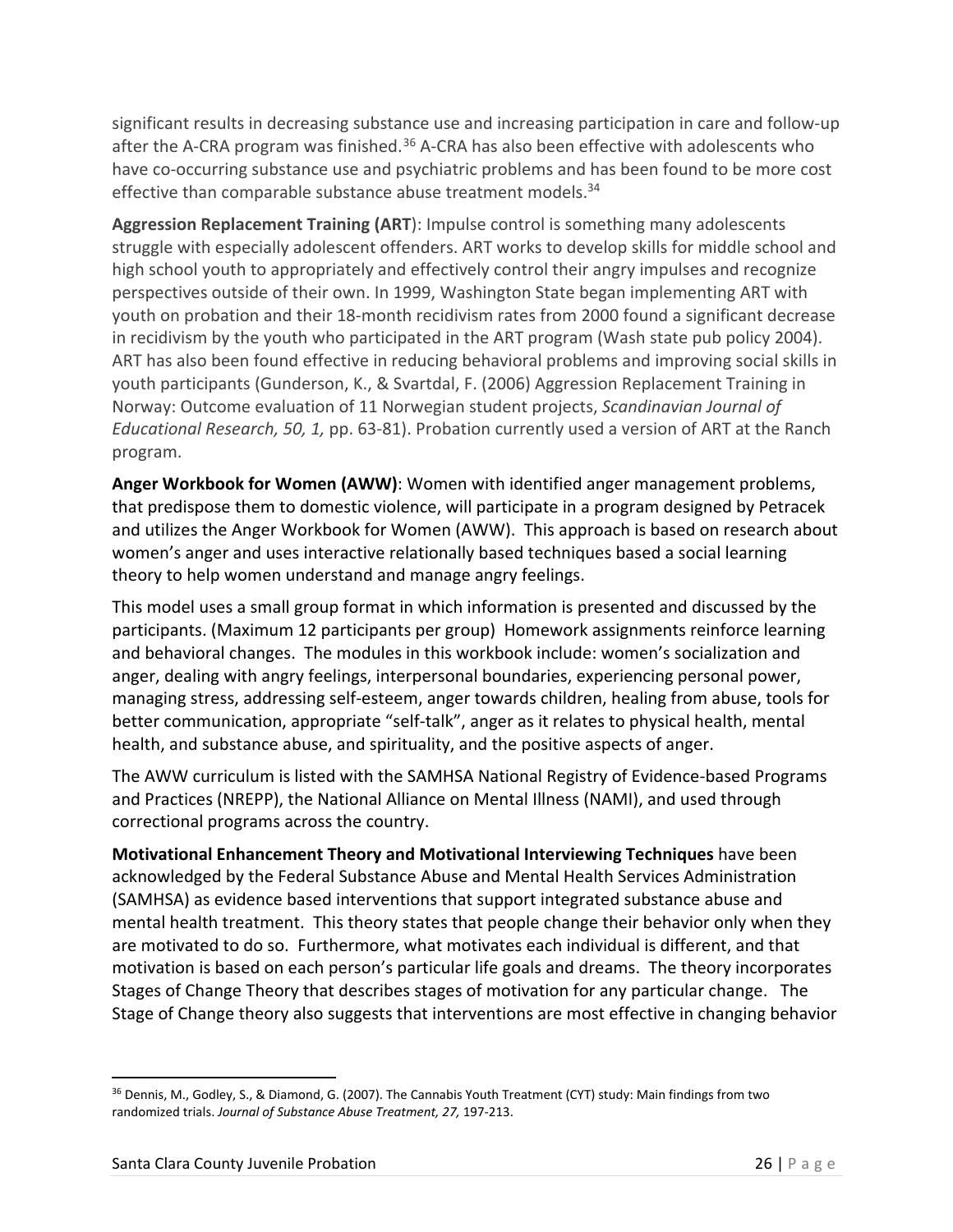significant results in decreasing substance use and increasing participation in care and follow-up after the A-CRA program was finished.[36] A-CRA has also been effective with adolescents who have co-occurring substance use and psychiatric problems and has been found to be more cost effective than comparable substance abuse treatment models.[34]

**Aggression Replacement Training (ART**): Impulse control is something many adolescents struggle with especially adolescent offenders. ART works to develop skills for middle school and high school youth to appropriately and effectively control their angry impulses and recognize perspectives outside of their own. In 1999, Washington State began implementing ART with youth on probation and their 18-month recidivism rates from 2000 found a significant decrease in recidivism by the youth who participated in the ART program (Wash state pub policy 2004). ART has also been found effective in reducing behavioral problems and improving social skills in youth participants (Gunderson, K., & Svartdal, F. (2006) Aggression Replacement Training in Norway: Outcome evaluation of 11 Norwegian student projects, *Scandinavian Journal of Educational Research, 50, 1,* pp. 63-81). Probation currently used a version of ART at the Ranch program.

**Anger Workbook for Women (AWW)**: Women with identified anger management problems, that predispose them to domestic violence, will participate in a program designed by Petracek and utilizes the Anger Workbook for Women (AWW). This approach is based on research about women's anger and uses interactive relationally based techniques based a social learning theory to help women understand and manage angry feelings.

This model uses a small group format in which information is presented and discussed by the participants. (Maximum 12 participants per group) Homework assignments reinforce learning and behavioral changes. The modules in this workbook include: women's socialization and anger, dealing with angry feelings, interpersonal boundaries, experiencing personal power, managing stress, addressing self-esteem, anger towards children, healing from abuse, tools for better communication, appropriate "self-talk", anger as it relates to physical health, mental health, and substance abuse, and spirituality, and the positive aspects of anger.

The AWW curriculum is listed with the SAMHSA National Registry of Evidence-based Programs and Practices (NREPP), the National Alliance on Mental Illness (NAMI), and used through correctional programs across the country.

**Motivational Enhancement Theory and Motivational Interviewing Techniques** have been acknowledged by the Federal Substance Abuse and Mental Health Services Administration (SAMHSA) as evidence based interventions that support integrated substance abuse and mental health treatment. This theory states that people change their behavior only when they are motivated to do so. Furthermore, what motivates each individual is different, and that motivation is based on each person's particular life goals and dreams. The theory incorporates Stages of Change Theory that describes stages of motivation for any particular change. The Stage of Change theory also suggests that interventions are most effective in changing behavior

---

[36] Dennis, M., Godley, S., & Diamond, G. (2007). The Cannabis Youth Treatment (CYT) study: Main findings from two randomized trials. *Journal of Substance Abuse Treatment, 27,* 197-213.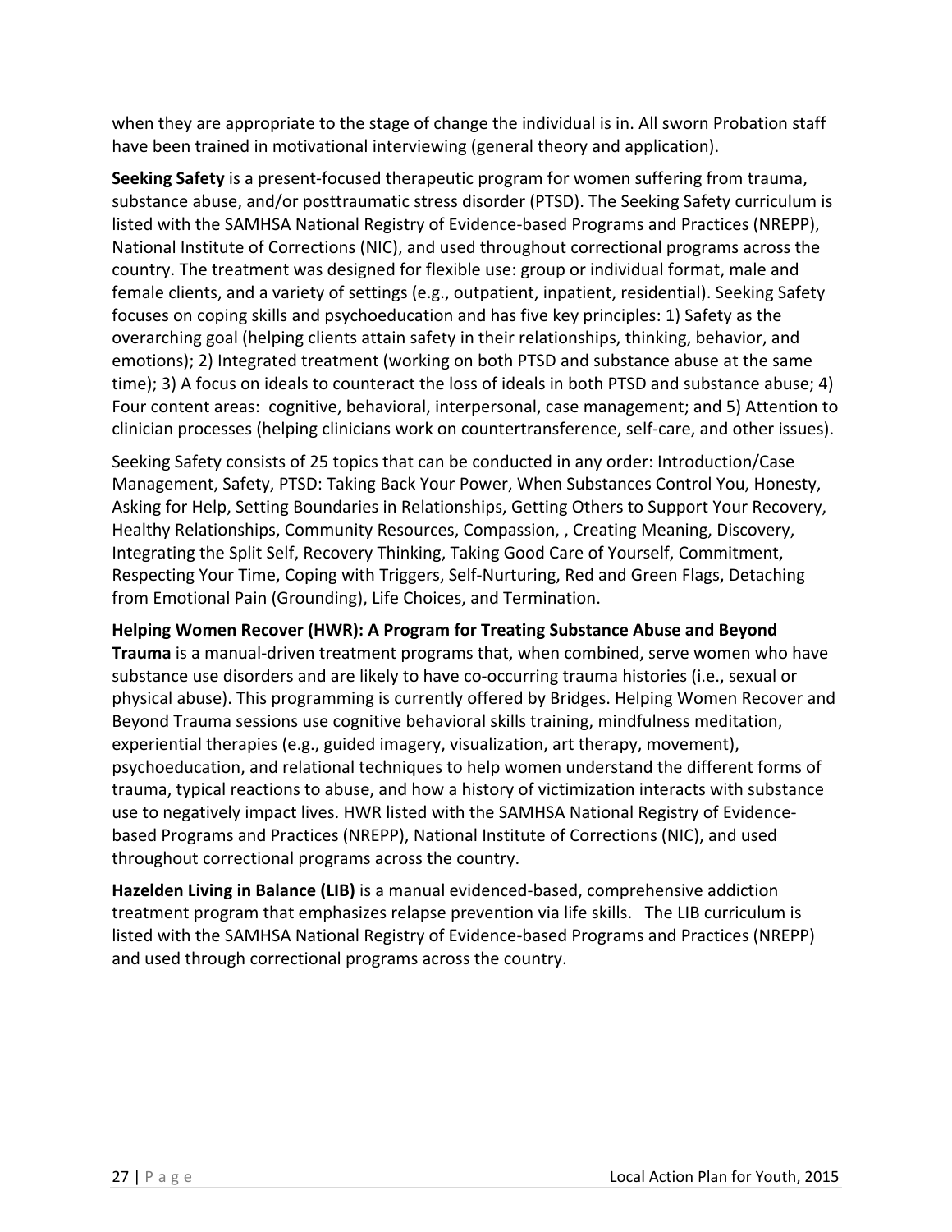when they are appropriate to the stage of change the individual is in. All sworn Probation staff have been trained in motivational interviewing (general theory and application).

**Seeking Safety** is a present-focused therapeutic program for women suffering from trauma, substance abuse, and/or posttraumatic stress disorder (PTSD). The Seeking Safety curriculum is listed with the SAMHSA National Registry of Evidence-based Programs and Practices (NREPP), National Institute of Corrections (NIC), and used throughout correctional programs across the country. The treatment was designed for flexible use: group or individual format, male and female clients, and a variety of settings (e.g., outpatient, inpatient, residential). Seeking Safety focuses on coping skills and psychoeducation and has five key principles: 1) Safety as the overarching goal (helping clients attain safety in their relationships, thinking, behavior, and emotions); 2) Integrated treatment (working on both PTSD and substance abuse at the same time); 3) A focus on ideals to counteract the loss of ideals in both PTSD and substance abuse; 4) Four content areas: cognitive, behavioral, interpersonal, case management; and 5) Attention to clinician processes (helping clinicians work on countertransference, self-care, and other issues).

Seeking Safety consists of 25 topics that can be conducted in any order: Introduction/Case Management, Safety, PTSD: Taking Back Your Power, When Substances Control You, Honesty, Asking for Help, Setting Boundaries in Relationships, Getting Others to Support Your Recovery, Healthy Relationships, Community Resources, Compassion, , Creating Meaning, Discovery, Integrating the Split Self, Recovery Thinking, Taking Good Care of Yourself, Commitment, Respecting Your Time, Coping with Triggers, Self-Nurturing, Red and Green Flags, Detaching from Emotional Pain (Grounding), Life Choices, and Termination.

**Helping Women Recover (HWR): A Program for Treating Substance Abuse and Beyond Trauma** is a manual-driven treatment programs that, when combined, serve women who have substance use disorders and are likely to have co-occurring trauma histories (i.e., sexual or physical abuse). This programming is currently offered by Bridges. Helping Women Recover and Beyond Trauma sessions use cognitive behavioral skills training, mindfulness meditation, experiential therapies (e.g., guided imagery, visualization, art therapy, movement), psychoeducation, and relational techniques to help women understand the different forms of trauma, typical reactions to abuse, and how a history of victimization interacts with substance use to negatively impact lives. HWR listed with the SAMHSA National Registry of Evidence-based Programs and Practices (NREPP), National Institute of Corrections (NIC), and used throughout correctional programs across the country.

**Hazelden Living in Balance (LIB)** is a manual evidenced-based, comprehensive addiction treatment program that emphasizes relapse prevention via life skills. The LIB curriculum is listed with the SAMHSA National Registry of Evidence-based Programs and Practices (NREPP) and used through correctional programs across the country.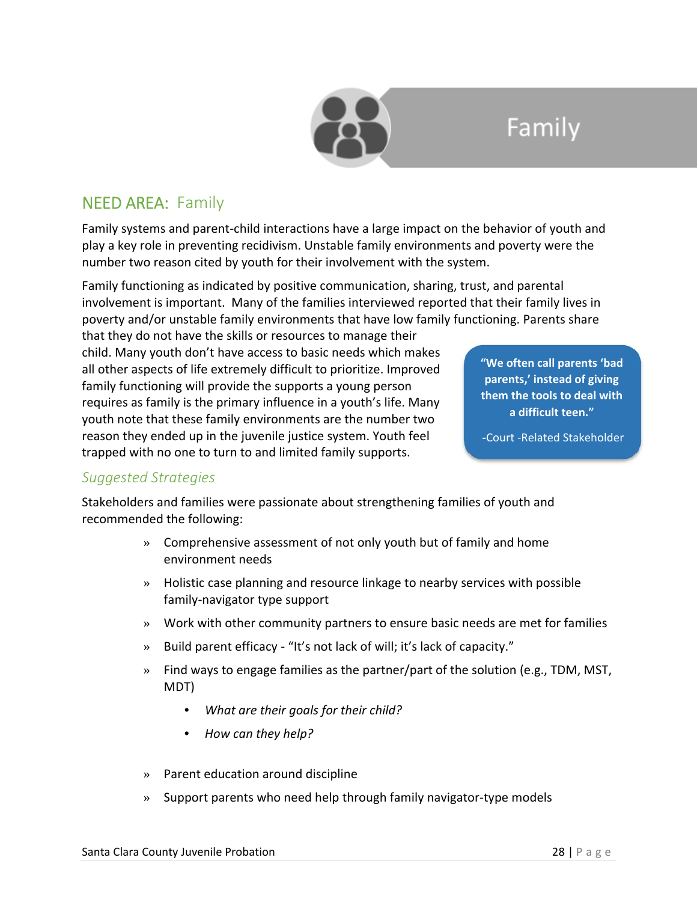# Family

## NEED AREA: Family

Family systems and parent-child interactions have a large impact on the behavior of youth and play a key role in preventing recidivism. Unstable family environments and poverty were the number two reason cited by youth for their involvement with the system.

Family functioning as indicated by positive communication, sharing, trust, and parental involvement is important. Many of the families interviewed reported that their family lives in poverty and/or unstable family environments that have low family functioning. Parents share that they do not have the skills or resources to manage their child. Many youth don't have access to basic needs which makes all other aspects of life extremely difficult to prioritize. Improved family functioning will provide the supports a young person requires as family is the primary influence in a youth's life. Many youth note that these family environments are the number two reason they ended up in the juvenile justice system. Youth feel trapped with no one to turn to and limited family supports.

> **"We often call parents 'bad parents,' instead of giving them the tools to deal with a difficult teen."**
>
> **-**Court -Related Stakeholder

### *Suggested Strategies*

Stakeholders and families were passionate about strengthening families of youth and recommended the following:

- Comprehensive assessment of not only youth but of family and home environment needs
- Holistic case planning and resource linkage to nearby services with possible family-navigator type support
- Work with other community partners to ensure basic needs are met for families
- Build parent efficacy - "It's not lack of will; it's lack of capacity."
- Find ways to engage families as the partner/part of the solution (e.g., TDM, MST, MDT)
  - *What are their goals for their child?*
  - *How can they help?*
- Parent education around discipline
- Support parents who need help through family navigator-type models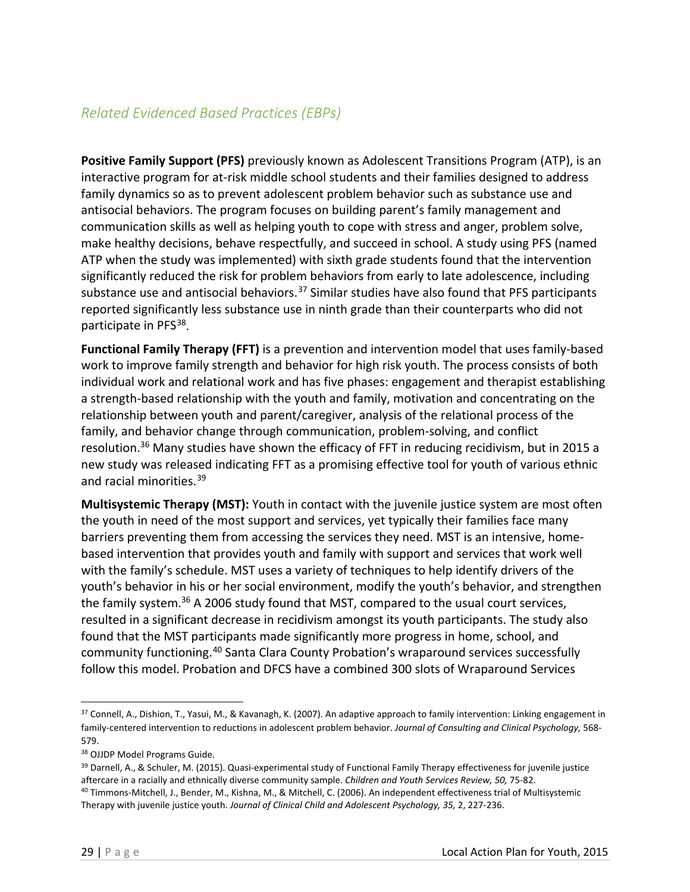## *Related Evidenced Based Practices (EBPs)*

**Positive Family Support (PFS)** previously known as Adolescent Transitions Program (ATP), is an interactive program for at-risk middle school students and their families designed to address family dynamics so as to prevent adolescent problem behavior such as substance use and antisocial behaviors. The program focuses on building parent's family management and communication skills as well as helping youth to cope with stress and anger, problem solve, make healthy decisions, behave respectfully, and succeed in school. A study using PFS (named ATP when the study was implemented) with sixth grade students found that the intervention significantly reduced the risk for problem behaviors from early to late adolescence, including substance use and antisocial behaviors.[37] Similar studies have also found that PFS participants reported significantly less substance use in ninth grade than their counterparts who did not participate in PFS[38].

**Functional Family Therapy (FFT)** is a prevention and intervention model that uses family-based work to improve family strength and behavior for high risk youth. The process consists of both individual work and relational work and has five phases: engagement and therapist establishing a strength-based relationship with the youth and family, motivation and concentrating on the relationship between youth and parent/caregiver, analysis of the relational process of the family, and behavior change through communication, problem-solving, and conflict resolution.[36] Many studies have shown the efficacy of FFT in reducing recidivism, but in 2015 a new study was released indicating FFT as a promising effective tool for youth of various ethnic and racial minorities.[39]

**Multisystemic Therapy (MST):** Youth in contact with the juvenile justice system are most often the youth in need of the most support and services, yet typically their families face many barriers preventing them from accessing the services they need. MST is an intensive, home-based intervention that provides youth and family with support and services that work well with the family's schedule. MST uses a variety of techniques to help identify drivers of the youth's behavior in his or her social environment, modify the youth's behavior, and strengthen the family system.[36] A 2006 study found that MST, compared to the usual court services, resulted in a significant decrease in recidivism amongst its youth participants. The study also found that the MST participants made significantly more progress in home, school, and community functioning.[40] Santa Clara County Probation's wraparound services successfully follow this model. Probation and DFCS have a combined 300 slots of Wraparound Services

---

[37] Connell, A., Dishion, T., Yasui, M., & Kavanagh, K. (2007). An adaptive approach to family intervention: Linking engagement in family-centered intervention to reductions in adolescent problem behavior. *Journal of Consulting and Clinical Psychology,* 568-579.

[38] OJJDP Model Programs Guide.

[39] Darnell, A., & Schuler, M. (2015). Quasi-experimental study of Functional Family Therapy effectiveness for juvenile justice aftercare in a racially and ethnically diverse community sample. *Children and Youth Services Review, 50,* 75-82.

[40] Timmons-Mitchell, J., Bender, M., Kishna, M., & Mitchell, C. (2006). An independent effectiveness trial of Multisystemic Therapy with juvenile justice youth. *Journal of Clinical Child and Adolescent Psychology, 35,* 2, 227-236.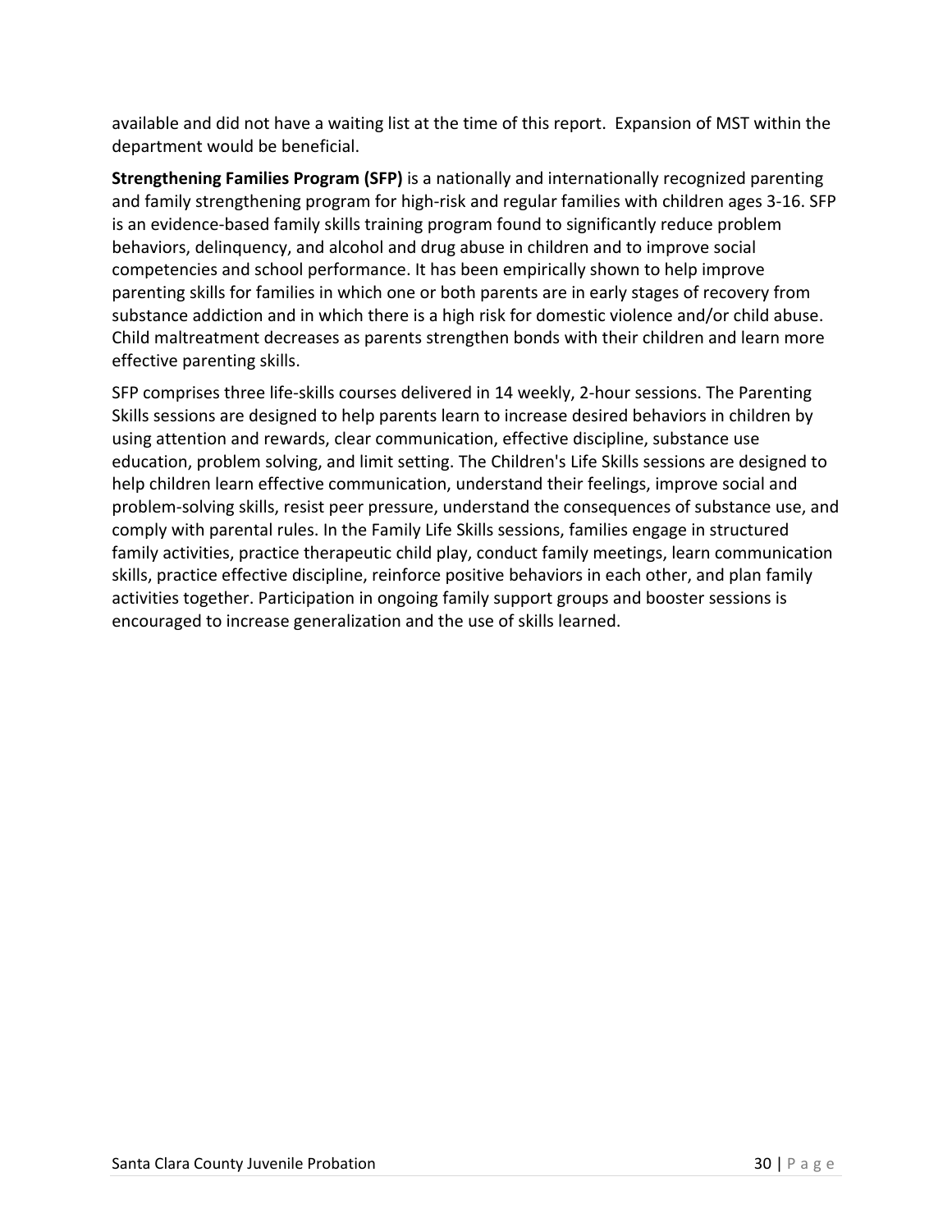available and did not have a waiting list at the time of this report.  Expansion of MST within the department would be beneficial.

**Strengthening Families Program (SFP)** is a nationally and internationally recognized parenting and family strengthening program for high-risk and regular families with children ages 3-16. SFP is an evidence-based family skills training program found to significantly reduce problem behaviors, delinquency, and alcohol and drug abuse in children and to improve social competencies and school performance. It has been empirically shown to help improve parenting skills for families in which one or both parents are in early stages of recovery from substance addiction and in which there is a high risk for domestic violence and/or child abuse. Child maltreatment decreases as parents strengthen bonds with their children and learn more effective parenting skills.

SFP comprises three life-skills courses delivered in 14 weekly, 2-hour sessions. The Parenting Skills sessions are designed to help parents learn to increase desired behaviors in children by using attention and rewards, clear communication, effective discipline, substance use education, problem solving, and limit setting. The Children's Life Skills sessions are designed to help children learn effective communication, understand their feelings, improve social and problem-solving skills, resist peer pressure, understand the consequences of substance use, and comply with parental rules. In the Family Life Skills sessions, families engage in structured family activities, practice therapeutic child play, conduct family meetings, learn communication skills, practice effective discipline, reinforce positive behaviors in each other, and plan family activities together. Participation in ongoing family support groups and booster sessions is encouraged to increase generalization and the use of skills learned.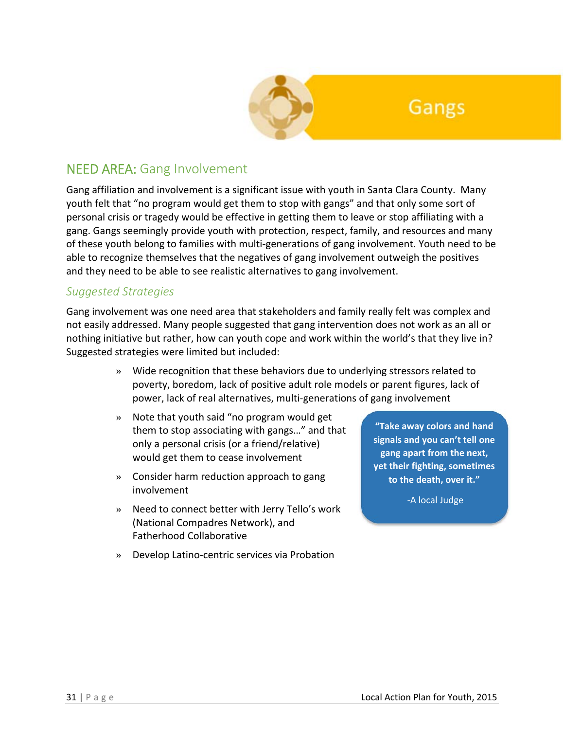# Gangs

## NEED AREA: Gang Involvement

Gang affiliation and involvement is a significant issue with youth in Santa Clara County. Many youth felt that "no program would get them to stop with gangs" and that only some sort of personal crisis or tragedy would be effective in getting them to leave or stop affiliating with a gang. Gangs seemingly provide youth with protection, respect, family, and resources and many of these youth belong to families with multi-generations of gang involvement. Youth need to be able to recognize themselves that the negatives of gang involvement outweigh the positives and they need to be able to see realistic alternatives to gang involvement.

### *Suggested Strategies*

Gang involvement was one need area that stakeholders and family really felt was complex and not easily addressed. Many people suggested that gang intervention does not work as an all or nothing initiative but rather, how can youth cope and work within the world's that they live in? Suggested strategies were limited but included:

- Wide recognition that these behaviors due to underlying stressors related to poverty, boredom, lack of positive adult role models or parent figures, lack of power, lack of real alternatives, multi-generations of gang involvement
- Note that youth said "no program would get them to stop associating with gangs…" and that only a personal crisis (or a friend/relative) would get them to cease involvement
- Consider harm reduction approach to gang involvement
- Need to connect better with Jerry Tello's work (National Compadres Network), and Fatherhood Collaborative
- Develop Latino-centric services via Probation

> **"Take away colors and hand signals and you can't tell one gang apart from the next, yet their fighting, sometimes to the death, over it."**
>
> -A local Judge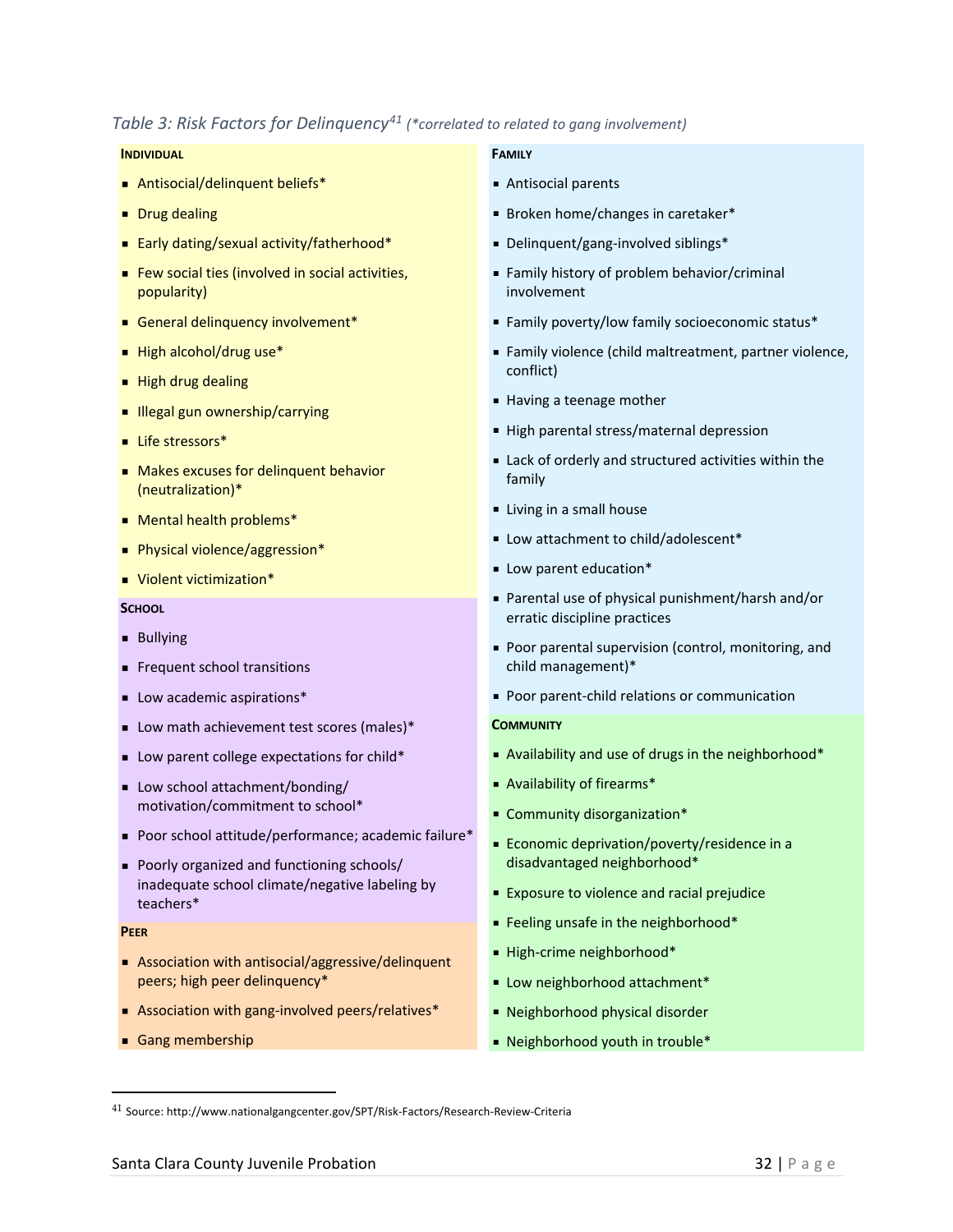*Table 3: Risk Factors for Delinquency[41] (*correlated to related to gang involvement)*

**INDIVIDUAL**

- Antisocial/delinquent beliefs*
- Drug dealing
- Early dating/sexual activity/fatherhood*
- Few social ties (involved in social activities, popularity)
- General delinquency involvement*
- High alcohol/drug use*
- High drug dealing
- Illegal gun ownership/carrying
- Life stressors*
- Makes excuses for delinquent behavior (neutralization)*
- Mental health problems*
- Physical violence/aggression*
- Violent victimization*

**SCHOOL**

- Bullying
- Frequent school transitions
- Low academic aspirations*
- Low math achievement test scores (males)*
- Low parent college expectations for child*
- Low school attachment/bonding/ motivation/commitment to school*
- Poor school attitude/performance; academic failure*
- Poorly organized and functioning schools/ inadequate school climate/negative labeling by teachers*

**PEER**

- Association with antisocial/aggressive/delinquent peers; high peer delinquency*
- Association with gang-involved peers/relatives*
- Gang membership

**FAMILY**

- Antisocial parents
- Broken home/changes in caretaker*
- Delinquent/gang-involved siblings*
- Family history of problem behavior/criminal involvement
- Family poverty/low family socioeconomic status*
- Family violence (child maltreatment, partner violence, conflict)
- Having a teenage mother
- High parental stress/maternal depression
- Lack of orderly and structured activities within the family
- Living in a small house
- Low attachment to child/adolescent*
- Low parent education*
- Parental use of physical punishment/harsh and/or erratic discipline practices
- Poor parental supervision (control, monitoring, and child management)*
- Poor parent-child relations or communication

**COMMUNITY**

- Availability and use of drugs in the neighborhood*
- Availability of firearms*
- Community disorganization*
- Economic deprivation/poverty/residence in a disadvantaged neighborhood*
- Exposure to violence and racial prejudice
- Feeling unsafe in the neighborhood*
- High-crime neighborhood*
- Low neighborhood attachment*
- Neighborhood physical disorder
- Neighborhood youth in trouble*

---

[41] Source: http://www.nationalgangcenter.gov/SPT/Risk-Factors/Research-Review-Criteria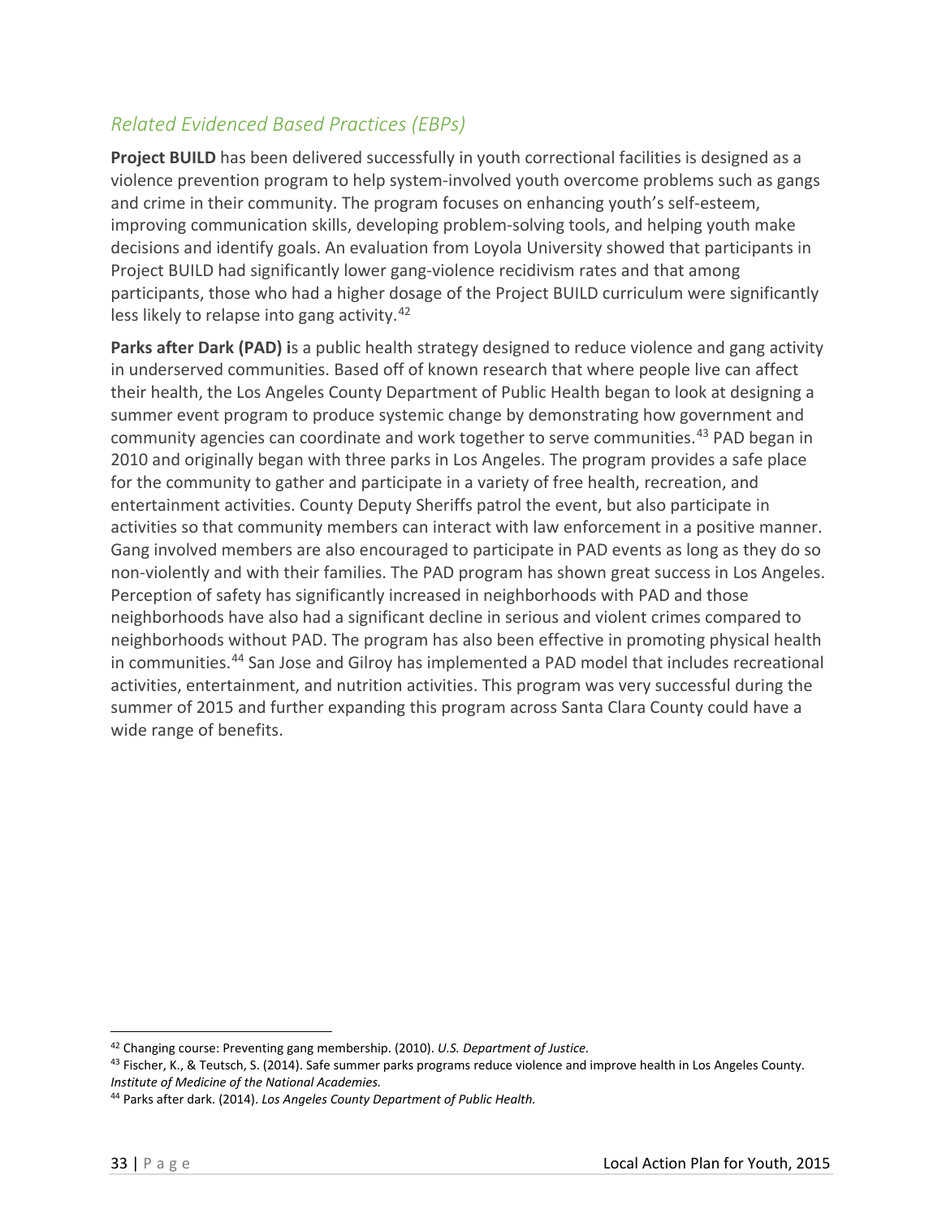## *Related Evidenced Based Practices (EBPs)*

**Project BUILD** has been delivered successfully in youth correctional facilities is designed as a violence prevention program to help system-involved youth overcome problems such as gangs and crime in their community. The program focuses on enhancing youth's self-esteem, improving communication skills, developing problem-solving tools, and helping youth make decisions and identify goals. An evaluation from Loyola University showed that participants in Project BUILD had significantly lower gang-violence recidivism rates and that among participants, those who had a higher dosage of the Project BUILD curriculum were significantly less likely to relapse into gang activity.[42]

**Parks after Dark (PAD) i**s a public health strategy designed to reduce violence and gang activity in underserved communities. Based off of known research that where people live can affect their health, the Los Angeles County Department of Public Health began to look at designing a summer event program to produce systemic change by demonstrating how government and community agencies can coordinate and work together to serve communities.[43] PAD began in 2010 and originally began with three parks in Los Angeles. The program provides a safe place for the community to gather and participate in a variety of free health, recreation, and entertainment activities. County Deputy Sheriffs patrol the event, but also participate in activities so that community members can interact with law enforcement in a positive manner. Gang involved members are also encouraged to participate in PAD events as long as they do so non-violently and with their families. The PAD program has shown great success in Los Angeles. Perception of safety has significantly increased in neighborhoods with PAD and those neighborhoods have also had a significant decline in serious and violent crimes compared to neighborhoods without PAD. The program has also been effective in promoting physical health in communities.[44] San Jose and Gilroy has implemented a PAD model that includes recreational activities, entertainment, and nutrition activities. This program was very successful during the summer of 2015 and further expanding this program across Santa Clara County could have a wide range of benefits.

---

[42] Changing course: Preventing gang membership. (2010). *U.S. Department of Justice.*

[43] Fischer, K., & Teutsch, S. (2014). Safe summer parks programs reduce violence and improve health in Los Angeles County. *Institute of Medicine of the National Academies.*

[44] Parks after dark. (2014). *Los Angeles County Department of Public Health.*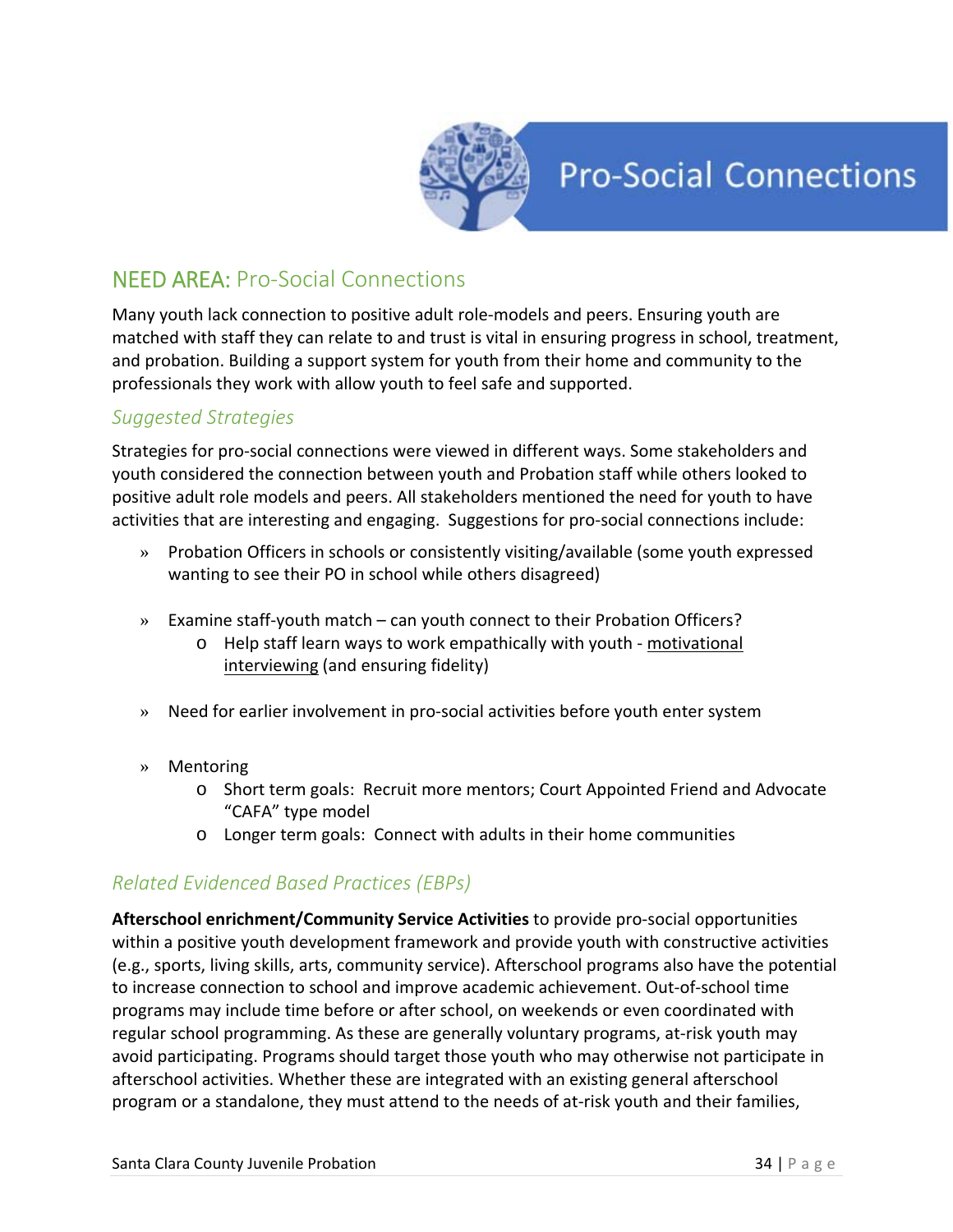# Pro-Social Connections

## NEED AREA: Pro-Social Connections

Many youth lack connection to positive adult role-models and peers. Ensuring youth are matched with staff they can relate to and trust is vital in ensuring progress in school, treatment, and probation. Building a support system for youth from their home and community to the professionals they work with allow youth to feel safe and supported.

### *Suggested Strategies*

Strategies for pro-social connections were viewed in different ways. Some stakeholders and youth considered the connection between youth and Probation staff while others looked to positive adult role models and peers. All stakeholders mentioned the need for youth to have activities that are interesting and engaging. Suggestions for pro-social connections include:

- Probation Officers in schools or consistently visiting/available (some youth expressed wanting to see their PO in school while others disagreed)
- Examine staff-youth match – can youth connect to their Probation Officers?
  - Help staff learn ways to work empathically with youth - motivational interviewing (and ensuring fidelity)
- Need for earlier involvement in pro-social activities before youth enter system
- Mentoring
  - Short term goals: Recruit more mentors; Court Appointed Friend and Advocate "CAFA" type model
  - Longer term goals: Connect with adults in their home communities

### *Related Evidenced Based Practices (EBPs)*

**Afterschool enrichment/Community Service Activities** to provide pro-social opportunities within a positive youth development framework and provide youth with constructive activities (e.g., sports, living skills, arts, community service). Afterschool programs also have the potential to increase connection to school and improve academic achievement. Out-of-school time programs may include time before or after school, on weekends or even coordinated with regular school programming. As these are generally voluntary programs, at-risk youth may avoid participating. Programs should target those youth who may otherwise not participate in afterschool activities. Whether these are integrated with an existing general afterschool program or a standalone, they must attend to the needs of at-risk youth and their families,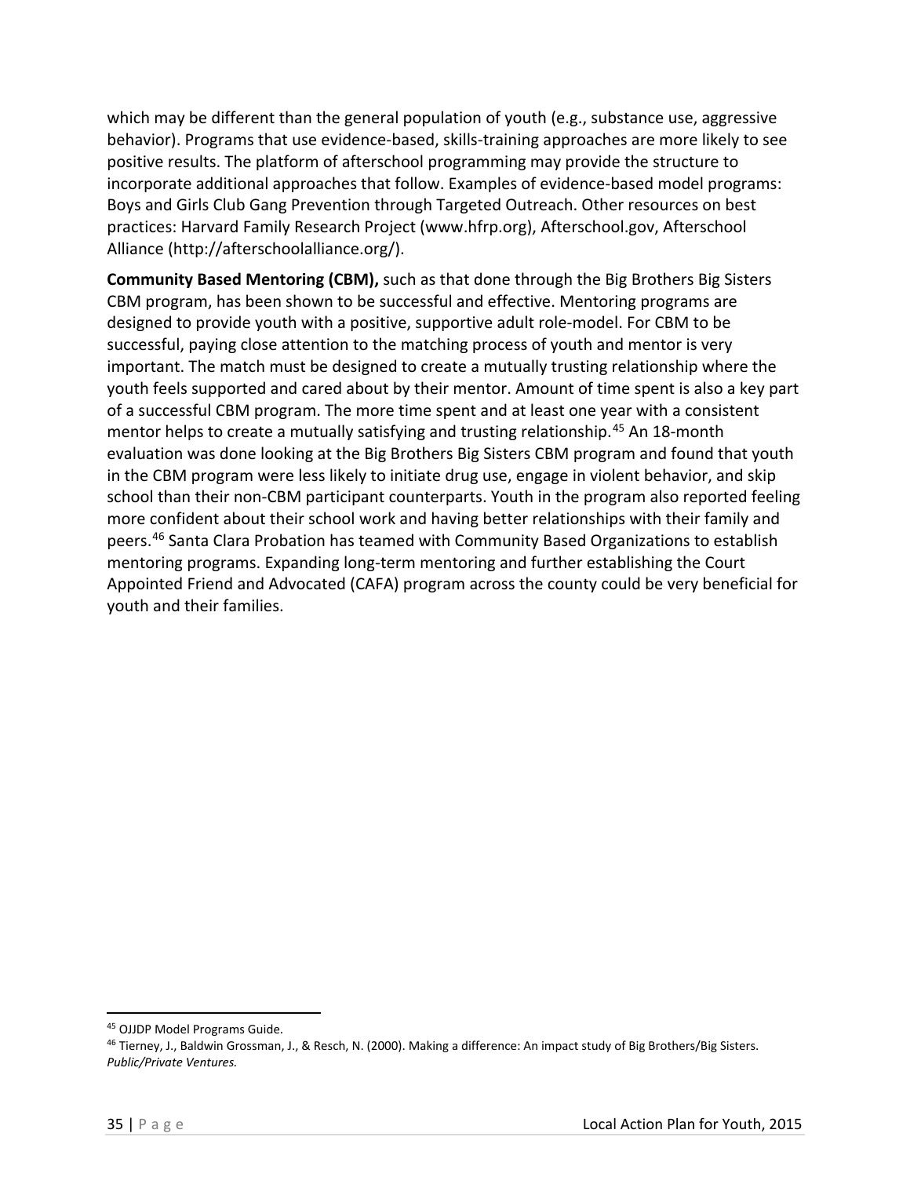which may be different than the general population of youth (e.g., substance use, aggressive behavior). Programs that use evidence-based, skills-training approaches are more likely to see positive results. The platform of afterschool programming may provide the structure to incorporate additional approaches that follow. Examples of evidence-based model programs: Boys and Girls Club Gang Prevention through Targeted Outreach. Other resources on best practices: Harvard Family Research Project (www.hfrp.org), Afterschool.gov, Afterschool Alliance (http://afterschoolalliance.org/).

**Community Based Mentoring (CBM),** such as that done through the Big Brothers Big Sisters CBM program, has been shown to be successful and effective. Mentoring programs are designed to provide youth with a positive, supportive adult role-model. For CBM to be successful, paying close attention to the matching process of youth and mentor is very important. The match must be designed to create a mutually trusting relationship where the youth feels supported and cared about by their mentor. Amount of time spent is also a key part of a successful CBM program. The more time spent and at least one year with a consistent mentor helps to create a mutually satisfying and trusting relationship.[45] An 18-month evaluation was done looking at the Big Brothers Big Sisters CBM program and found that youth in the CBM program were less likely to initiate drug use, engage in violent behavior, and skip school than their non-CBM participant counterparts. Youth in the program also reported feeling more confident about their school work and having better relationships with their family and peers.[46] Santa Clara Probation has teamed with Community Based Organizations to establish mentoring programs. Expanding long-term mentoring and further establishing the Court Appointed Friend and Advocated (CAFA) program across the county could be very beneficial for youth and their families.

---

[45] OJJDP Model Programs Guide.

[46] Tierney, J., Baldwin Grossman, J., & Resch, N. (2000). Making a difference: An impact study of Big Brothers/Big Sisters. *Public/Private Ventures.*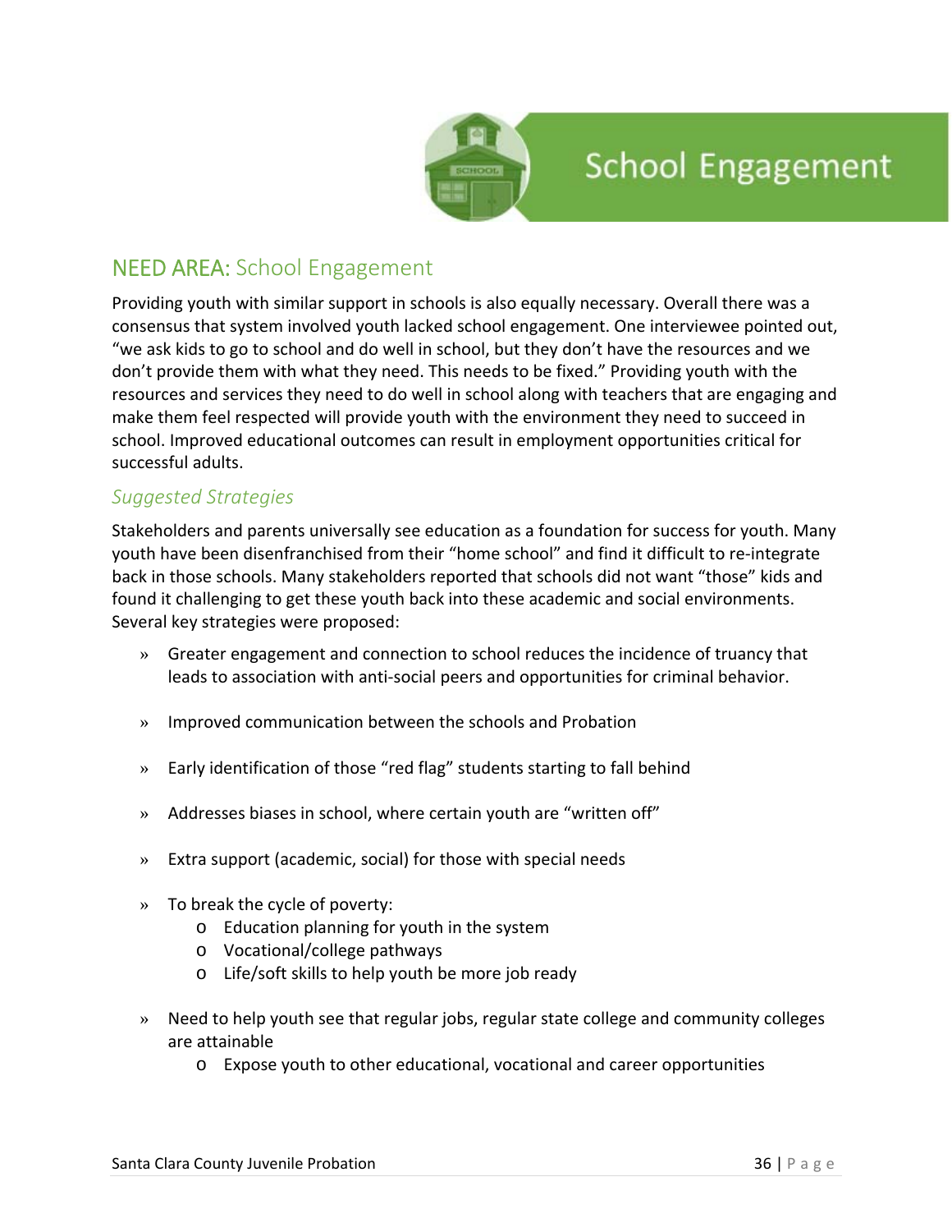# School Engagement

## NEED AREA: School Engagement

Providing youth with similar support in schools is also equally necessary. Overall there was a consensus that system involved youth lacked school engagement. One interviewee pointed out, "we ask kids to go to school and do well in school, but they don't have the resources and we don't provide them with what they need. This needs to be fixed." Providing youth with the resources and services they need to do well in school along with teachers that are engaging and make them feel respected will provide youth with the environment they need to succeed in school. Improved educational outcomes can result in employment opportunities critical for successful adults.

### *Suggested Strategies*

Stakeholders and parents universally see education as a foundation for success for youth. Many youth have been disenfranchised from their "home school" and find it difficult to re-integrate back in those schools. Many stakeholders reported that schools did not want "those" kids and found it challenging to get these youth back into these academic and social environments. Several key strategies were proposed:

- Greater engagement and connection to school reduces the incidence of truancy that leads to association with anti-social peers and opportunities for criminal behavior.
- Improved communication between the schools and Probation
- Early identification of those "red flag" students starting to fall behind
- Addresses biases in school, where certain youth are "written off"
- Extra support (academic, social) for those with special needs
- To break the cycle of poverty:
  - Education planning for youth in the system
  - Vocational/college pathways
  - Life/soft skills to help youth be more job ready
- Need to help youth see that regular jobs, regular state college and community colleges are attainable
  - Expose youth to other educational, vocational and career opportunities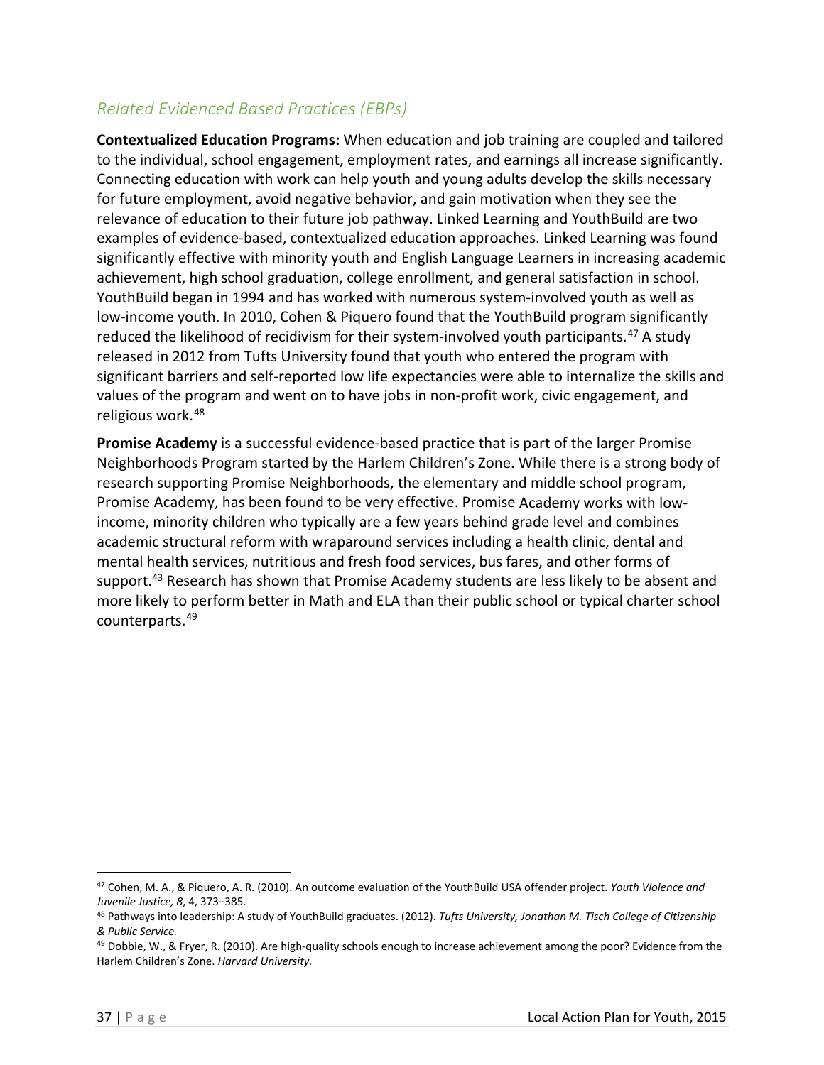### *Related Evidenced Based Practices (EBPs)*

**Contextualized Education Programs:** When education and job training are coupled and tailored to the individual, school engagement, employment rates, and earnings all increase significantly. Connecting education with work can help youth and young adults develop the skills necessary for future employment, avoid negative behavior, and gain motivation when they see the relevance of education to their future job pathway. Linked Learning and YouthBuild are two examples of evidence-based, contextualized education approaches. Linked Learning was found significantly effective with minority youth and English Language Learners in increasing academic achievement, high school graduation, college enrollment, and general satisfaction in school. YouthBuild began in 1994 and has worked with numerous system-involved youth as well as low-income youth. In 2010, Cohen & Piquero found that the YouthBuild program significantly reduced the likelihood of recidivism for their system-involved youth participants.[47] A study released in 2012 from Tufts University found that youth who entered the program with significant barriers and self-reported low life expectancies were able to internalize the skills and values of the program and went on to have jobs in non-profit work, civic engagement, and religious work.[48]

**Promise Academy** is a successful evidence-based practice that is part of the larger Promise Neighborhoods Program started by the Harlem Children's Zone. While there is a strong body of research supporting Promise Neighborhoods, the elementary and middle school program, Promise Academy, has been found to be very effective. Promise Academy works with low-income, minority children who typically are a few years behind grade level and combines academic structural reform with wraparound services including a health clinic, dental and mental health services, nutritious and fresh food services, bus fares, and other forms of support.[43] Research has shown that Promise Academy students are less likely to be absent and more likely to perform better in Math and ELA than their public school or typical charter school counterparts.[49]

---

[47] Cohen, M. A., & Piquero, A. R. (2010). An outcome evaluation of the YouthBuild USA offender project. *Youth Violence and Juvenile Justice, 8*, 4, 373–385.

[48] Pathways into leadership: A study of YouthBuild graduates. (2012). *Tufts University, Jonathan M. Tisch College of Citizenship & Public Service.*

[49] Dobbie, W., & Fryer, R. (2010). Are high-quality schools enough to increase achievement among the poor? Evidence from the Harlem Children's Zone. *Harvard University.*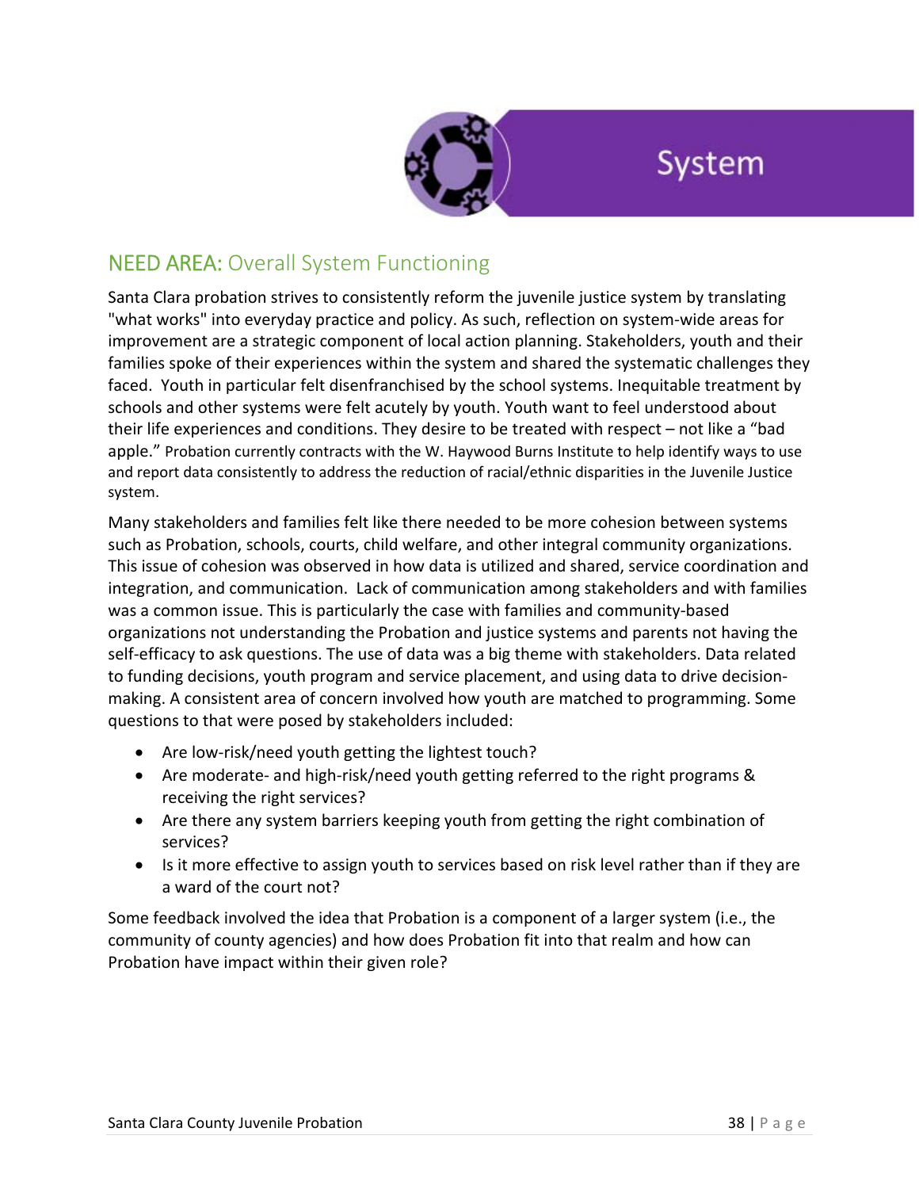# System

## NEED AREA: Overall System Functioning

Santa Clara probation strives to consistently reform the juvenile justice system by translating "what works" into everyday practice and policy. As such, reflection on system-wide areas for improvement are a strategic component of local action planning. Stakeholders, youth and their families spoke of their experiences within the system and shared the systematic challenges they faced. Youth in particular felt disenfranchised by the school systems. Inequitable treatment by schools and other systems were felt acutely by youth. Youth want to feel understood about their life experiences and conditions. They desire to be treated with respect – not like a "bad apple." Probation currently contracts with the W. Haywood Burns Institute to help identify ways to use and report data consistently to address the reduction of racial/ethnic disparities in the Juvenile Justice system.

Many stakeholders and families felt like there needed to be more cohesion between systems such as Probation, schools, courts, child welfare, and other integral community organizations. This issue of cohesion was observed in how data is utilized and shared, service coordination and integration, and communication. Lack of communication among stakeholders and with families was a common issue. This is particularly the case with families and community-based organizations not understanding the Probation and justice systems and parents not having the self-efficacy to ask questions. The use of data was a big theme with stakeholders. Data related to funding decisions, youth program and service placement, and using data to drive decision-making. A consistent area of concern involved how youth are matched to programming. Some questions to that were posed by stakeholders included:

- Are low-risk/need youth getting the lightest touch?
- Are moderate- and high-risk/need youth getting referred to the right programs & receiving the right services?
- Are there any system barriers keeping youth from getting the right combination of services?
- Is it more effective to assign youth to services based on risk level rather than if they are a ward of the court not?

Some feedback involved the idea that Probation is a component of a larger system (i.e., the community of county agencies) and how does Probation fit into that realm and how can Probation have impact within their given role?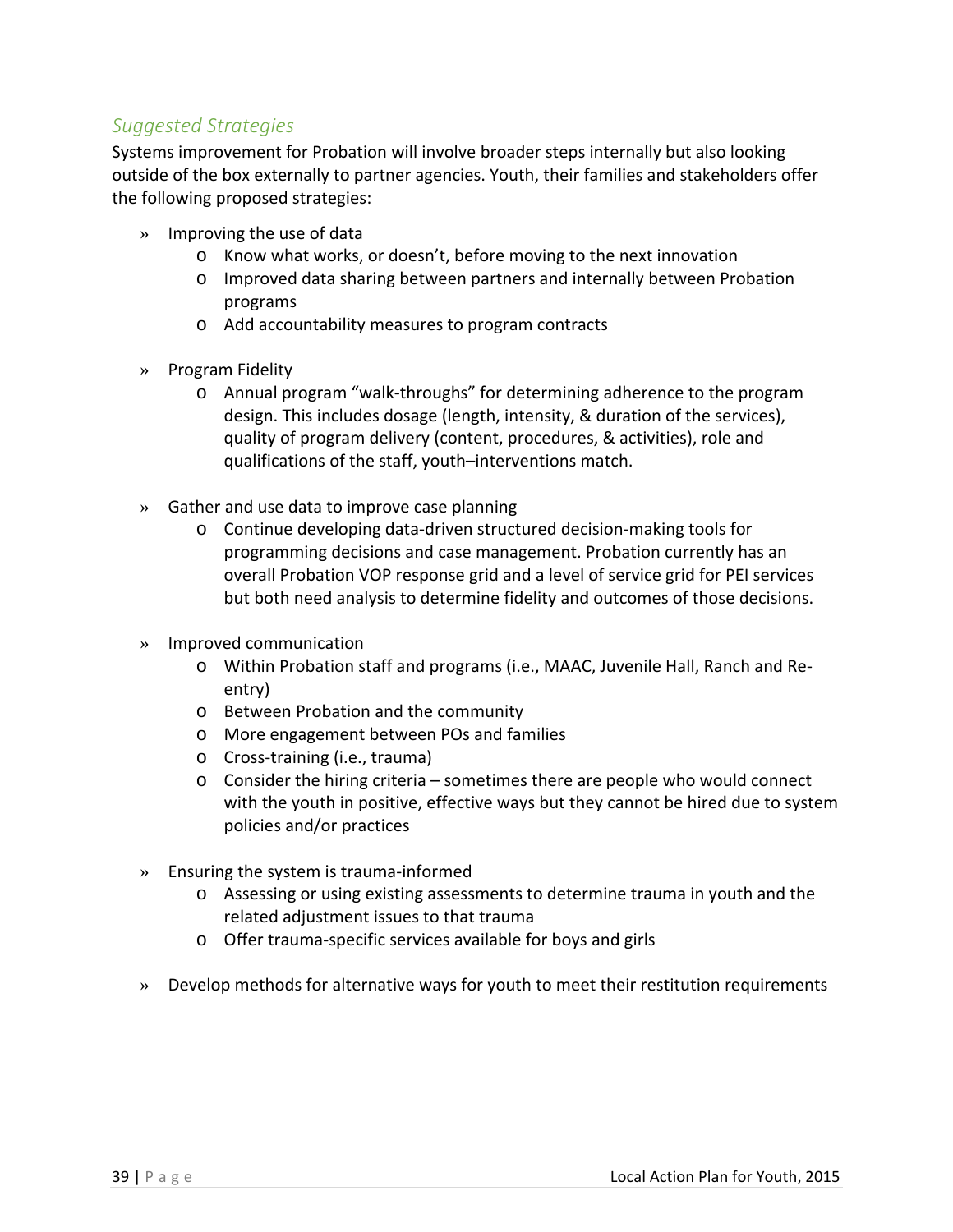### *Suggested Strategies*

Systems improvement for Probation will involve broader steps internally but also looking outside of the box externally to partner agencies. Youth, their families and stakeholders offer the following proposed strategies:

- Improving the use of data
  - Know what works, or doesn't, before moving to the next innovation
  - Improved data sharing between partners and internally between Probation programs
  - Add accountability measures to program contracts
- Program Fidelity
  - Annual program "walk-throughs" for determining adherence to the program design. This includes dosage (length, intensity, & duration of the services), quality of program delivery (content, procedures, & activities), role and qualifications of the staff, youth–interventions match.
- Gather and use data to improve case planning
  - Continue developing data-driven structured decision-making tools for programming decisions and case management. Probation currently has an overall Probation VOP response grid and a level of service grid for PEI services but both need analysis to determine fidelity and outcomes of those decisions.
- Improved communication
  - Within Probation staff and programs (i.e., MAAC, Juvenile Hall, Ranch and Re-entry)
  - Between Probation and the community
  - More engagement between POs and families
  - Cross-training (i.e., trauma)
  - Consider the hiring criteria – sometimes there are people who would connect with the youth in positive, effective ways but they cannot be hired due to system policies and/or practices
- Ensuring the system is trauma-informed
  - Assessing or using existing assessments to determine trauma in youth and the related adjustment issues to that trauma
  - Offer trauma-specific services available for boys and girls
- Develop methods for alternative ways for youth to meet their restitution requirements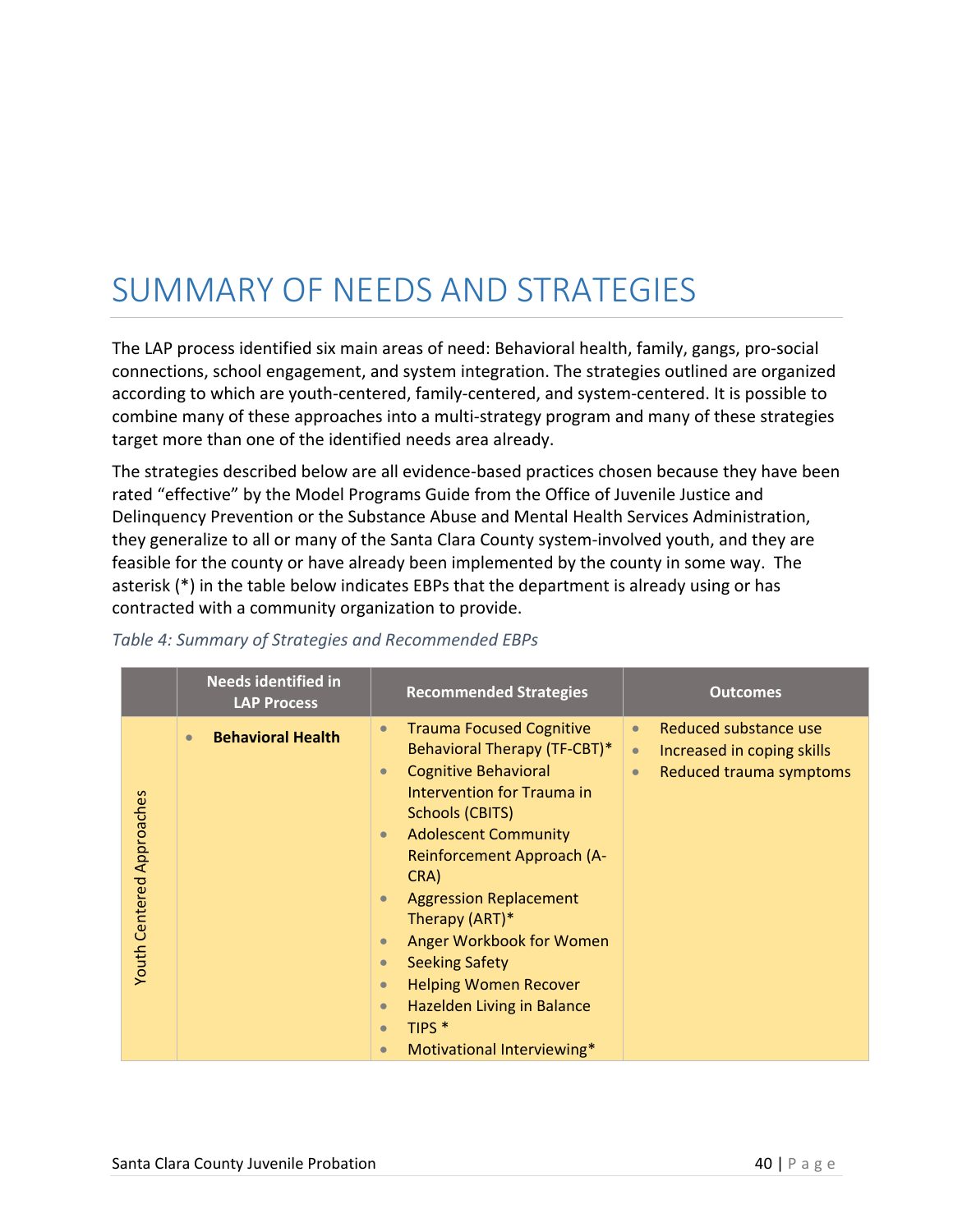# SUMMARY OF NEEDS AND STRATEGIES

The LAP process identified six main areas of need: Behavioral health, family, gangs, pro-social connections, school engagement, and system integration. The strategies outlined are organized according to which are youth-centered, family-centered, and system-centered. It is possible to combine many of these approaches into a multi-strategy program and many of these strategies target more than one of the identified needs area already.

The strategies described below are all evidence-based practices chosen because they have been rated "effective" by the Model Programs Guide from the Office of Juvenile Justice and Delinquency Prevention or the Substance Abuse and Mental Health Services Administration, they generalize to all or many of the Santa Clara County system-involved youth, and they are feasible for the county or have already been implemented by the county in some way. The asterisk (*) in the table below indicates EBPs that the department is already using or has contracted with a community organization to provide.

*Table 4: Summary of Strategies and Recommended EBPs*

| | Needs identified in LAP Process | Recommended Strategies | Outcomes |
|---|---|---|---|
| Youth Centered Approaches | • **Behavioral Health** | • Trauma Focused Cognitive Behavioral Therapy (TF-CBT)*<br>• Cognitive Behavioral Intervention for Trauma in Schools (CBITS)<br>• Adolescent Community Reinforcement Approach (A-CRA)<br>• Aggression Replacement Therapy (ART)*<br>• Anger Workbook for Women<br>• Seeking Safety<br>• Helping Women Recover<br>• Hazelden Living in Balance<br>• TIPS *<br>• Motivational Interviewing* | • Reduced substance use<br>• Increased in coping skills<br>• Reduced trauma symptoms |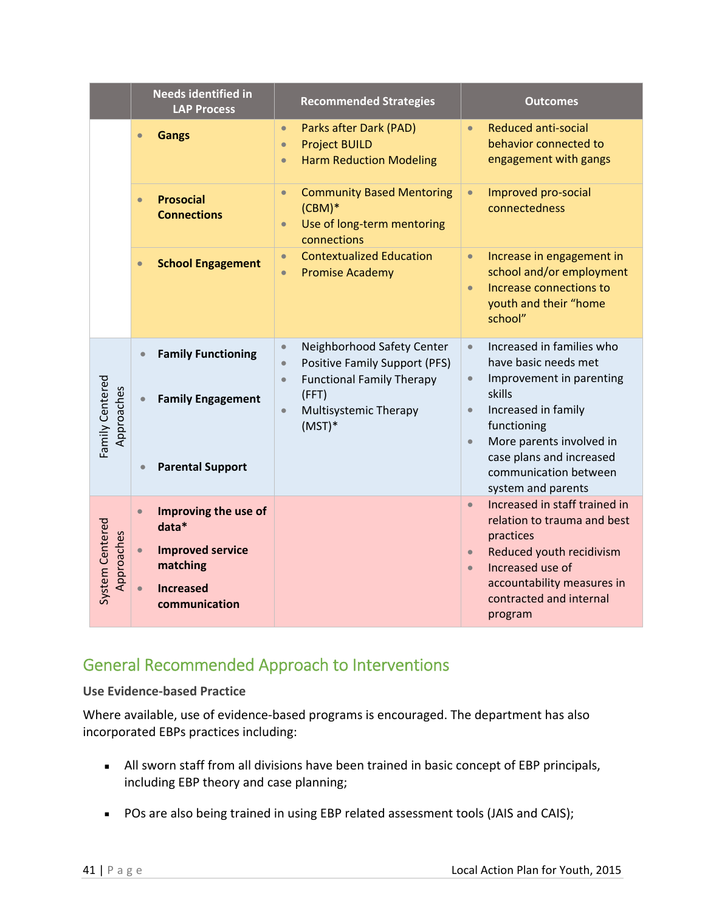| | Needs identified in LAP Process | Recommended Strategies | Outcomes |
|---|---|---|---|
| | • **Gangs** | • Parks after Dark (PAD)<br>• Project BUILD<br>• Harm Reduction Modeling | • Reduced anti-social behavior connected to engagement with gangs |
| | • **Prosocial Connections** | • Community Based Mentoring (CBM)*<br>• Use of long-term mentoring connections | • Improved pro-social connectedness |
| | • **School Engagement** | • Contextualized Education<br>• Promise Academy | • Increase in engagement in school and/or employment<br>• Increase connections to youth and their "home school" |
| Family Centered Approaches | • **Family Functioning**<br>• **Family Engagement**<br>• **Parental Support** | • Neighborhood Safety Center<br>• Positive Family Support (PFS)<br>• Functional Family Therapy (FFT)<br>• Multisystemic Therapy (MST)* | • Increased in families who have basic needs met<br>• Improvement in parenting skills<br>• Increased in family functioning<br>• More parents involved in case plans and increased communication between system and parents |
| System Centered Approaches | • **Improving the use of data***<br>• **Improved service matching**<br>• **Increased communication** | | • Increased in staff trained in relation to trauma and best practices<br>• Reduced youth recidivism<br>• Increased use of accountability measures in contracted and internal program |

## General Recommended Approach to Interventions

**Use Evidence-based Practice**

Where available, use of evidence-based programs is encouraged. The department has also incorporated EBPs practices including:

- All sworn staff from all divisions have been trained in basic concept of EBP principals, including EBP theory and case planning;
- POs are also being trained in using EBP related assessment tools (JAIS and CAIS);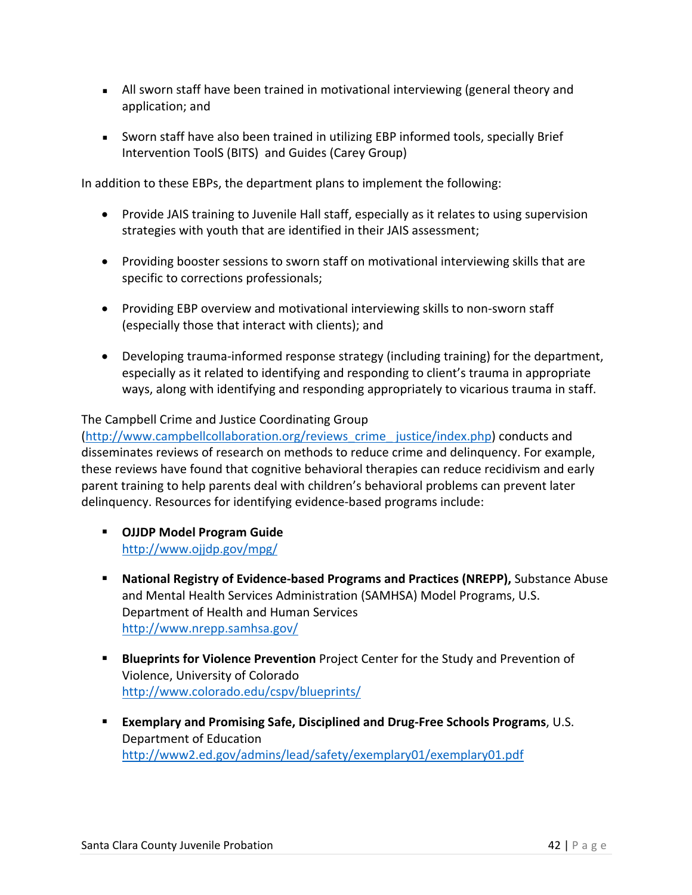- All sworn staff have been trained in motivational interviewing (general theory and application; and
- Sworn staff have also been trained in utilizing EBP informed tools, specially Brief Intervention ToolS (BITS) and Guides (Carey Group)

In addition to these EBPs, the department plans to implement the following:

- Provide JAIS training to Juvenile Hall staff, especially as it relates to using supervision strategies with youth that are identified in their JAIS assessment;
- Providing booster sessions to sworn staff on motivational interviewing skills that are specific to corrections professionals;
- Providing EBP overview and motivational interviewing skills to non-sworn staff (especially those that interact with clients); and
- Developing trauma-informed response strategy (including training) for the department, especially as it related to identifying and responding to client's trauma in appropriate ways, along with identifying and responding appropriately to vicarious trauma in staff.

The Campbell Crime and Justice Coordinating Group (http://www.campbellcollaboration.org/reviews_crime__justice/index.php) conducts and disseminates reviews of research on methods to reduce crime and delinquency. For example, these reviews have found that cognitive behavioral therapies can reduce recidivism and early parent training to help parents deal with children's behavioral problems can prevent later delinquency. Resources for identifying evidence-based programs include:

- **OJJDP Model Program Guide**
  http://www.ojjdp.gov/mpg/
- **National Registry of Evidence-based Programs and Practices (NREPP),** Substance Abuse and Mental Health Services Administration (SAMHSA) Model Programs, U.S. Department of Health and Human Services
  http://www.nrepp.samhsa.gov/
- **Blueprints for Violence Prevention** Project Center for the Study and Prevention of Violence, University of Colorado
  http://www.colorado.edu/cspv/blueprints/
- **Exemplary and Promising Safe, Disciplined and Drug-Free Schools Programs**, U.S. Department of Education
  http://www2.ed.gov/admins/lead/safety/exemplary01/exemplary01.pdf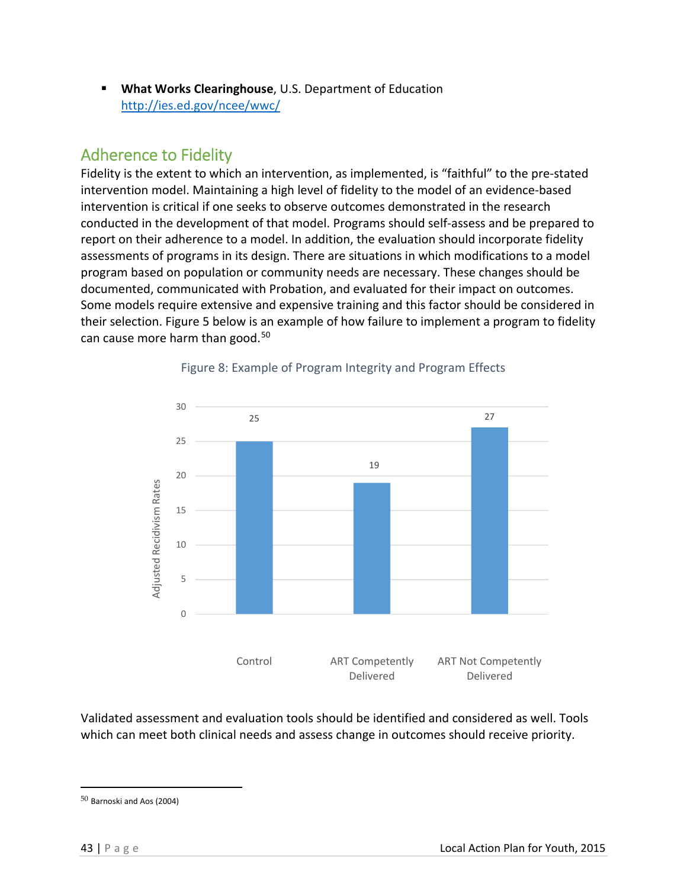- **What Works Clearinghouse**, U.S. Department of Education
  http://ies.ed.gov/ncee/wwc/

## Adherence to Fidelity

Fidelity is the extent to which an intervention, as implemented, is "faithful" to the pre-stated intervention model. Maintaining a high level of fidelity to the model of an evidence-based intervention is critical if one seeks to observe outcomes demonstrated in the research conducted in the development of that model. Programs should self-assess and be prepared to report on their adherence to a model. In addition, the evaluation should incorporate fidelity assessments of programs in its design. There are situations in which modifications to a model program based on population or community needs are necessary. These changes should be documented, communicated with Probation, and evaluated for their impact on outcomes. Some models require extensive and expensive training and this factor should be considered in their selection. Figure 5 below is an example of how failure to implement a program to fidelity can cause more harm than good.[50]

Figure 8: Example of Program Integrity and Program Effects

| | Adjusted Recidivism Rates |
|---|---|
| Control | 25 |
| ART Competently Delivered | 19 |
| ART Not Competently Delivered | 27 |

Validated assessment and evaluation tools should be identified and considered as well. Tools which can meet both clinical needs and assess change in outcomes should receive priority.

[50] Barnoski and Aos (2004)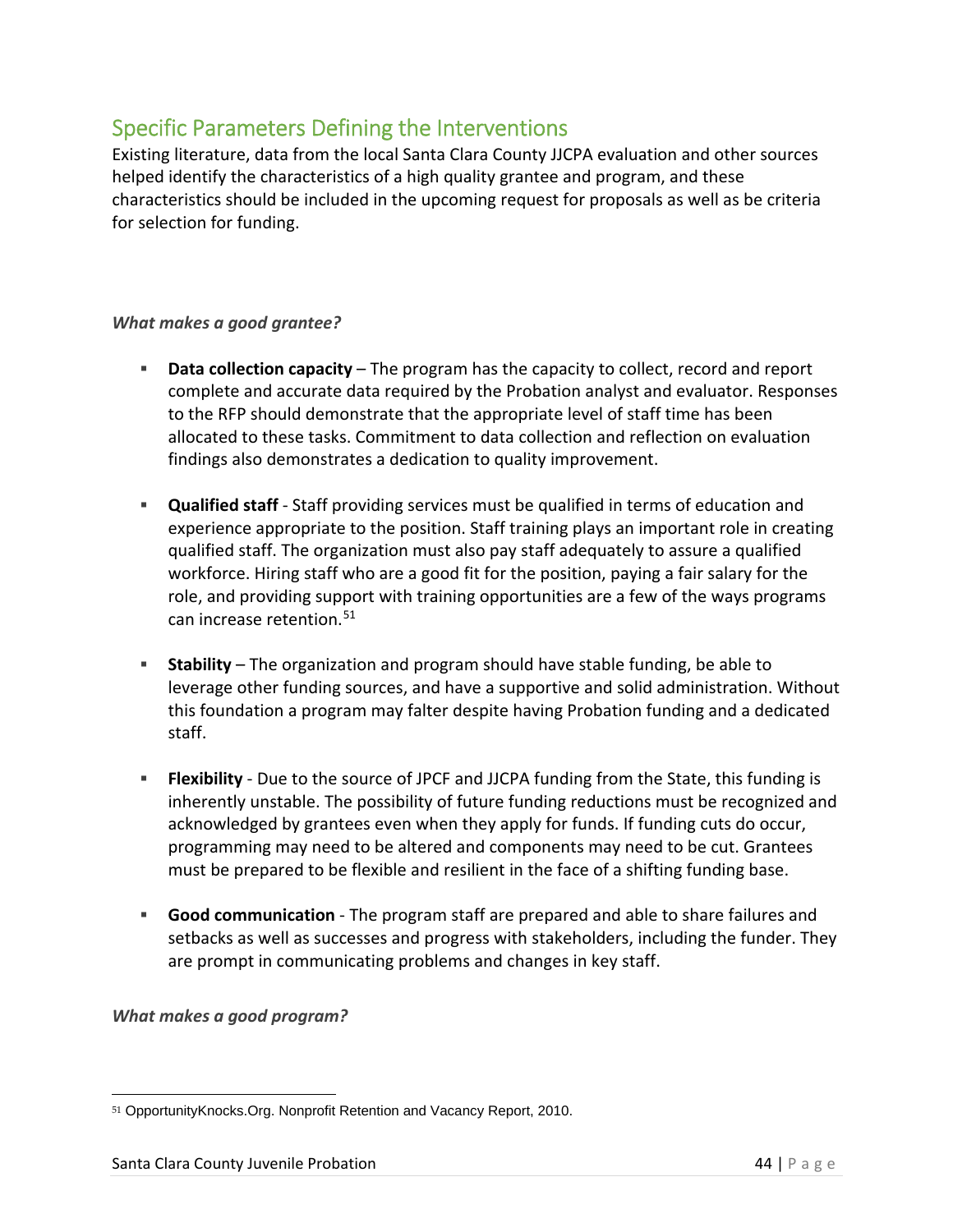## Specific Parameters Defining the Interventions

Existing literature, data from the local Santa Clara County JJCPA evaluation and other sources helped identify the characteristics of a high quality grantee and program, and these characteristics should be included in the upcoming request for proposals as well as be criteria for selection for funding.

***What makes a good grantee?***

- **Data collection capacity** – The program has the capacity to collect, record and report complete and accurate data required by the Probation analyst and evaluator. Responses to the RFP should demonstrate that the appropriate level of staff time has been allocated to these tasks. Commitment to data collection and reflection on evaluation findings also demonstrates a dedication to quality improvement.
- **Qualified staff** - Staff providing services must be qualified in terms of education and experience appropriate to the position. Staff training plays an important role in creating qualified staff. The organization must also pay staff adequately to assure a qualified workforce. Hiring staff who are a good fit for the position, paying a fair salary for the role, and providing support with training opportunities are a few of the ways programs can increase retention.[51]
- **Stability** – The organization and program should have stable funding, be able to leverage other funding sources, and have a supportive and solid administration. Without this foundation a program may falter despite having Probation funding and a dedicated staff.
- **Flexibility** - Due to the source of JPCF and JJCPA funding from the State, this funding is inherently unstable. The possibility of future funding reductions must be recognized and acknowledged by grantees even when they apply for funds. If funding cuts do occur, programming may need to be altered and components may need to be cut. Grantees must be prepared to be flexible and resilient in the face of a shifting funding base.
- **Good communication** - The program staff are prepared and able to share failures and setbacks as well as successes and progress with stakeholders, including the funder. They are prompt in communicating problems and changes in key staff.

***What makes a good program?***

[51] OpportunityKnocks.Org. Nonprofit Retention and Vacancy Report, 2010.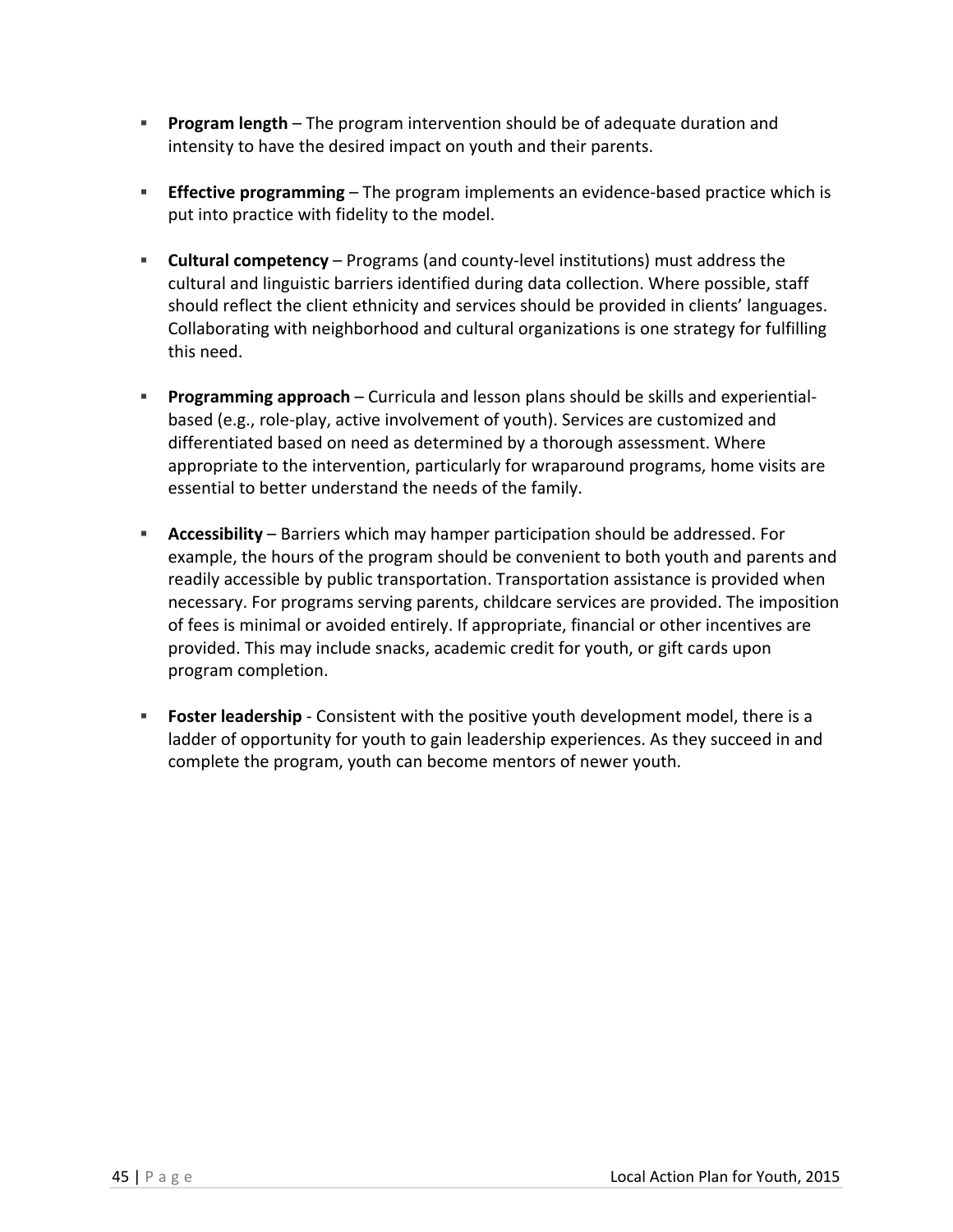- **Program length** – The program intervention should be of adequate duration and intensity to have the desired impact on youth and their parents.

- **Effective programming** – The program implements an evidence-based practice which is put into practice with fidelity to the model.

- **Cultural competency** – Programs (and county-level institutions) must address the cultural and linguistic barriers identified during data collection. Where possible, staff should reflect the client ethnicity and services should be provided in clients' languages. Collaborating with neighborhood and cultural organizations is one strategy for fulfilling this need.

- **Programming approach** – Curricula and lesson plans should be skills and experiential-based (e.g., role-play, active involvement of youth). Services are customized and differentiated based on need as determined by a thorough assessment. Where appropriate to the intervention, particularly for wraparound programs, home visits are essential to better understand the needs of the family.

- **Accessibility** – Barriers which may hamper participation should be addressed. For example, the hours of the program should be convenient to both youth and parents and readily accessible by public transportation. Transportation assistance is provided when necessary. For programs serving parents, childcare services are provided. The imposition of fees is minimal or avoided entirely. If appropriate, financial or other incentives are provided. This may include snacks, academic credit for youth, or gift cards upon program completion.

- **Foster leadership** - Consistent with the positive youth development model, there is a ladder of opportunity for youth to gain leadership experiences. As they succeed in and complete the program, youth can become mentors of newer youth.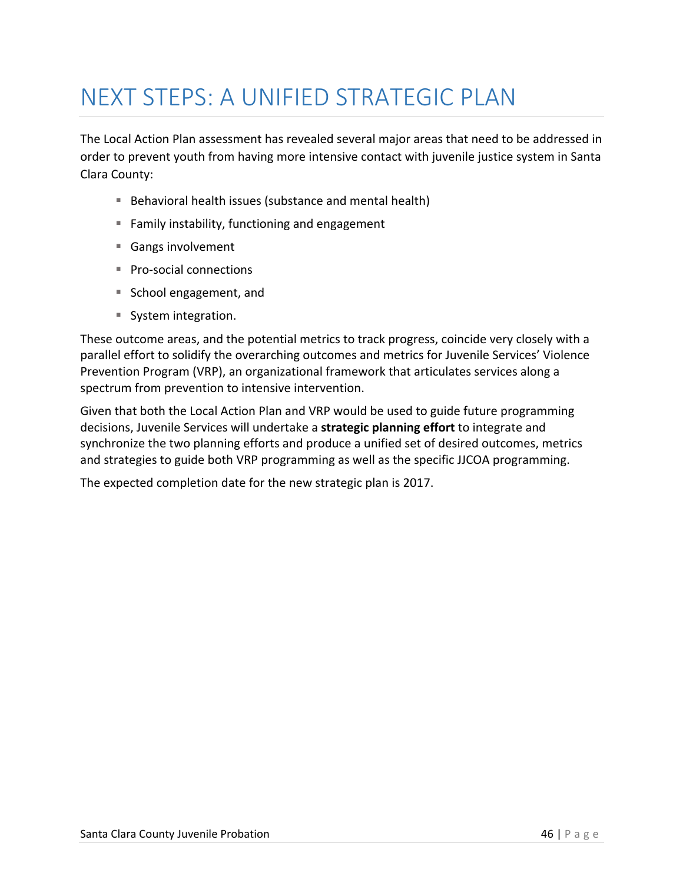# NEXT STEPS: A UNIFIED STRATEGIC PLAN

The Local Action Plan assessment has revealed several major areas that need to be addressed in order to prevent youth from having more intensive contact with juvenile justice system in Santa Clara County:

- Behavioral health issues (substance and mental health)
- Family instability, functioning and engagement
- Gangs involvement
- Pro-social connections
- School engagement, and
- System integration.

These outcome areas, and the potential metrics to track progress, coincide very closely with a parallel effort to solidify the overarching outcomes and metrics for Juvenile Services' Violence Prevention Program (VRP), an organizational framework that articulates services along a spectrum from prevention to intensive intervention.

Given that both the Local Action Plan and VRP would be used to guide future programming decisions, Juvenile Services will undertake a **strategic planning effort** to integrate and synchronize the two planning efforts and produce a unified set of desired outcomes, metrics and strategies to guide both VRP programming as well as the specific JJCOA programming.

The expected completion date for the new strategic plan is 2017.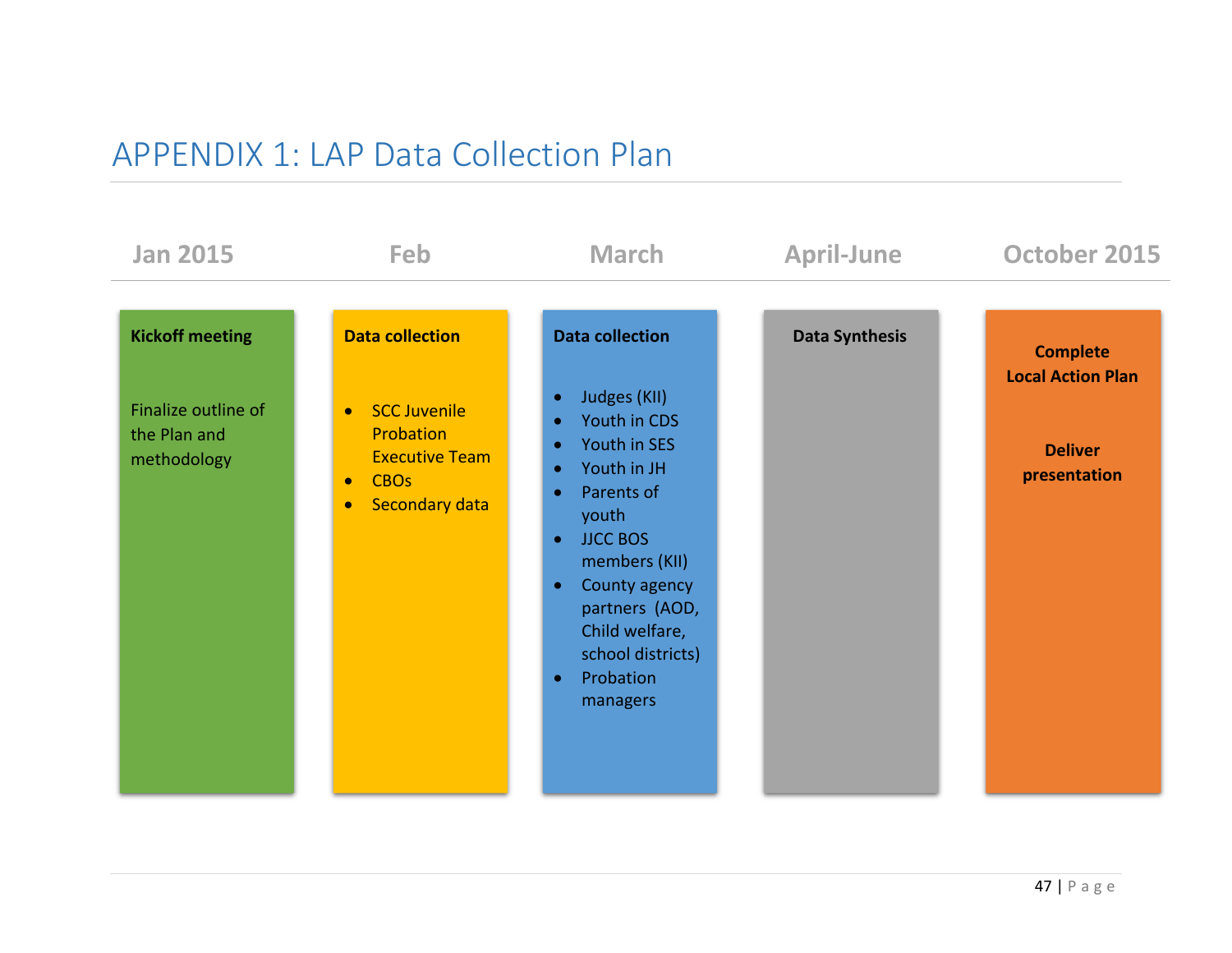# APPENDIX 1: LAP Data Collection Plan

| Jan 2015 | Feb | March | April-June | October 2015 |
|---|---|---|---|---|
| **Kickoff meeting**<br><br>Finalize outline of the Plan and methodology | **Data collection**<br><br>• SCC Juvenile Probation Executive Team<br>• CBOs<br>• Secondary data | **Data collection**<br><br>• Judges (KII)<br>• Youth in CDS<br>• Youth in SES<br>• Youth in JH<br>• Parents of youth<br>• JJCC BOS members (KII)<br>• County agency partners (AOD, Child welfare, school districts)<br>• Probation managers | **Data Synthesis** | **Complete Local Action Plan**<br><br>**Deliver presentation** |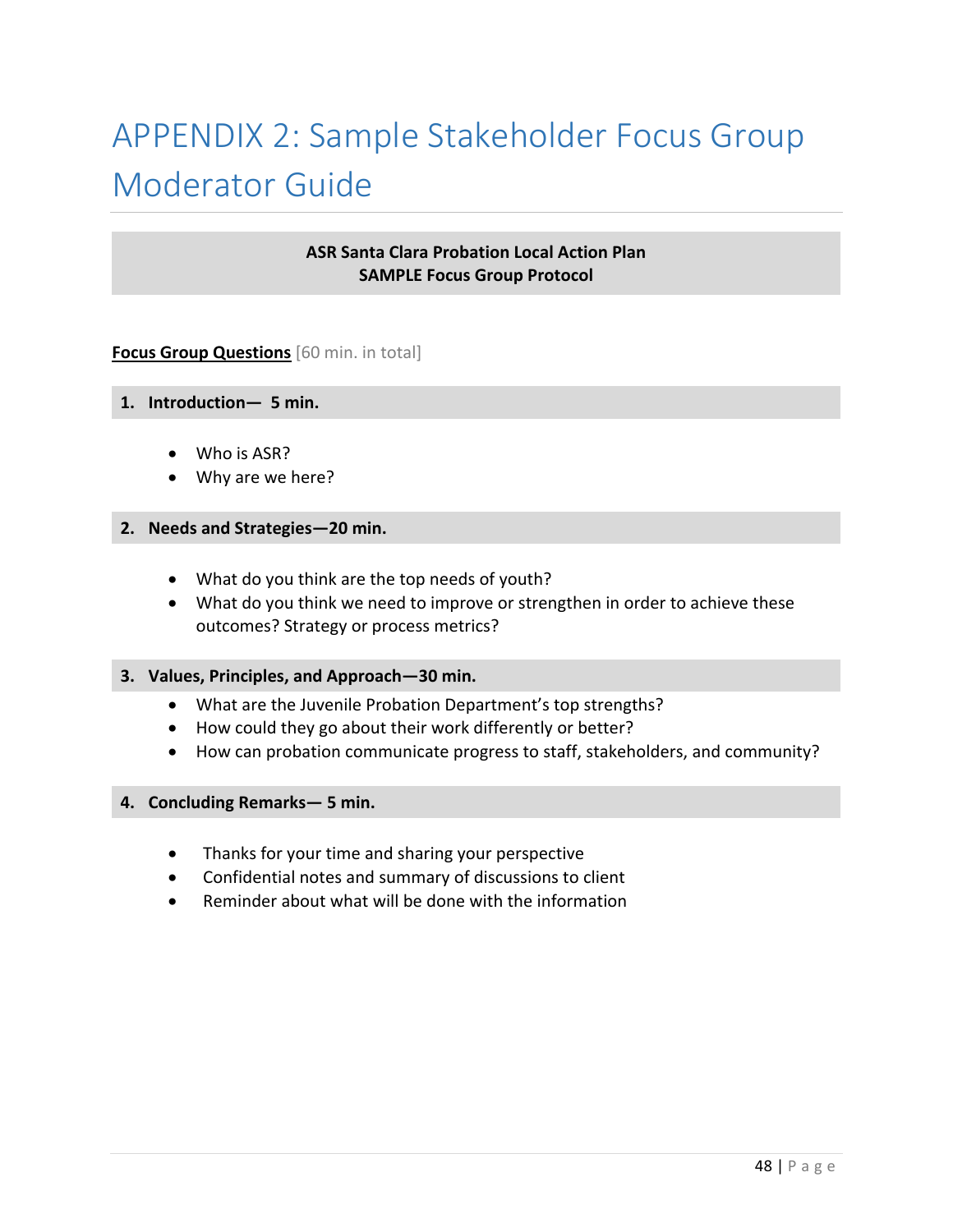# APPENDIX 2: Sample Stakeholder Focus Group Moderator Guide

**ASR Santa Clara Probation Local Action Plan**
**SAMPLE Focus Group Protocol**

**Focus Group Questions** [60 min. in total]

### 1. Introduction— 5 min.

- Who is ASR?
- Why are we here?

### 2. Needs and Strategies—20 min.

- What do you think are the top needs of youth?
- What do you think we need to improve or strengthen in order to achieve these outcomes? Strategy or process metrics?

### 3. Values, Principles, and Approach—30 min.

- What are the Juvenile Probation Department's top strengths?
- How could they go about their work differently or better?
- How can probation communicate progress to staff, stakeholders, and community?

### 4. Concluding Remarks— 5 min.

- Thanks for your time and sharing your perspective
- Confidential notes and summary of discussions to client
- Reminder about what will be done with the information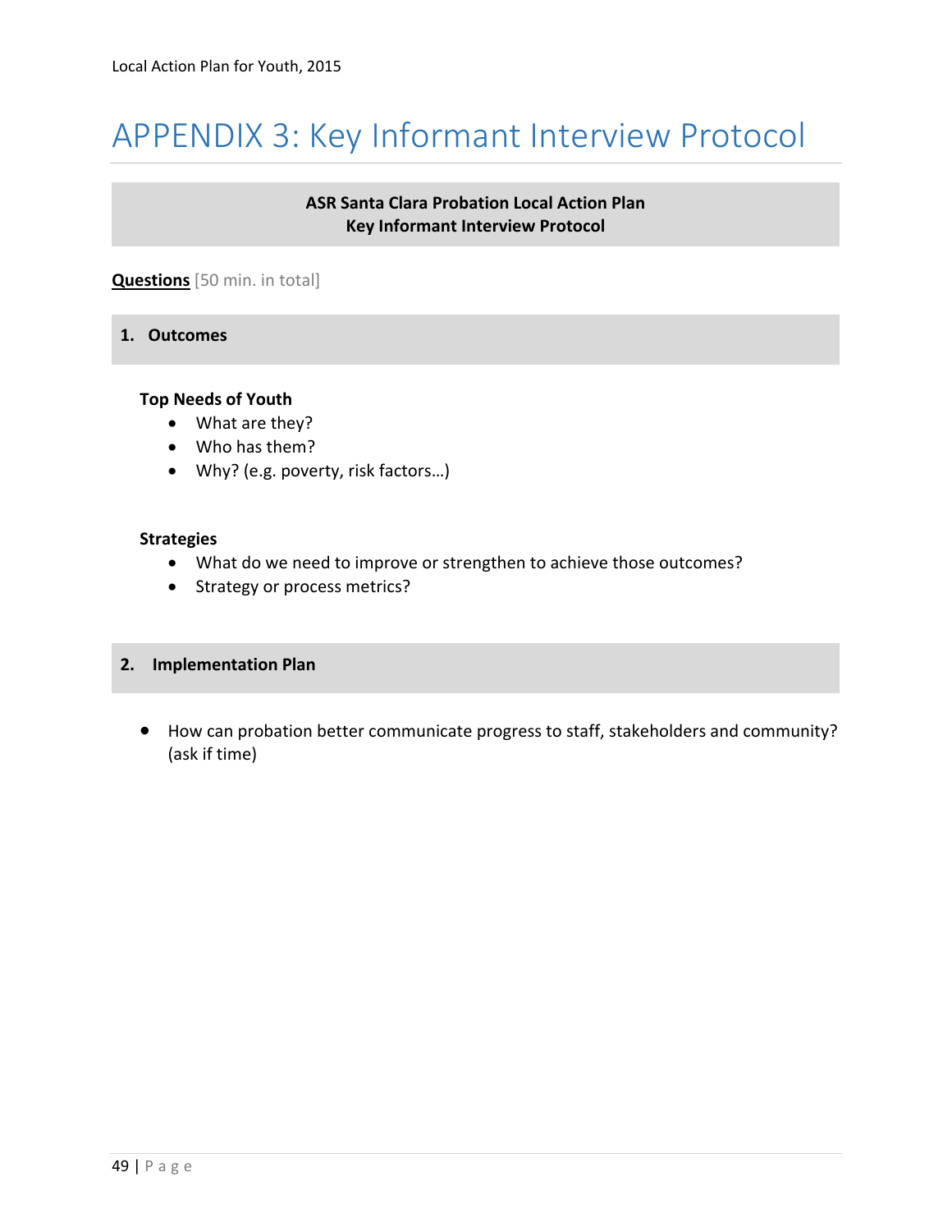# APPENDIX 3: Key Informant Interview Protocol

**ASR Santa Clara Probation Local Action Plan**
**Key Informant Interview Protocol**

**Questions** [50 min. in total]

## 1. Outcomes

**Top Needs of Youth**

- What are they?
- Who has them?
- Why? (e.g. poverty, risk factors…)

**Strategies**

- What do we need to improve or strengthen to achieve those outcomes?
- Strategy or process metrics?

## 2. Implementation Plan

- How can probation better communicate progress to staff, stakeholders and community? (ask if time)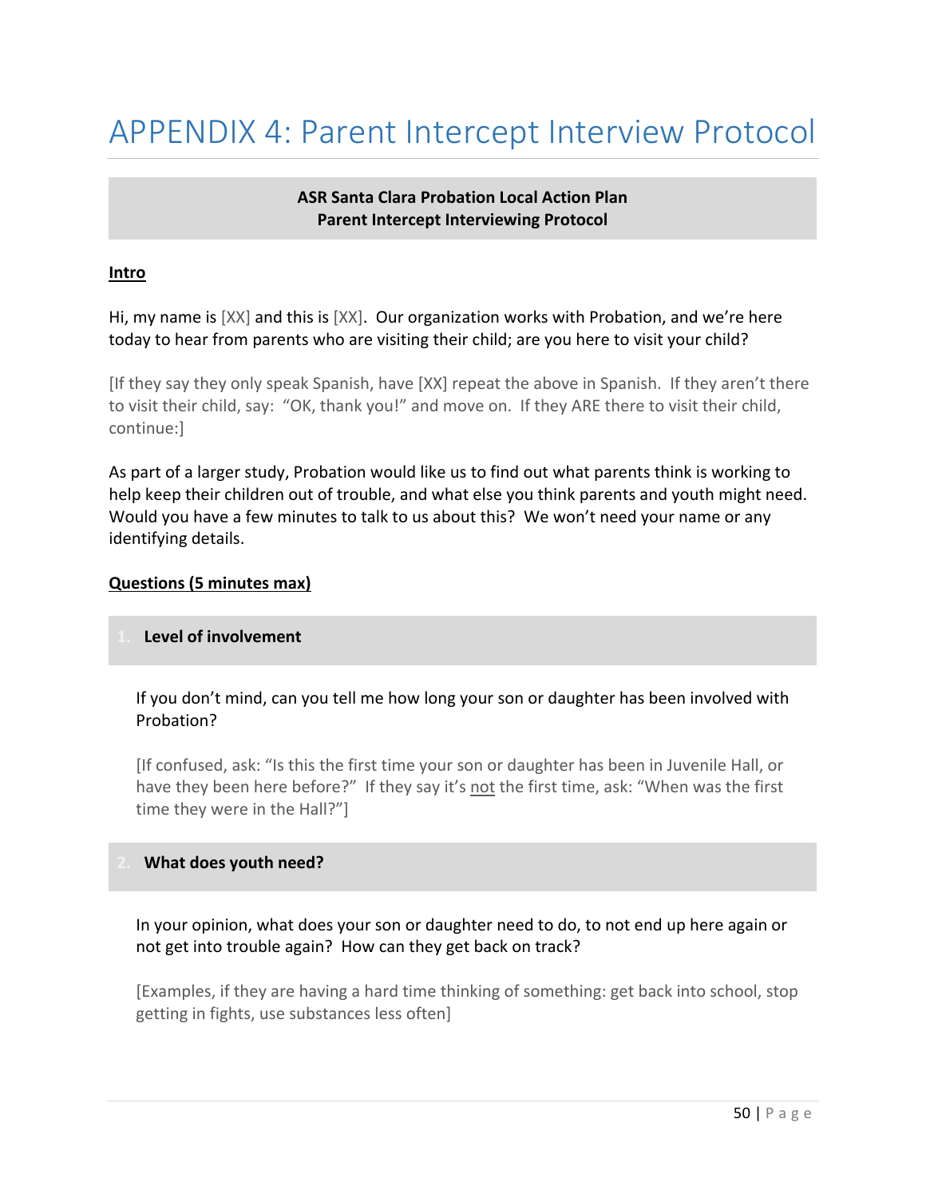# APPENDIX 4: Parent Intercept Interview Protocol

**ASR Santa Clara Probation Local Action Plan**
**Parent Intercept Interviewing Protocol**

**Intro**

Hi, my name is [XX] and this is [XX]. Our organization works with Probation, and we're here today to hear from parents who are visiting their child; are you here to visit your child?

[If they say they only speak Spanish, have [XX] repeat the above in Spanish. If they aren't there to visit their child, say: "OK, thank you!" and move on. If they ARE there to visit their child, continue:]

As part of a larger study, Probation would like us to find out what parents think is working to help keep their children out of trouble, and what else you think parents and youth might need. Would you have a few minutes to talk to us about this? We won't need your name or any identifying details.

**Questions (5 minutes max)**

1. **Level of involvement**

If you don't mind, can you tell me how long your son or daughter has been involved with Probation?

[If confused, ask: "Is this the first time your son or daughter has been in Juvenile Hall, or have they been here before?" If they say it's not the first time, ask: "When was the first time they were in the Hall?"]

2. **What does youth need?**

In your opinion, what does your son or daughter need to do, to not end up here again or not get into trouble again? How can they get back on track?

[Examples, if they are having a hard time thinking of something: get back into school, stop getting in fights, use substances less often]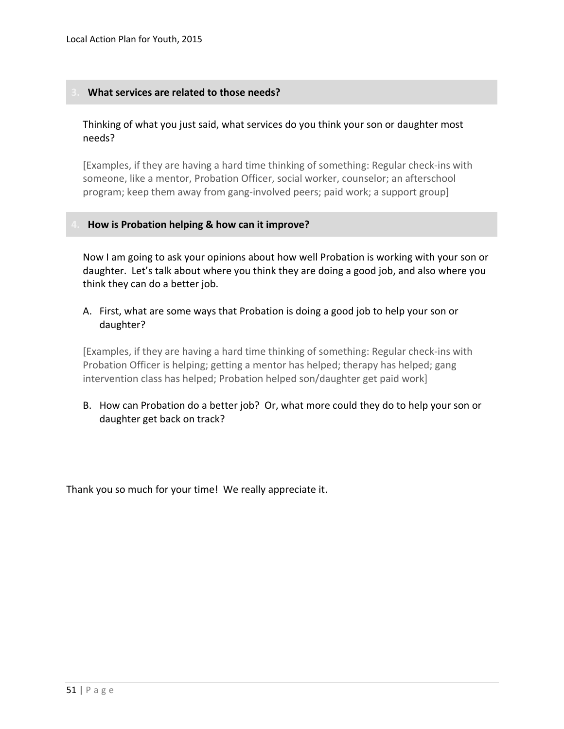### 3. What services are related to those needs?

Thinking of what you just said, what services do you think your son or daughter most needs?

[Examples, if they are having a hard time thinking of something: Regular check-ins with someone, like a mentor, Probation Officer, social worker, counselor; an afterschool program; keep them away from gang-involved peers; paid work; a support group]

### 4. How is Probation helping & how can it improve?

Now I am going to ask your opinions about how well Probation is working with your son or daughter. Let's talk about where you think they are doing a good job, and also where you think they can do a better job.

A. First, what are some ways that Probation is doing a good job to help your son or daughter?

[Examples, if they are having a hard time thinking of something: Regular check-ins with Probation Officer is helping; getting a mentor has helped; therapy has helped; gang intervention class has helped; Probation helped son/daughter get paid work]

B. How can Probation do a better job? Or, what more could they do to help your son or daughter get back on track?

Thank you so much for your time! We really appreciate it.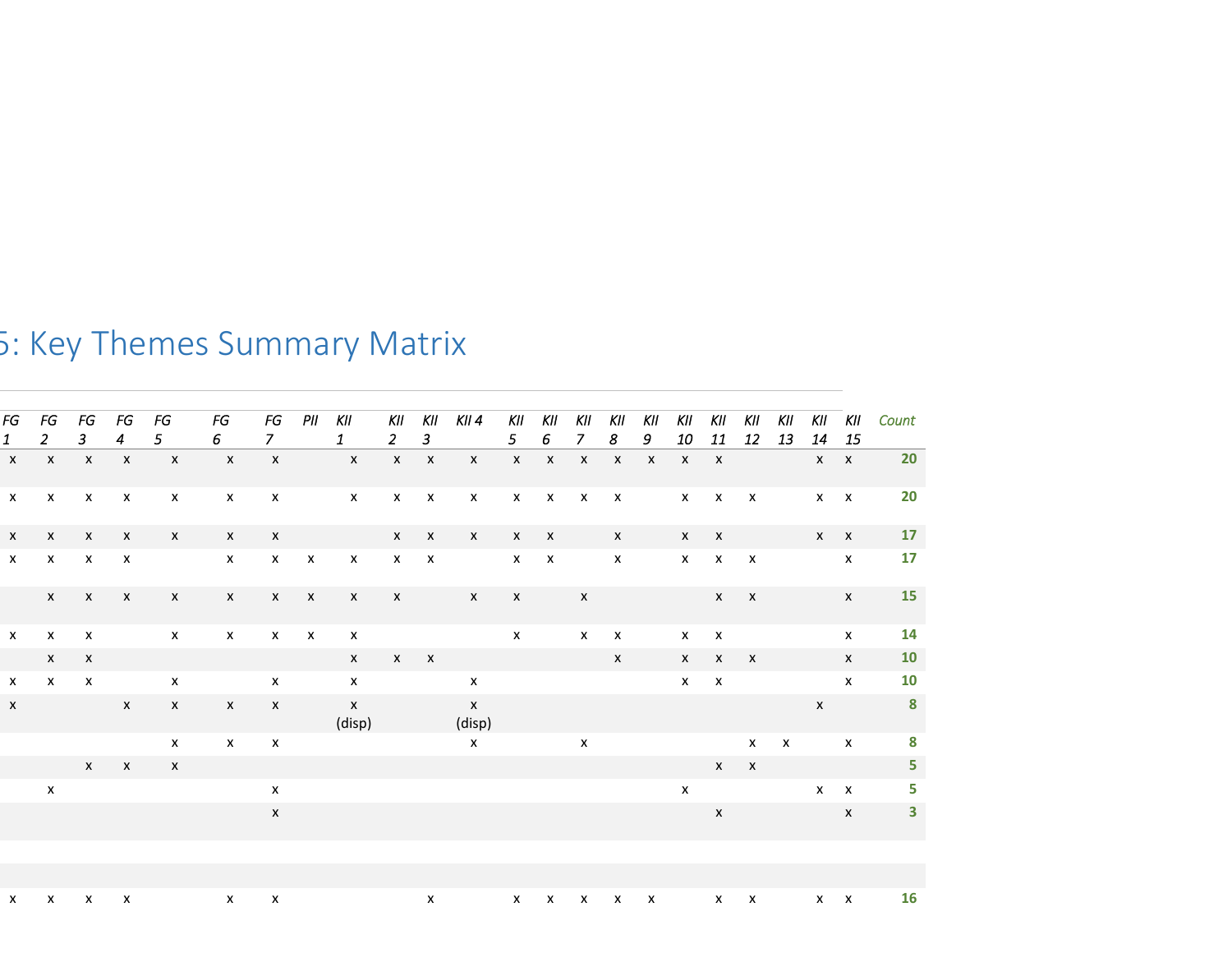## 5: Key Themes Summary Matrix

| FG 1 | FG 2 | FG 3 | FG 4 | FG 5 | FG 6 | FG 7 | PII | KII 1 | KII 2 | KII 3 | KII 4 | KII 5 | KII 6 | KII 7 | KII 8 | KII 9 | KII 10 | KII 11 | KII 12 | KII 13 | KII 14 | KII 15 | Count |
|---|---|---|---|---|---|---|---|---|---|---|---|---|---|---|---|---|---|---|---|---|---|---|---|
| x | x | x | x | x | x | x | | x | x | x | x | x | x | x | x | x | x | x | | | x | x | 20 |
| x | x | x | x | x | x | x | | x | x | x | x | x | x | x | x | | x | x | x | | x | x | 20 |
| x | x | x | x | x | x | x | | | x | x | x | x | x | | x | | x | x | | | x | x | 17 |
| x | x | x | x | | x | x | x | x | x | x | | x | x | | x | | x | x | x | | | x | 17 |
| | x | x | x | x | x | x | x | x | x | | x | x | | x | | | | x | x | | | x | 15 |
| x | x | x | | x | x | x | x | x | | | | x | | x | x | | x | x | | | | x | 14 |
| | x | x | | | | | | x | x | x | | | | | x | | x | x | x | | | x | 10 |
| x | x | x | | x | | x | | x | | | x | | | | | | x | x | | | | x | 10 |
| x | | | x | x | x | x | | x (disp) | | | x (disp) | | | | | | | | | | x | | 8 |
| | | | | x | x | x | | | | | x | | | x | | | | | x | x | | x | 8 |
| | | x | x | x | | | | | | | | | | | | | | x | x | | | | 5 |
| | x | | | | | x | | | | | | | | | | | x | | | | x | x | 5 |
| | | | | | | x | | | | | | | | | | | | x | | | | x | 3 |
| | | | | | | | | | | | | | | | | | | | | | | | |
| | | | | | | | | | | | | | | | | | | | | | | | |
| x | x | x | x | | x | x | | | | x | | x | x | x | x | x | | x | x | | x | x | 16 |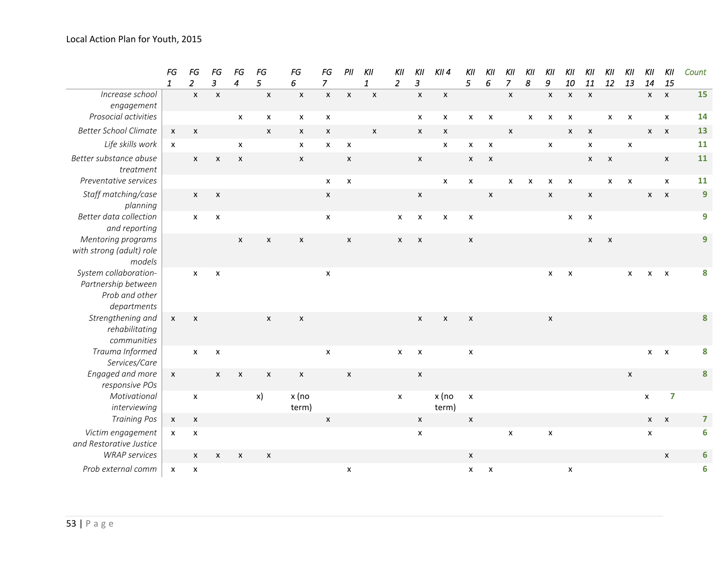| | FG 1 | FG 2 | FG 3 | FG 4 | FG 5 | FG 6 | FG 7 | PII | KII 1 | KII 2 | KII 3 | KII 4 | KII 5 | KII 6 | KII 7 | KII 8 | KII 9 | KII 10 | KII 11 | KII 12 | KII 13 | KII 14 | KII 15 | Count |
|---|---|---|---|---|---|---|---|---|---|---|---|---|---|---|---|---|---|---|---|---|---|---|---|---|
| *Increase school engagement* | | x | x | | x | x | x | x | x | | x | x | | | x | | x | x | x | | | x | x | 15 |
| *Prosocial activities* | | | | x | x | x | x | | | | x | x | x | x | | x | x | x | | x | x | | x | 14 |
| *Better School Climate* | x | x | | | x | x | x | | x | | x | x | | | x | | | x | x | | | x | x | 13 |
| *Life skills work* | x | | | x | | x | x | x | | | | x | x | x | | | x | | x | | x | | | 11 |
| *Better substance abuse treatment* | | x | x | x | | x | | x | | | x | | x | x | | | | | x | x | | | x | 11 |
| *Preventative services* | | | | | | | x | x | | | | x | x | | x | x | x | x | | x | x | | x | 11 |
| *Staff matching/case planning* | | x | x | | | | x | | | | x | | | x | | | x | | x | | | x | x | 9 |
| *Better data collection and reporting* | | x | x | | | | x | | | x | x | x | x | | | | | x | x | | | | | 9 |
| *Mentoring programs with strong (adult) role models* | | | | x | x | x | | x | | x | x | | x | | | | | | x | x | | | | 9 |
| *System collaboration-Partnership between Prob and other departments* | | x | x | | | | x | | | | | | | | | | x | x | | | x | x | x | 8 |
| *Strengthening and rehabilitating communities* | x | x | | | x | x | | | | | x | x | x | | | | x | | | | | | | 8 |
| *Trauma Informed Services/Care* | | x | x | | | | x | | | x | x | | x | | | | | | | | | x | x | 8 |
| *Engaged and more responsive POs* | x | | x | x | x | x | | x | | | x | | | | | | | | | | x | | | 8 |
| *Motivational interviewing* | | x | | | x) | x (no term) | | | | x | | x (no term) | x | | | | | | | | | x | | 7 |
| *Training Pos* | x | x | | | | | x | | | | x | | x | | | | | | | | | x | x | 7 |
| *Victim engagement and Restorative Justice* | x | x | | | | | | | | | x | | | | x | | x | | | | | x | | 6 |
| *WRAP services* | | x | x | x | x | | | | | | | | x | | | | | | | | | | x | 6 |
| *Prob external comm* | x | x | | | | | | x | | | | | x | x | | | | x | | | | | | 6 |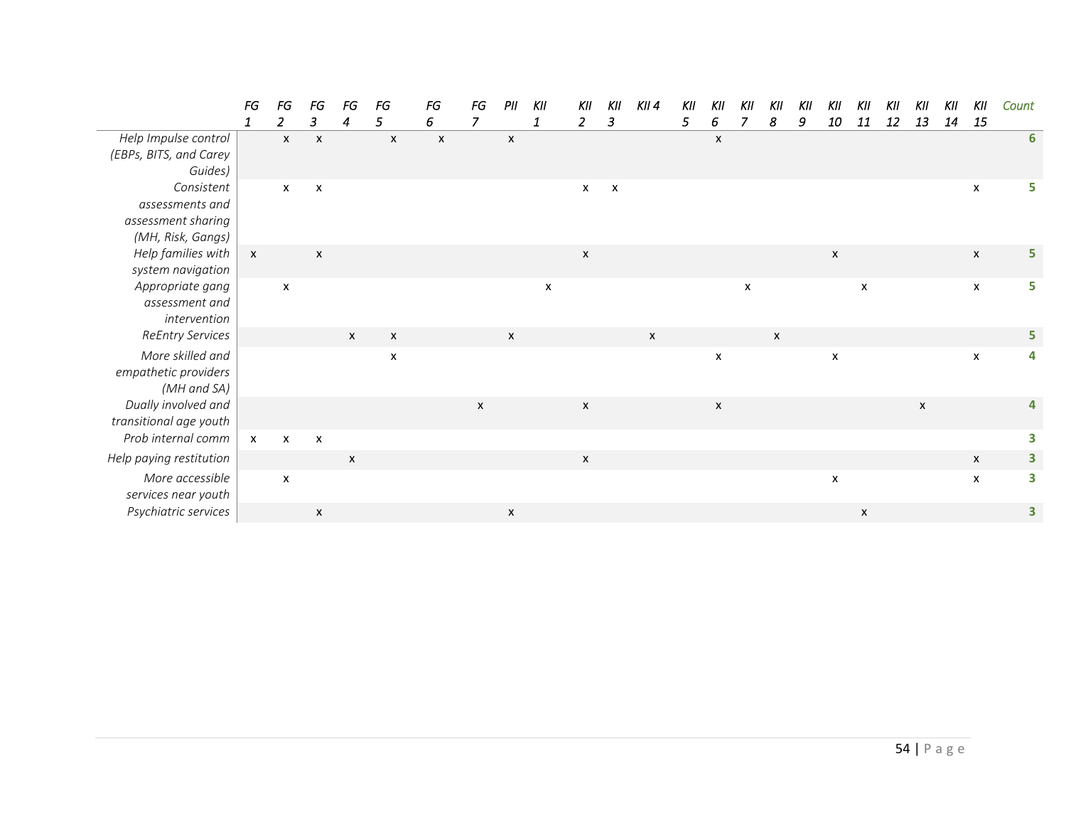| | FG 1 | FG 2 | FG 3 | FG 4 | FG 5 | FG 6 | FG 7 | PII | KII 1 | KII 2 | KII 3 | KII 4 | KII 5 | KII 6 | KII 7 | KII 8 | KII 9 | KII 10 | KII 11 | KII 12 | KII 13 | KII 14 | KII 15 | Count |
|---|---|---|---|---|---|---|---|---|---|---|---|---|---|---|---|---|---|---|---|---|---|---|---|---|
| *Help Impulse control (EBPs, BITS, and Carey Guides)* | | x | x | | x | x | | x | | | | | | x | | | | | | | | | | **6** |
| *Consistent assessments and assessment sharing (MH, Risk, Gangs)* | | x | x | | | | | | | x | x | | | | | | | | | | | | x | **5** |
| *Help families with system navigation* | x | | x | | | | | | | x | | | | | | | | x | | | | | x | **5** |
| *Appropriate gang assessment and intervention* | | x | | | | | | | x | | | | | | x | | | | x | | | | x | **5** |
| *ReEntry Services* | | | | x | x | | | x | | | | x | | | | x | | | | | | | | **5** |
| *More skilled and empathetic providers (MH and SA)* | | | | | x | | | | | | | | | x | | | | x | | | | | x | **4** |
| *Dually involved and transitional age youth* | | | | | | | x | | | x | | | | x | | | | | | | x | | | **4** |
| *Prob internal comm* | x | x | x | | | | | | | | | | | | | | | | | | | | | **3** |
| *Help paying restitution* | | | | x | | | | | | x | | | | | | | | | | | | | x | **3** |
| *More accessible services near youth* | | x | | | | | | | | | | | | | | | | x | | | | | x | **3** |
| *Psychiatric services* | | | x | | | | | x | | | | | | | | | | | x | | | | | **3** |